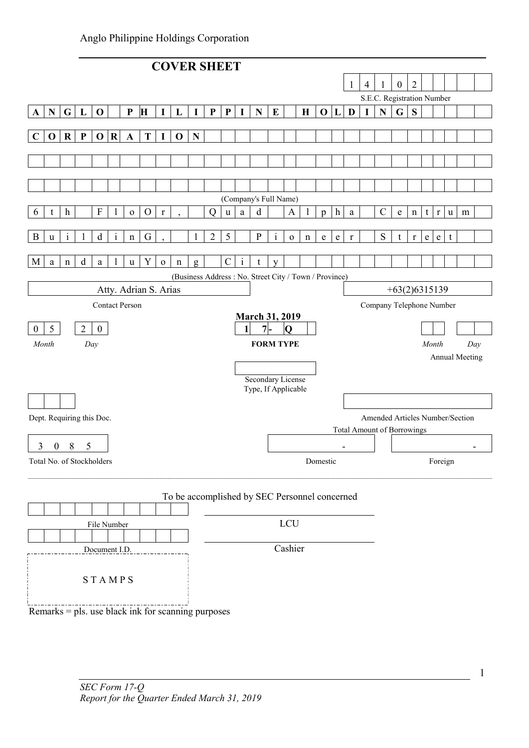Anglo Philippine Holdings Corporation

# COVER SHEET

**14102**

S.E.C. Registration Number

**ANGLO PHILIPPINE HOLDINGS CORPORATION**

(Company's Full Name)

6th FlOOr, Quad Alpha Centrum Building, 125 Pioneer Street Mandaluyong City

(Business Address : No. Street City / Town / Province)

| Atty. Adrian S. Arias | +63(2)6315139 |
|---|---|
| Contact Person | Company Telephone Number |

**March 31, 2019**

| 05 | 20 | **17-Q** | | |
|---|---|---|---|---|
| *Month* | *Day* | **FORM TYPE** | *Month* | *Day* |
| | | | Annual Meeting | |

Secondary License Type, If Applicable

Dept. Requiring this Doc.

Amended Articles Number/Section

Total Amount of Borrowings

| 3085 | - | - |
|---|---|---|
| Total No. of Stockholders | Domestic | Foreign |

To be accomplished by SEC Personnel concerned

File Number

LCU

Document I.D.

Cashier

STAMPS

Remarks = pls. use black ink for scanning purposes

*SEC Form 17-Q*
*Report for the Quarter Ended March 31, 2019*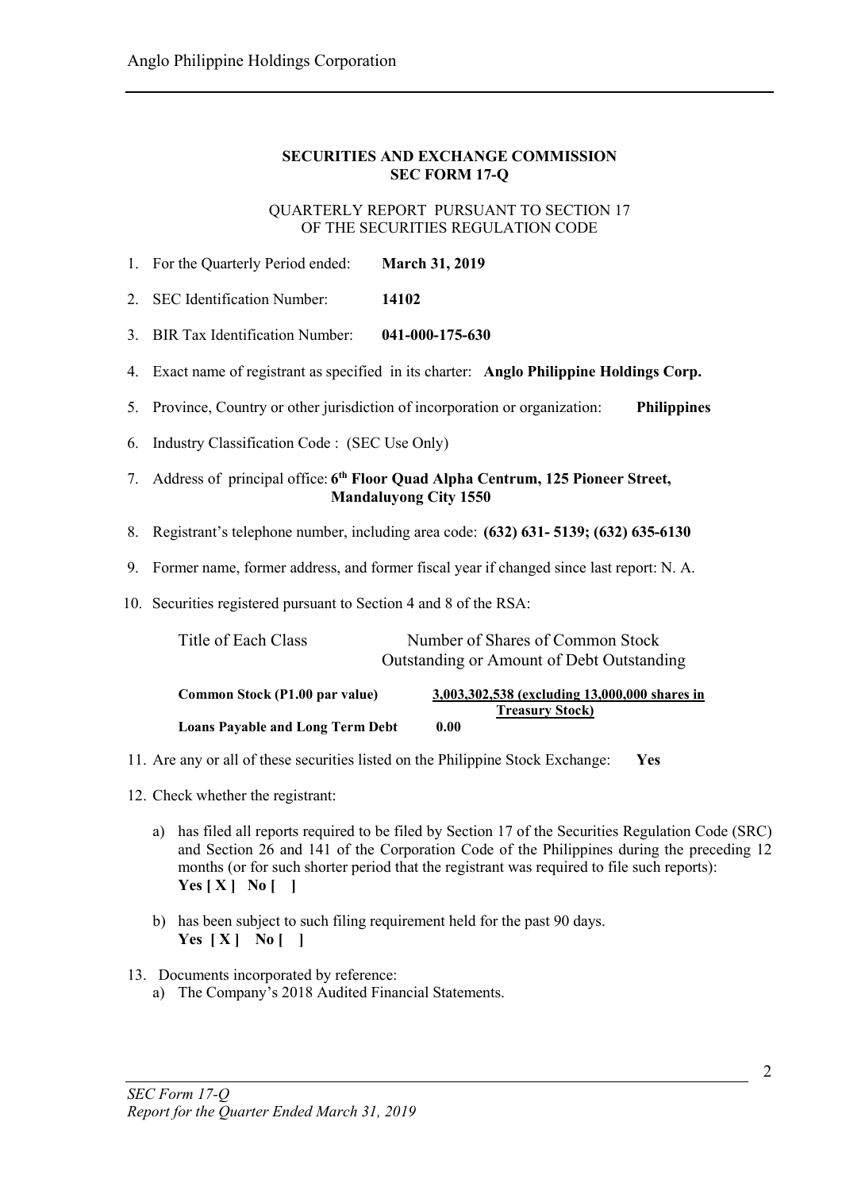**SECURITIES AND EXCHANGE COMMISSION**
**SEC FORM 17-Q**

QUARTERLY REPORT PURSUANT TO SECTION 17
OF THE SECURITIES REGULATION CODE

1. For the Quarterly Period ended: **March 31, 2019**
2. SEC Identification Number: **14102**
3. BIR Tax Identification Number: **041-000-175-630**
4. Exact name of registrant as specified in its charter: **Anglo Philippine Holdings Corp.**
5. Province, Country or other jurisdiction of incorporation or organization: **Philippines**
6. Industry Classification Code : (SEC Use Only)
7. Address of principal office: **6th Floor Quad Alpha Centrum, 125 Pioneer Street, Mandaluyong City 1550**
8. Registrant's telephone number, including area code: **(632) 631- 5139; (632) 635-6130**
9. Former name, former address, and former fiscal year if changed since last report: N. A.
10. Securities registered pursuant to Section 4 and 8 of the RSA:

| Title of Each Class | Number of Shares of Common Stock Outstanding or Amount of Debt Outstanding |
|---|---|
| **Common Stock (P1.00 par value)** | **3,003,302,538 (excluding 13,000,000 shares in Treasury Stock)** |
| **Loans Payable and Long Term Debt** | **0.00** |

11. Are any or all of these securities listed on the Philippine Stock Exchange: **Yes**
12. Check whether the registrant:

    a) has filed all reports required to be filed by Section 17 of the Securities Regulation Code (SRC) and Section 26 and 141 of the Corporation Code of the Philippines during the preceding 12 months (or for such shorter period that the registrant was required to file such reports):
    **Yes [ X ] No [ ]**

    b) has been subject to such filing requirement held for the past 90 days.
    **Yes [ X ] No [ ]**

13. Documents incorporated by reference:
    a) The Company's 2018 Audited Financial Statements.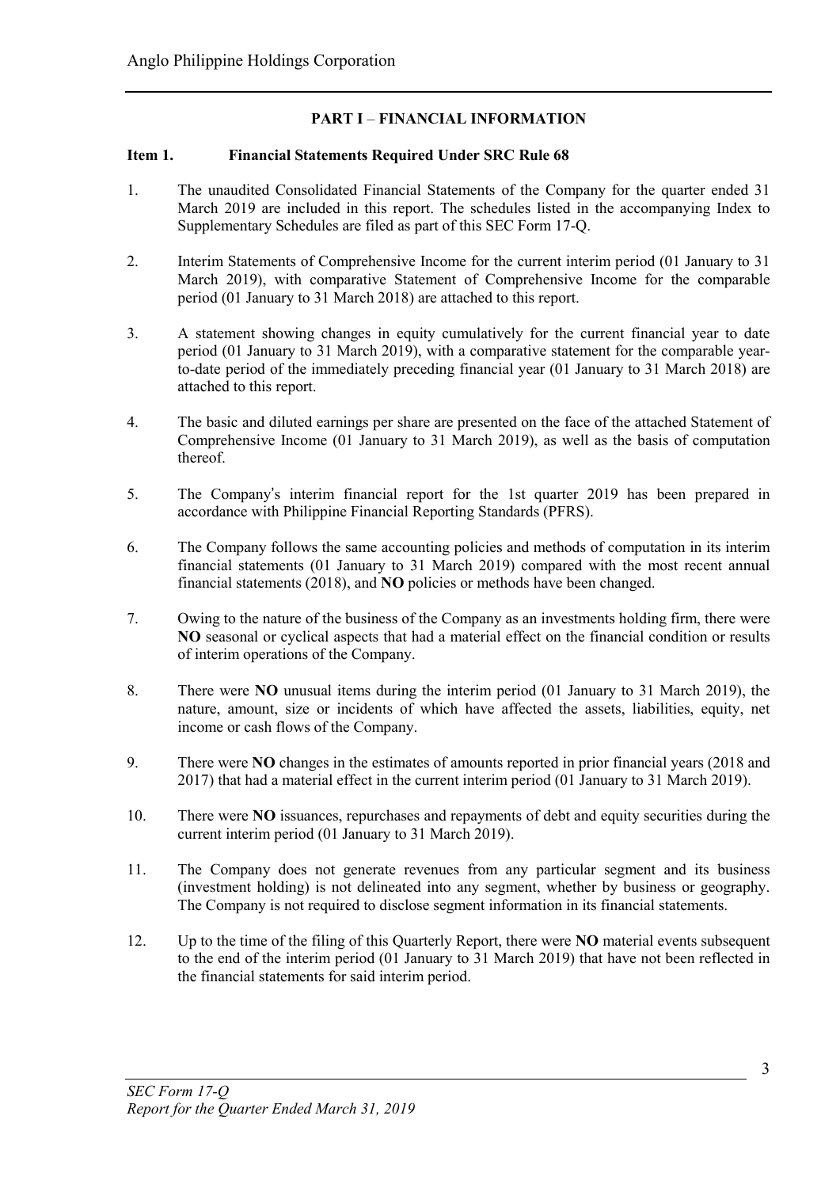## PART I – FINANCIAL INFORMATION

### Item 1. Financial Statements Required Under SRC Rule 68

1. The unaudited Consolidated Financial Statements of the Company for the quarter ended 31 March 2019 are included in this report. The schedules listed in the accompanying Index to Supplementary Schedules are filed as part of this SEC Form 17-Q.

2. Interim Statements of Comprehensive Income for the current interim period (01 January to 31 March 2019), with comparative Statement of Comprehensive Income for the comparable period (01 January to 31 March 2018) are attached to this report.

3. A statement showing changes in equity cumulatively for the current financial year to date period (01 January to 31 March 2019), with a comparative statement for the comparable year-to-date period of the immediately preceding financial year (01 January to 31 March 2018) are attached to this report.

4. The basic and diluted earnings per share are presented on the face of the attached Statement of Comprehensive Income (01 January to 31 March 2019), as well as the basis of computation thereof.

5. The Company's interim financial report for the 1st quarter 2019 has been prepared in accordance with Philippine Financial Reporting Standards (PFRS).

6. The Company follows the same accounting policies and methods of computation in its interim financial statements (01 January to 31 March 2019) compared with the most recent annual financial statements (2018), and **NO** policies or methods have been changed.

7. Owing to the nature of the business of the Company as an investments holding firm, there were **NO** seasonal or cyclical aspects that had a material effect on the financial condition or results of interim operations of the Company.

8. There were **NO** unusual items during the interim period (01 January to 31 March 2019), the nature, amount, size or incidents of which have affected the assets, liabilities, equity, net income or cash flows of the Company.

9. There were **NO** changes in the estimates of amounts reported in prior financial years (2018 and 2017) that had a material effect in the current interim period (01 January to 31 March 2019).

10. There were **NO** issuances, repurchases and repayments of debt and equity securities during the current interim period (01 January to 31 March 2019).

11. The Company does not generate revenues from any particular segment and its business (investment holding) is not delineated into any segment, whether by business or geography. The Company is not required to disclose segment information in its financial statements.

12. Up to the time of the filing of this Quarterly Report, there were **NO** material events subsequent to the end of the interim period (01 January to 31 March 2019) that have not been reflected in the financial statements for said interim period.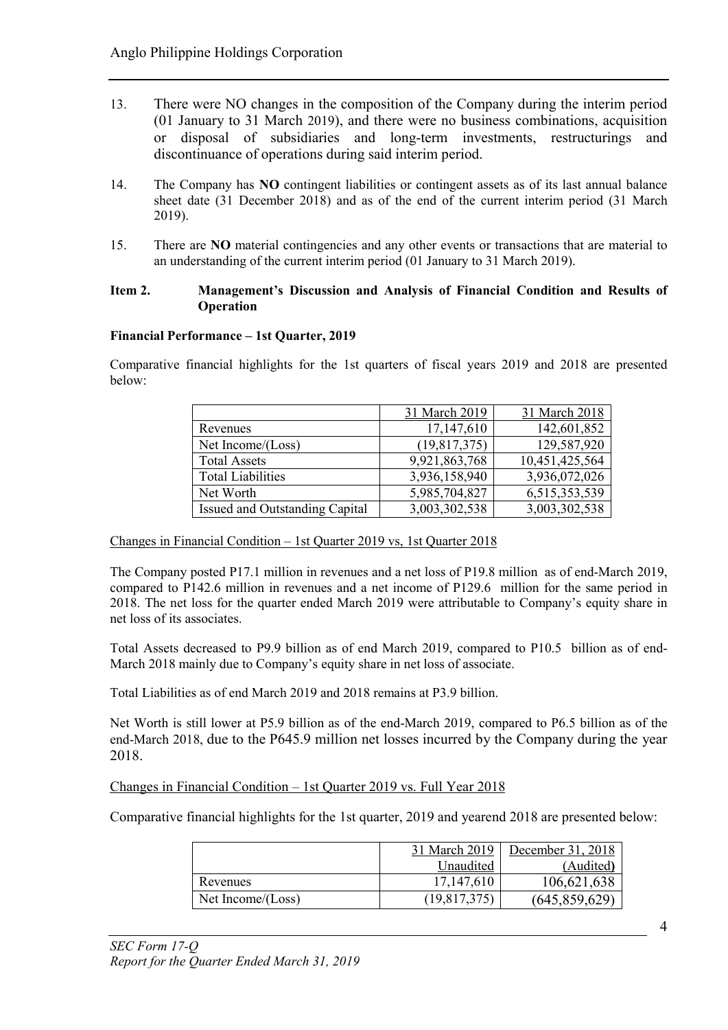13. There were NO changes in the composition of the Company during the interim period (01 January to 31 March 2019), and there were no business combinations, acquisition or disposal of subsidiaries and long-term investments, restructurings and discontinuance of operations during said interim period.

14. The Company has **NO** contingent liabilities or contingent assets as of its last annual balance sheet date (31 December 2018) and as of the end of the current interim period (31 March 2019).

15. There are **NO** material contingencies and any other events or transactions that are material to an understanding of the current interim period (01 January to 31 March 2019).

**Item 2. Management's Discussion and Analysis of Financial Condition and Results of Operation**

**Financial Performance – 1st Quarter, 2019**

Comparative financial highlights for the 1st quarters of fiscal years 2019 and 2018 are presented below:

| | 31 March 2019 | 31 March 2018 |
|---|---|---|
| Revenues | 17,147,610 | 142,601,852 |
| Net Income/(Loss) | (19,817,375) | 129,587,920 |
| Total Assets | 9,921,863,768 | 10,451,425,564 |
| Total Liabilities | 3,936,158,940 | 3,936,072,026 |
| Net Worth | 5,985,704,827 | 6,515,353,539 |
| Issued and Outstanding Capital | 3,003,302,538 | 3,003,302,538 |

Changes in Financial Condition – 1st Quarter 2019 vs, 1st Quarter 2018

The Company posted P17.1 million in revenues and a net loss of P19.8 million as of end-March 2019, compared to P142.6 million in revenues and a net income of P129.6 million for the same period in 2018. The net loss for the quarter ended March 2019 were attributable to Company's equity share in net loss of its associates.

Total Assets decreased to P9.9 billion as of end March 2019, compared to P10.5 billion as of end-March 2018 mainly due to Company's equity share in net loss of associate.

Total Liabilities as of end March 2019 and 2018 remains at P3.9 billion.

Net Worth is still lower at P5.9 billion as of the end-March 2019, compared to P6.5 billion as of the end-March 2018, due to the P645.9 million net losses incurred by the Company during the year 2018.

Changes in Financial Condition – 1st Quarter 2019 vs. Full Year 2018

Comparative financial highlights for the 1st quarter, 2019 and yearend 2018 are presented below:

| | 31 March 2019<br>Unaudited | December 31, 2018<br>(Audited) |
|---|---|---|
| Revenues | 17,147,610 | 106,621,638 |
| Net Income/(Loss) | (19,817,375) | (645,859,629) |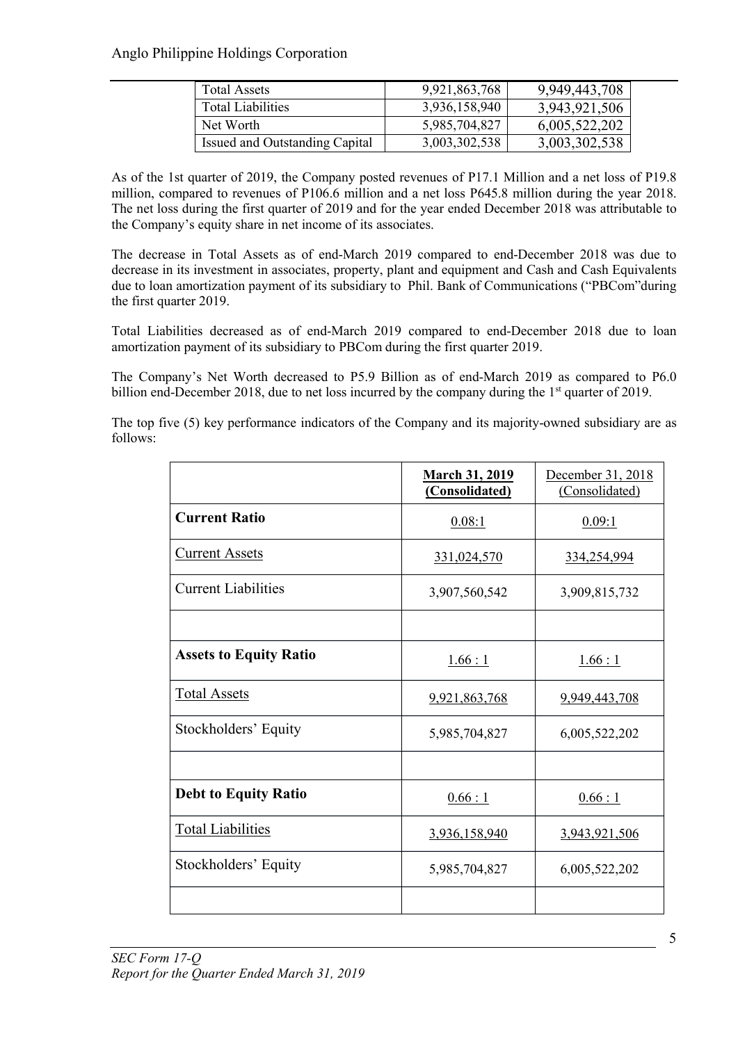| | | |
|---|---|---|
| Total Assets | 9,921,863,768 | 9,949,443,708 |
| Total Liabilities | 3,936,158,940 | 3,943,921,506 |
| Net Worth | 5,985,704,827 | 6,005,522,202 |
| Issued and Outstanding Capital | 3,003,302,538 | 3,003,302,538 |

As of the 1st quarter of 2019, the Company posted revenues of P17.1 Million and a net loss of P19.8 million, compared to revenues of P106.6 million and a net loss P645.8 million during the year 2018. The net loss during the first quarter of 2019 and for the year ended December 2018 was attributable to the Company's equity share in net income of its associates.

The decrease in Total Assets as of end-March 2019 compared to end-December 2018 was due to decrease in its investment in associates, property, plant and equipment and Cash and Cash Equivalents due to loan amortization payment of its subsidiary to Phil. Bank of Communications ("PBCom"during the first quarter 2019.

Total Liabilities decreased as of end-March 2019 compared to end-December 2018 due to loan amortization payment of its subsidiary to PBCom during the first quarter 2019.

The Company's Net Worth decreased to P5.9 Billion as of end-March 2019 as compared to P6.0 billion end-December 2018, due to net loss incurred by the company during the 1st quarter of 2019.

The top five (5) key performance indicators of the Company and its majority-owned subsidiary are as follows:

| | March 31, 2019 (Consolidated) | December 31, 2018 (Consolidated) |
|---|---|---|
| **Current Ratio** | 0.08:1 | 0.09:1 |
| Current Assets | 331,024,570 | 334,254,994 |
| Current Liabilities | 3,907,560,542 | 3,909,815,732 |
| | | |
| **Assets to Equity Ratio** | 1.66 : 1 | 1.66 : 1 |
| Total Assets | 9,921,863,768 | 9,949,443,708 |
| Stockholders' Equity | 5,985,704,827 | 6,005,522,202 |
| | | |
| **Debt to Equity Ratio** | 0.66 : 1 | 0.66 : 1 |
| Total Liabilities | 3,936,158,940 | 3,943,921,506 |
| Stockholders' Equity | 5,985,704,827 | 6,005,522,202 |
| | | |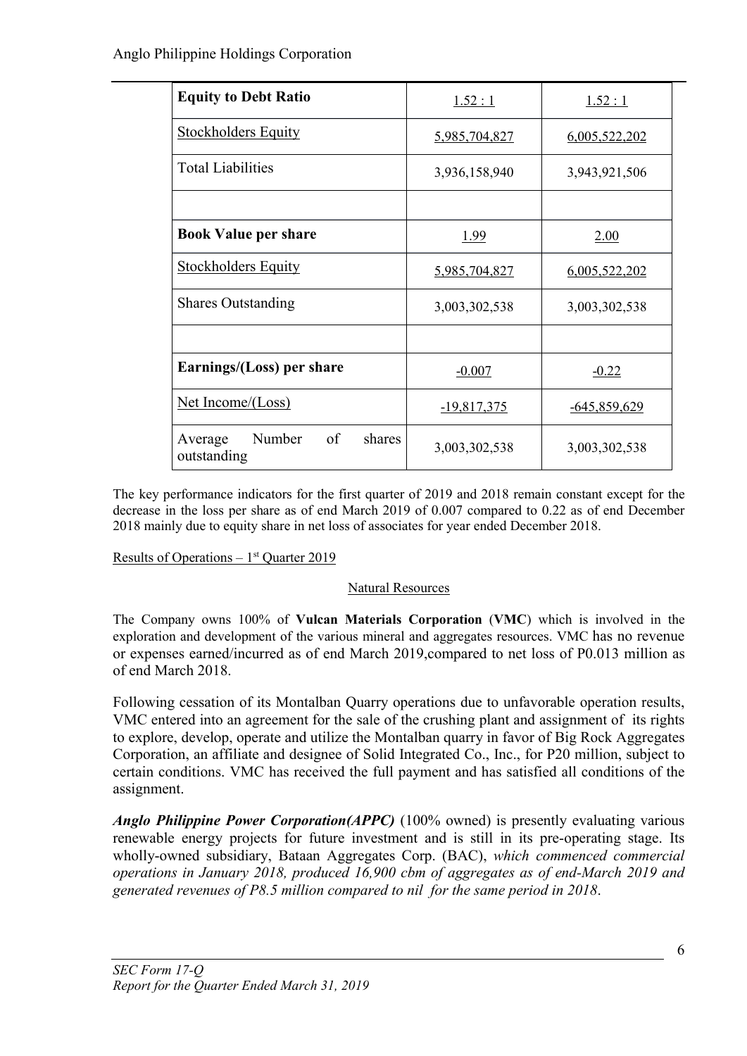| **Equity to Debt Ratio** | 1.52 : 1 | 1.52 : 1 |
|---|---|---|
| Stockholders Equity | 5,985,704,827 | 6,005,522,202 |
| Total Liabilities | 3,936,158,940 | 3,943,921,506 |
| | | |
| **Book Value per share** | 1.99 | 2.00 |
| Stockholders Equity | 5,985,704,827 | 6,005,522,202 |
| Shares Outstanding | 3,003,302,538 | 3,003,302,538 |
| | | |
| **Earnings/(Loss) per share** | -0.007 | -0.22 |
| Net Income/(Loss) | -19,817,375 | -645,859,629 |
| Average Number of shares outstanding | 3,003,302,538 | 3,003,302,538 |

The key performance indicators for the first quarter of 2019 and 2018 remain constant except for the decrease in the loss per share as of end March 2019 of 0.007 compared to 0.22 as of end December 2018 mainly due to equity share in net loss of associates for year ended December 2018.

Results of Operations – 1st Quarter 2019

Natural Resources

The Company owns 100% of **Vulcan Materials Corporation** (**VMC**) which is involved in the exploration and development of the various mineral and aggregates resources. VMC has no revenue or expenses earned/incurred as of end March 2019,compared to net loss of P0.013 million as of end March 2018.

Following cessation of its Montalban Quarry operations due to unfavorable operation results, VMC entered into an agreement for the sale of the crushing plant and assignment of its rights to explore, develop, operate and utilize the Montalban quarry in favor of Big Rock Aggregates Corporation, an affiliate and designee of Solid Integrated Co., Inc., for P20 million, subject to certain conditions. VMC has received the full payment and has satisfied all conditions of the assignment.

***Anglo Philippine Power Corporation(APPC)*** (100% owned) is presently evaluating various renewable energy projects for future investment and is still in its pre-operating stage. Its wholly-owned subsidiary, Bataan Aggregates Corp. (BAC), *which commenced commercial operations in January 2018, produced 16,900 cbm of aggregates as of end-March 2019 and generated revenues of P8.5 million compared to nil for the same period in 2018*.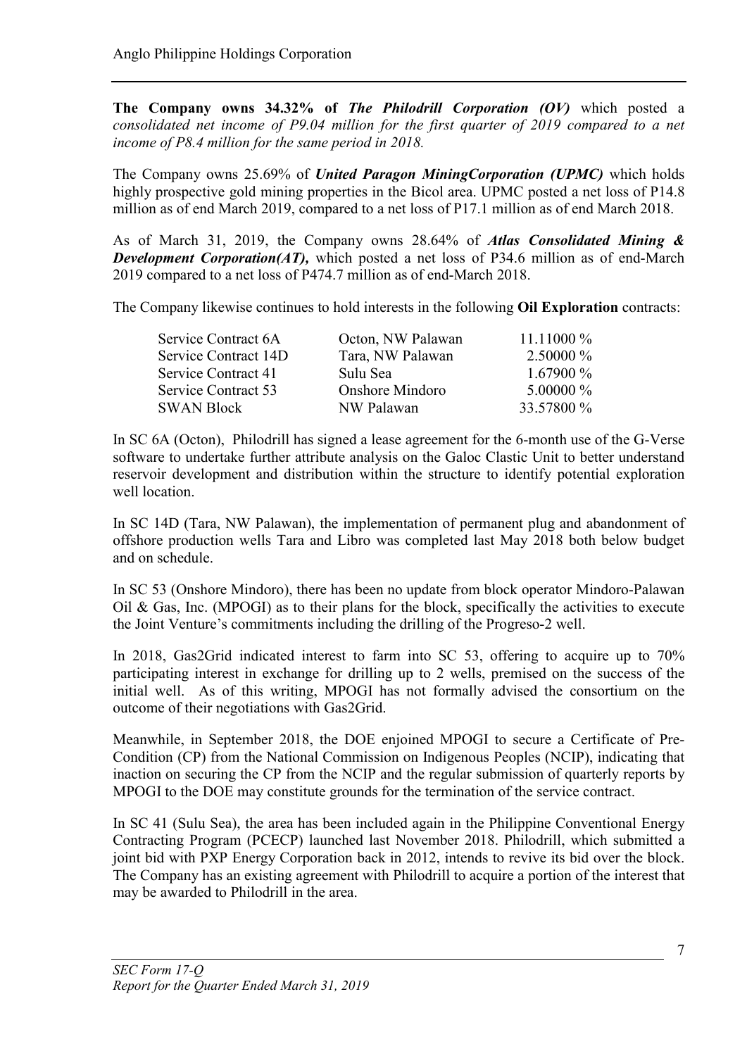**The Company owns 34.32% of *The Philodrill Corporation (OV)*** which posted a *consolidated net income of P9.04 million for the first quarter of 2019 compared to a net income of P8.4 million for the same period in 2018.*

The Company owns 25.69% of ***United Paragon MiningCorporation (UPMC)*** which holds highly prospective gold mining properties in the Bicol area. UPMC posted a net loss of P14.8 million as of end March 2019, compared to a net loss of P17.1 million as of end March 2018.

As of March 31, 2019, the Company owns 28.64% of ***Atlas Consolidated Mining & Development Corporation(AT),*** which posted a net loss of P34.6 million as of end-March 2019 compared to a net loss of P474.7 million as of end-March 2018.

The Company likewise continues to hold interests in the following **Oil Exploration** contracts:

| | | |
|---|---|---|
| Service Contract 6A | Octon, NW Palawan | 11.11000 % |
| Service Contract 14D | Tara, NW Palawan | 2.50000 % |
| Service Contract 41 | Sulu Sea | 1.67900 % |
| Service Contract 53 | Onshore Mindoro | 5.00000 % |
| SWAN Block | NW Palawan | 33.57800 % |

In SC 6A (Octon), Philodrill has signed a lease agreement for the 6-month use of the G-Verse software to undertake further attribute analysis on the Galoc Clastic Unit to better understand reservoir development and distribution within the structure to identify potential exploration well location.

In SC 14D (Tara, NW Palawan), the implementation of permanent plug and abandonment of offshore production wells Tara and Libro was completed last May 2018 both below budget and on schedule.

In SC 53 (Onshore Mindoro), there has been no update from block operator Mindoro-Palawan Oil & Gas, Inc. (MPOGI) as to their plans for the block, specifically the activities to execute the Joint Venture's commitments including the drilling of the Progreso-2 well.

In 2018, Gas2Grid indicated interest to farm into SC 53, offering to acquire up to 70% participating interest in exchange for drilling up to 2 wells, premised on the success of the initial well. As of this writing, MPOGI has not formally advised the consortium on the outcome of their negotiations with Gas2Grid.

Meanwhile, in September 2018, the DOE enjoined MPOGI to secure a Certificate of Pre-Condition (CP) from the National Commission on Indigenous Peoples (NCIP), indicating that inaction on securing the CP from the NCIP and the regular submission of quarterly reports by MPOGI to the DOE may constitute grounds for the termination of the service contract.

In SC 41 (Sulu Sea), the area has been included again in the Philippine Conventional Energy Contracting Program (PCECP) launched last November 2018. Philodrill, which submitted a joint bid with PXP Energy Corporation back in 2012, intends to revive its bid over the block. The Company has an existing agreement with Philodrill to acquire a portion of the interest that may be awarded to Philodrill in the area.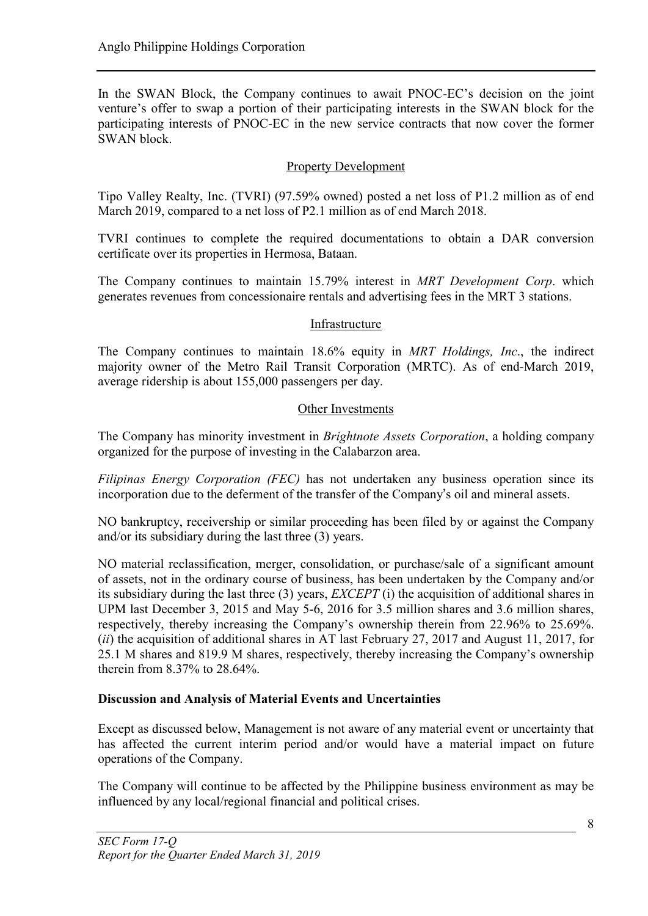In the SWAN Block, the Company continues to await PNOC-EC's decision on the joint venture's offer to swap a portion of their participating interests in the SWAN block for the participating interests of PNOC-EC in the new service contracts that now cover the former SWAN block.

## Property Development

Tipo Valley Realty, Inc. (TVRI) (97.59% owned) posted a net loss of P1.2 million as of end March 2019, compared to a net loss of P2.1 million as of end March 2018.

TVRI continues to complete the required documentations to obtain a DAR conversion certificate over its properties in Hermosa, Bataan.

The Company continues to maintain 15.79% interest in *MRT Development Corp*. which generates revenues from concessionaire rentals and advertising fees in the MRT 3 stations.

## Infrastructure

The Company continues to maintain 18.6% equity in *MRT Holdings, Inc*., the indirect majority owner of the Metro Rail Transit Corporation (MRTC). As of end-March 2019, average ridership is about 155,000 passengers per day.

## Other Investments

The Company has minority investment in *Brightnote Assets Corporation*, a holding company organized for the purpose of investing in the Calabarzon area.

*Filipinas Energy Corporation (FEC)* has not undertaken any business operation since its incorporation due to the deferment of the transfer of the Company's oil and mineral assets.

NO bankruptcy, receivership or similar proceeding has been filed by or against the Company and/or its subsidiary during the last three (3) years.

NO material reclassification, merger, consolidation, or purchase/sale of a significant amount of assets, not in the ordinary course of business, has been undertaken by the Company and/or its subsidiary during the last three (3) years, *EXCEPT* (i) the acquisition of additional shares in UPM last December 3, 2015 and May 5-6, 2016 for 3.5 million shares and 3.6 million shares, respectively, thereby increasing the Company's ownership therein from 22.96% to 25.69%. (*ii*) the acquisition of additional shares in AT last February 27, 2017 and August 11, 2017, for 25.1 M shares and 819.9 M shares, respectively, thereby increasing the Company's ownership therein from 8.37% to 28.64%.

**Discussion and Analysis of Material Events and Uncertainties**

Except as discussed below, Management is not aware of any material event or uncertainty that has affected the current interim period and/or would have a material impact on future operations of the Company.

The Company will continue to be affected by the Philippine business environment as may be influenced by any local/regional financial and political crises.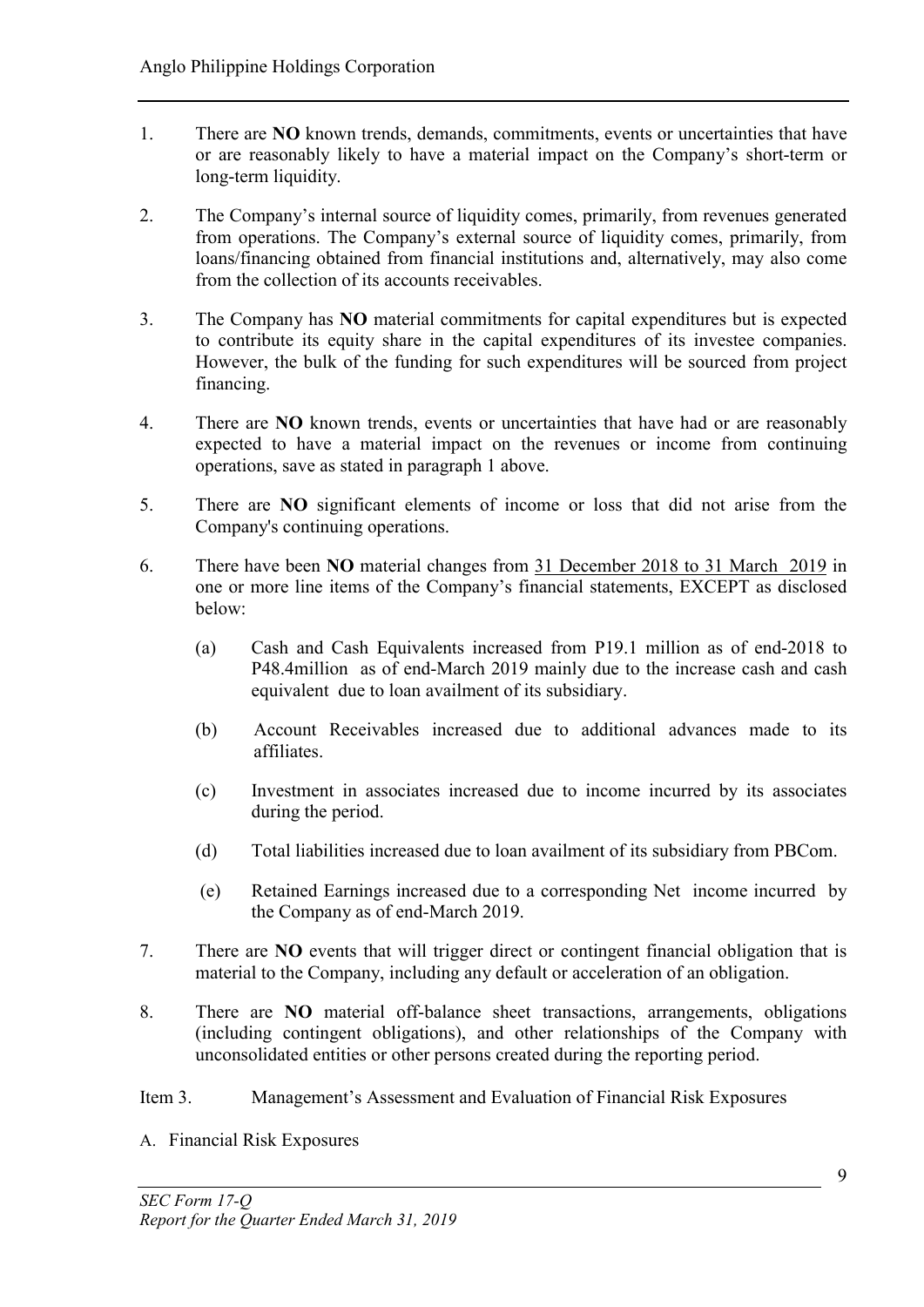1. There are **NO** known trends, demands, commitments, events or uncertainties that have or are reasonably likely to have a material impact on the Company's short-term or long-term liquidity.

2. The Company's internal source of liquidity comes, primarily, from revenues generated from operations. The Company's external source of liquidity comes, primarily, from loans/financing obtained from financial institutions and, alternatively, may also come from the collection of its accounts receivables.

3. The Company has **NO** material commitments for capital expenditures but is expected to contribute its equity share in the capital expenditures of its investee companies. However, the bulk of the funding for such expenditures will be sourced from project financing.

4. There are **NO** known trends, events or uncertainties that have had or are reasonably expected to have a material impact on the revenues or income from continuing operations, save as stated in paragraph 1 above.

5. There are **NO** significant elements of income or loss that did not arise from the Company's continuing operations.

6. There have been **NO** material changes from 31 December 2018 to 31 March 2019 in one or more line items of the Company's financial statements, EXCEPT as disclosed below:

   (a) Cash and Cash Equivalents increased from P19.1 million as of end-2018 to P48.4million as of end-March 2019 mainly due to the increase cash and cash equivalent due to loan availment of its subsidiary.

   (b) Account Receivables increased due to additional advances made to its affiliates.

   (c) Investment in associates increased due to income incurred by its associates during the period.

   (d) Total liabilities increased due to loan availment of its subsidiary from PBCom.

   (e) Retained Earnings increased due to a corresponding Net income incurred by the Company as of end-March 2019.

7. There are **NO** events that will trigger direct or contingent financial obligation that is material to the Company, including any default or acceleration of an obligation.

8. There are **NO** material off-balance sheet transactions, arrangements, obligations (including contingent obligations), and other relationships of the Company with unconsolidated entities or other persons created during the reporting period.

Item 3. Management's Assessment and Evaluation of Financial Risk Exposures

A. Financial Risk Exposures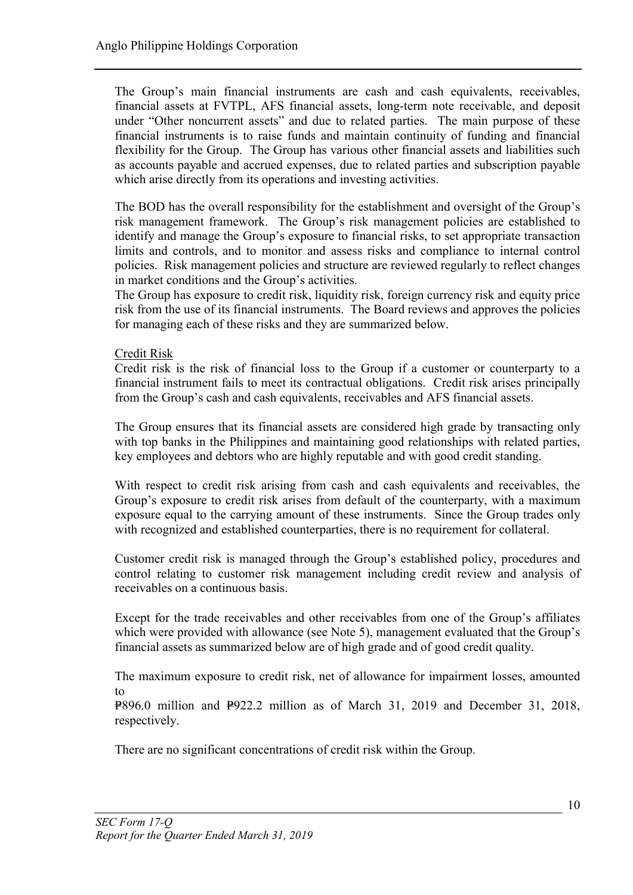The Group's main financial instruments are cash and cash equivalents, receivables, financial assets at FVTPL, AFS financial assets, long-term note receivable, and deposit under "Other noncurrent assets" and due to related parties. The main purpose of these financial instruments is to raise funds and maintain continuity of funding and financial flexibility for the Group. The Group has various other financial assets and liabilities such as accounts payable and accrued expenses, due to related parties and subscription payable which arise directly from its operations and investing activities.

The BOD has the overall responsibility for the establishment and oversight of the Group's risk management framework. The Group's risk management policies are established to identify and manage the Group's exposure to financial risks, to set appropriate transaction limits and controls, and to monitor and assess risks and compliance to internal control policies. Risk management policies and structure are reviewed regularly to reflect changes in market conditions and the Group's activities.
The Group has exposure to credit risk, liquidity risk, foreign currency risk and equity price risk from the use of its financial instruments. The Board reviews and approves the policies for managing each of these risks and they are summarized below.

Credit Risk

Credit risk is the risk of financial loss to the Group if a customer or counterparty to a financial instrument fails to meet its contractual obligations. Credit risk arises principally from the Group's cash and cash equivalents, receivables and AFS financial assets.

The Group ensures that its financial assets are considered high grade by transacting only with top banks in the Philippines and maintaining good relationships with related parties, key employees and debtors who are highly reputable and with good credit standing.

With respect to credit risk arising from cash and cash equivalents and receivables, the Group's exposure to credit risk arises from default of the counterparty, with a maximum exposure equal to the carrying amount of these instruments. Since the Group trades only with recognized and established counterparties, there is no requirement for collateral.

Customer credit risk is managed through the Group's established policy, procedures and control relating to customer risk management including credit review and analysis of receivables on a continuous basis.

Except for the trade receivables and other receivables from one of the Group's affiliates which were provided with allowance (see Note 5), management evaluated that the Group's financial assets as summarized below are of high grade and of good credit quality.

The maximum exposure to credit risk, net of allowance for impairment losses, amounted to
₱896.0 million and ₱922.2 million as of March 31, 2019 and December 31, 2018, respectively.

There are no significant concentrations of credit risk within the Group.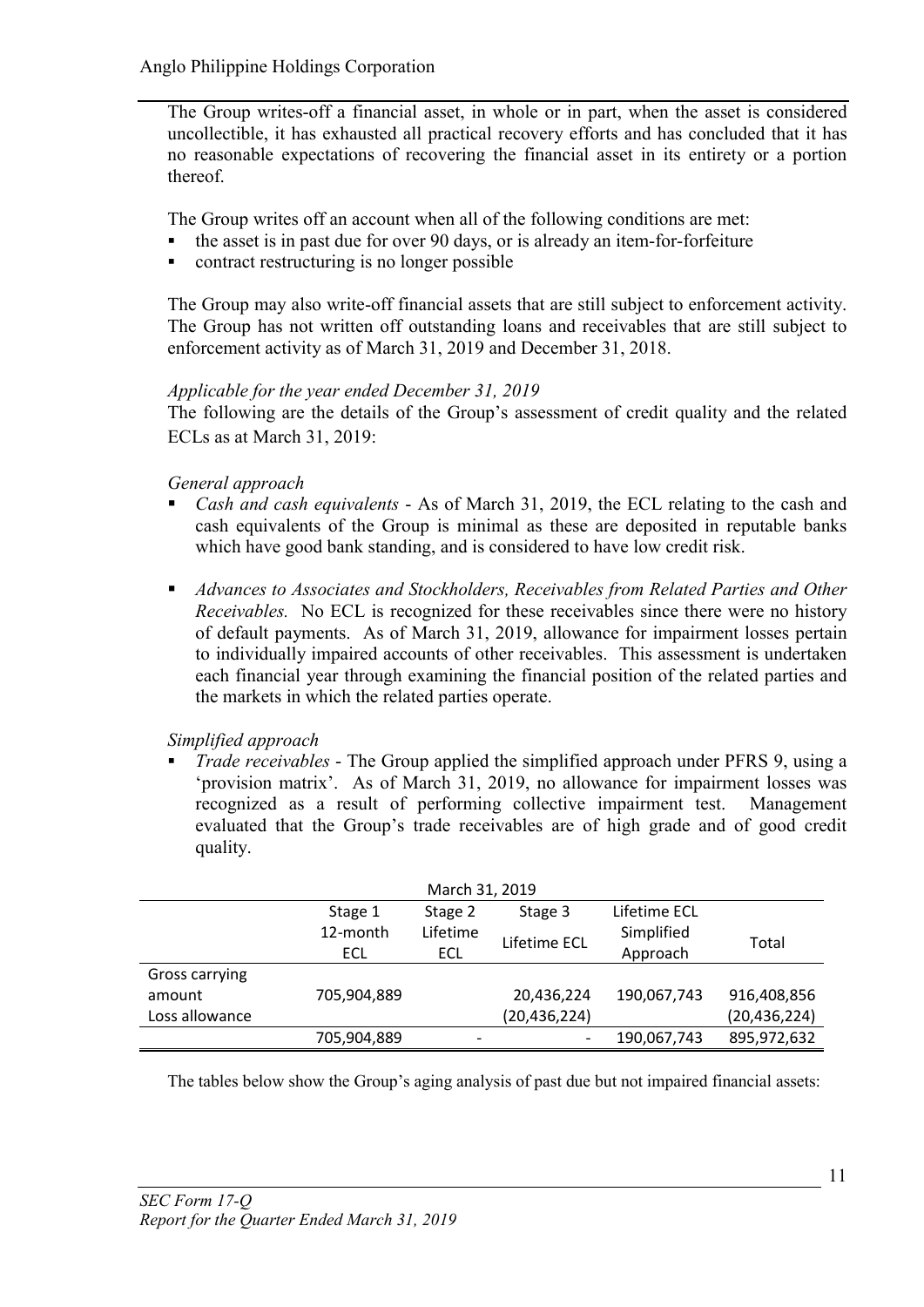The Group writes-off a financial asset, in whole or in part, when the asset is considered uncollectible, it has exhausted all practical recovery efforts and has concluded that it has no reasonable expectations of recovering the financial asset in its entirety or a portion thereof.

The Group writes off an account when all of the following conditions are met:

- the asset is in past due for over 90 days, or is already an item-for-forfeiture
- contract restructuring is no longer possible

The Group may also write-off financial assets that are still subject to enforcement activity. The Group has not written off outstanding loans and receivables that are still subject to enforcement activity as of March 31, 2019 and December 31, 2018.

*Applicable for the year ended December 31, 2019*

The following are the details of the Group's assessment of credit quality and the related ECLs as at March 31, 2019:

*General approach*

- *Cash and cash equivalents* - As of March 31, 2019, the ECL relating to the cash and cash equivalents of the Group is minimal as these are deposited in reputable banks which have good bank standing, and is considered to have low credit risk.

- *Advances to Associates and Stockholders, Receivables from Related Parties and Other Receivables.* No ECL is recognized for these receivables since there were no history of default payments. As of March 31, 2019, allowance for impairment losses pertain to individually impaired accounts of other receivables. This assessment is undertaken each financial year through examining the financial position of the related parties and the markets in which the related parties operate.

*Simplified approach*

- *Trade receivables* - The Group applied the simplified approach under PFRS 9, using a 'provision matrix'. As of March 31, 2019, no allowance for impairment losses was recognized as a result of performing collective impairment test. Management evaluated that the Group's trade receivables are of high grade and of good credit quality.

| March 31, 2019 | | | | | |
|---|---|---|---|---|---|
| | Stage 1 12-month ECL | Stage 2 Lifetime ECL | Stage 3 Lifetime ECL | Lifetime ECL Simplified Approach | Total |
| Gross carrying amount | 705,904,889 | | 20,436,224 | 190,067,743 | 916,408,856 |
| Loss allowance | | | (20,436,224) | | (20,436,224) |
| | 705,904,889 | - | - | 190,067,743 | 895,972,632 |

The tables below show the Group's aging analysis of past due but not impaired financial assets: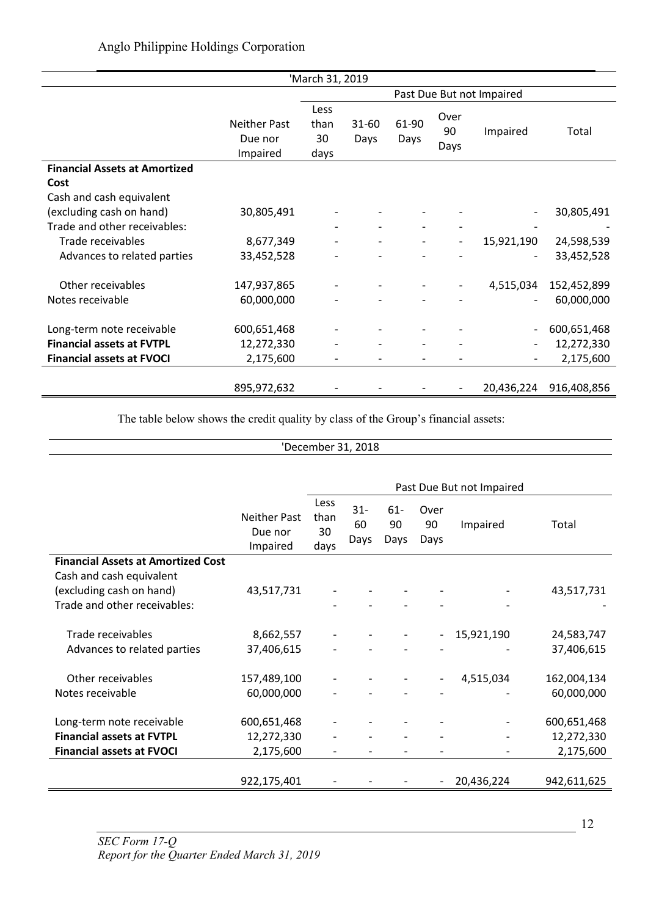| | 'March 31, 2019 | | | | | | |
|---|---|---|---|---|---|---|---|
| | | Past Due But not Impaired | | | | | |
| | Neither Past Due nor Impaired | Less than 30 days | 31-60 Days | 61-90 Days | Over 90 Days | Impaired | Total |
| **Financial Assets at Amortized Cost** | | | | | | | |
| Cash and cash equivalent (excluding cash on hand) | 30,805,491 | - | - | - | - | - | 30,805,491 |
| Trade and other receivables: | | - | - | - | - | - | - |
| Trade receivables | 8,677,349 | - | - | - | - | 15,921,190 | 24,598,539 |
| Advances to related parties | 33,452,528 | - | - | - | - | - | 33,452,528 |
| Other receivables | 147,937,865 | - | - | - | - | 4,515,034 | 152,452,899 |
| Notes receivable | 60,000,000 | - | - | - | - | - | 60,000,000 |
| Long-term note receivable | 600,651,468 | - | - | - | - | - | 600,651,468 |
| **Financial assets at FVTPL** | 12,272,330 | - | - | - | - | - | 12,272,330 |
| **Financial assets at FVOCI** | 2,175,600 | - | - | - | - | - | 2,175,600 |
| | 895,972,632 | - | - | - | - | 20,436,224 | 916,408,856 |

The table below shows the credit quality by class of the Group's financial assets:

| | 'December 31, 2018 | | | | | | |
|---|---|---|---|---|---|---|---|
| | | Past Due But not Impaired | | | | | |
| | Neither Past Due nor Impaired | Less than 30 days | 31-60 Days | 61-90 Days | Over 90 Days | Impaired | Total |
| **Financial Assets at Amortized Cost** | | | | | | | |
| Cash and cash equivalent (excluding cash on hand) | 43,517,731 | - | - | - | - | - | 43,517,731 |
| Trade and other receivables: | | - | - | - | - | - | - |
| Trade receivables | 8,662,557 | - | - | - | - | 15,921,190 | 24,583,747 |
| Advances to related parties | 37,406,615 | - | - | - | - | - | 37,406,615 |
| Other receivables | 157,489,100 | - | - | - | - | 4,515,034 | 162,004,134 |
| Notes receivable | 60,000,000 | - | - | - | - | - | 60,000,000 |
| Long-term note receivable | 600,651,468 | - | - | - | - | - | 600,651,468 |
| **Financial assets at FVTPL** | 12,272,330 | - | - | - | - | - | 12,272,330 |
| **Financial assets at FVOCI** | 2,175,600 | - | - | - | - | - | 2,175,600 |
| | 922,175,401 | - | - | - | - | 20,436,224 | 942,611,625 |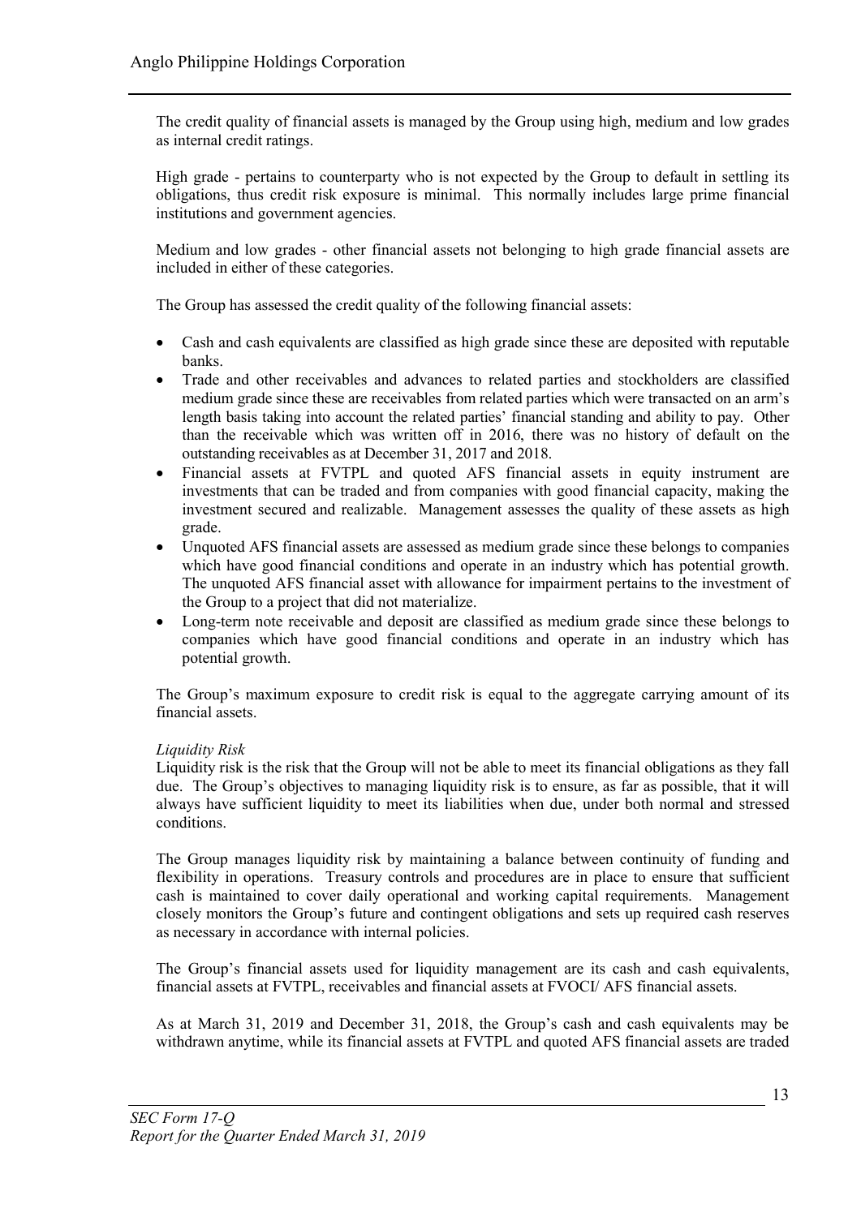The credit quality of financial assets is managed by the Group using high, medium and low grades as internal credit ratings.

High grade - pertains to counterparty who is not expected by the Group to default in settling its obligations, thus credit risk exposure is minimal. This normally includes large prime financial institutions and government agencies.

Medium and low grades - other financial assets not belonging to high grade financial assets are included in either of these categories.

The Group has assessed the credit quality of the following financial assets:

- Cash and cash equivalents are classified as high grade since these are deposited with reputable banks.
- Trade and other receivables and advances to related parties and stockholders are classified medium grade since these are receivables from related parties which were transacted on an arm's length basis taking into account the related parties' financial standing and ability to pay. Other than the receivable which was written off in 2016, there was no history of default on the outstanding receivables as at December 31, 2017 and 2018.
- Financial assets at FVTPL and quoted AFS financial assets in equity instrument are investments that can be traded and from companies with good financial capacity, making the investment secured and realizable. Management assesses the quality of these assets as high grade.
- Unquoted AFS financial assets are assessed as medium grade since these belongs to companies which have good financial conditions and operate in an industry which has potential growth. The unquoted AFS financial asset with allowance for impairment pertains to the investment of the Group to a project that did not materialize.
- Long-term note receivable and deposit are classified as medium grade since these belongs to companies which have good financial conditions and operate in an industry which has potential growth.

The Group's maximum exposure to credit risk is equal to the aggregate carrying amount of its financial assets.

*Liquidity Risk*

Liquidity risk is the risk that the Group will not be able to meet its financial obligations as they fall due. The Group's objectives to managing liquidity risk is to ensure, as far as possible, that it will always have sufficient liquidity to meet its liabilities when due, under both normal and stressed conditions.

The Group manages liquidity risk by maintaining a balance between continuity of funding and flexibility in operations. Treasury controls and procedures are in place to ensure that sufficient cash is maintained to cover daily operational and working capital requirements. Management closely monitors the Group's future and contingent obligations and sets up required cash reserves as necessary in accordance with internal policies.

The Group's financial assets used for liquidity management are its cash and cash equivalents, financial assets at FVTPL, receivables and financial assets at FVOCI/ AFS financial assets.

As at March 31, 2019 and December 31, 2018, the Group's cash and cash equivalents may be withdrawn anytime, while its financial assets at FVTPL and quoted AFS financial assets are traded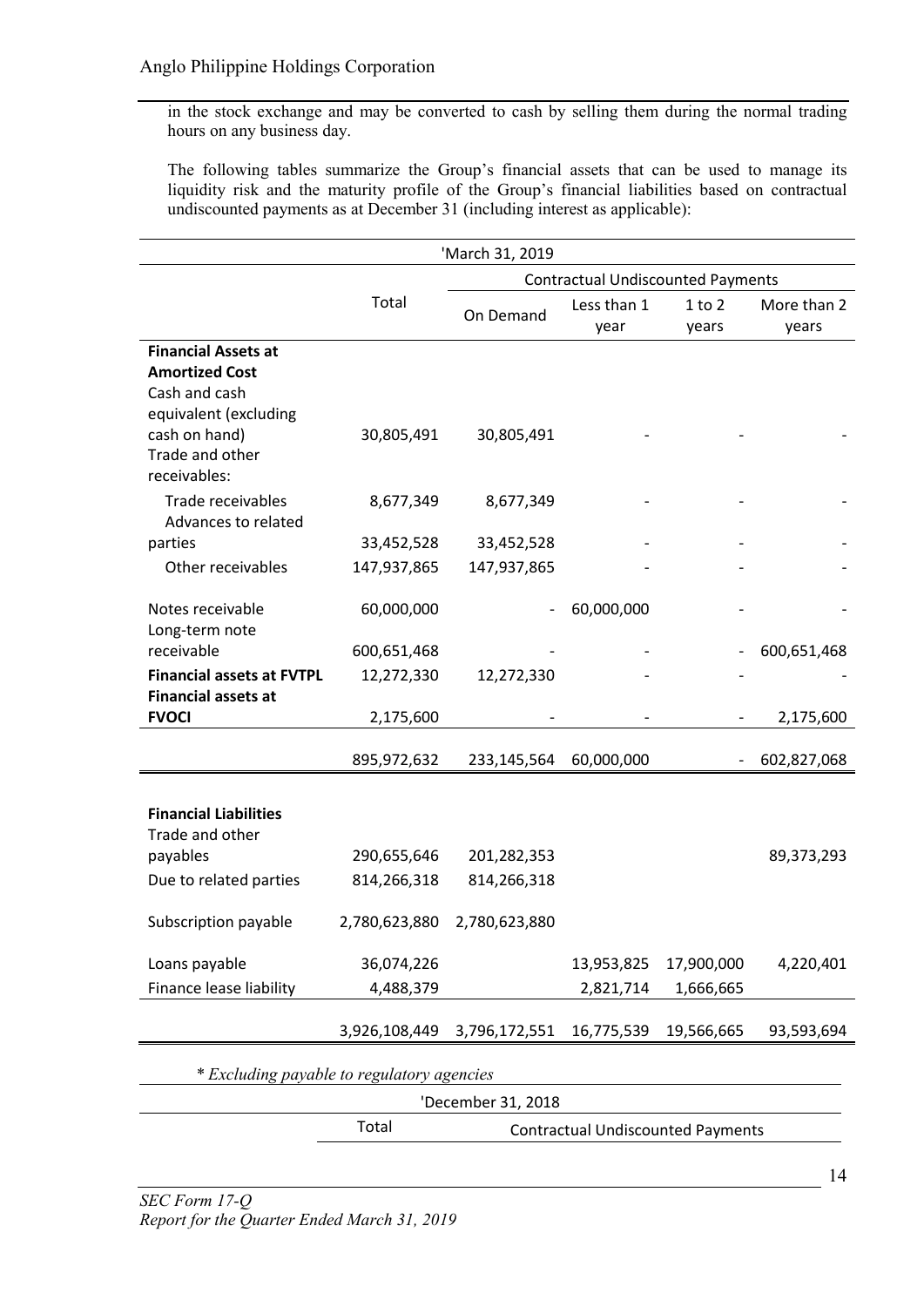in the stock exchange and may be converted to cash by selling them during the normal trading hours on any business day.

The following tables summarize the Group's financial assets that can be used to manage its liquidity risk and the maturity profile of the Group's financial liabilities based on contractual undiscounted payments as at December 31 (including interest as applicable):

| 'March 31, 2019 | | | | | |
|---|---|---|---|---|---|
| | Total | Contractual Undiscounted Payments | | | |
| | | On Demand | Less than 1 year | 1 to 2 years | More than 2 years |
| **Financial Assets at Amortized Cost** | | | | | |
| Cash and cash equivalent (excluding cash on hand) | 30,805,491 | 30,805,491 | - | - | - |
| Trade and other receivables: | | | | | |
| Trade receivables | 8,677,349 | 8,677,349 | - | - | - |
| Advances to related parties | 33,452,528 | 33,452,528 | - | - | - |
| Other receivables | 147,937,865 | 147,937,865 | - | - | - |
| Notes receivable | 60,000,000 | - | 60,000,000 | - | - |
| Long-term note receivable | 600,651,468 | - | - | - | 600,651,468 |
| **Financial assets at FVTPL** | 12,272,330 | 12,272,330 | - | - | - |
| **Financial assets at FVOCI** | 2,175,600 | - | - | - | 2,175,600 |
| | 895,972,632 | 233,145,564 | 60,000,000 | - | 602,827,068 |
| | | | | | |
| **Financial Liabilities** | | | | | |
| Trade and other payables | 290,655,646 | 201,282,353 | | | 89,373,293 |
| Due to related parties | 814,266,318 | 814,266,318 | | | |
| Subscription payable | 2,780,623,880 | 2,780,623,880 | | | |
| Loans payable | 36,074,226 | | 13,953,825 | 17,900,000 | 4,220,401 |
| Finance lease liability | 4,488,379 | | 2,821,714 | 1,666,665 | |
| | 3,926,108,449 | 3,796,172,551 | 16,775,539 | 19,566,665 | 93,593,694 |

*\* Excluding payable to regulatory agencies*

| 'December 31, 2018 | | |
|---|---|---|
| | Total | Contractual Undiscounted Payments |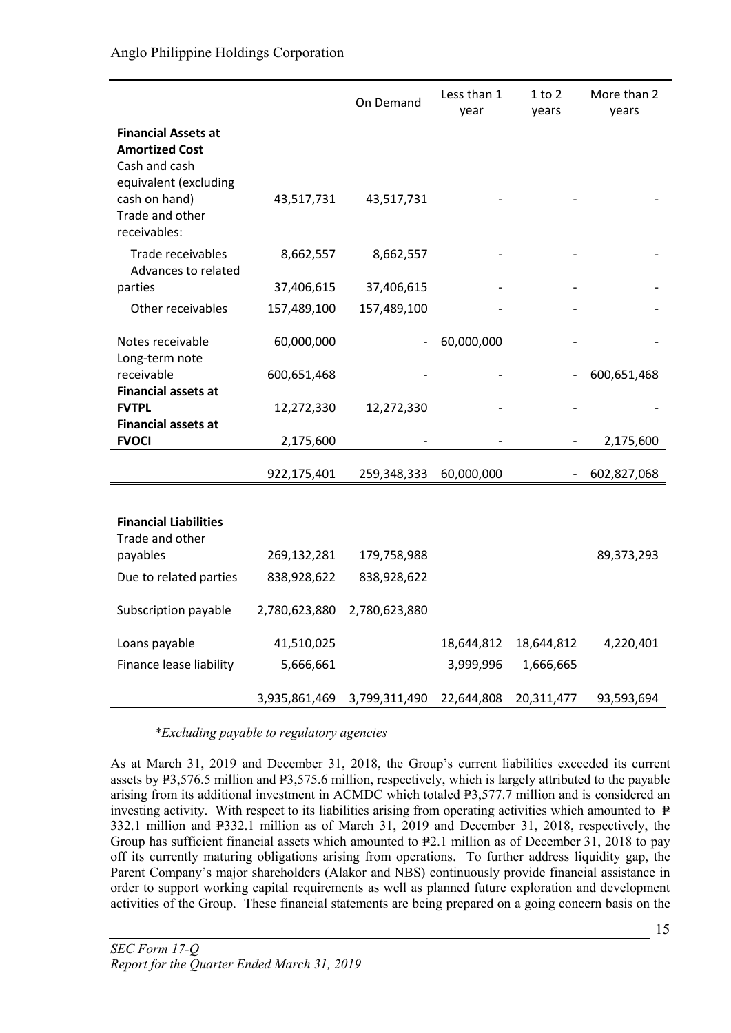| | | On Demand | Less than 1 year | 1 to 2 years | More than 2 years |
|---|---|---|---|---|---|
| **Financial Assets at Amortized Cost** | | | | | |
| Cash and cash equivalent (excluding cash on hand) | 43,517,731 | 43,517,731 | - | - | - |
| Trade and other receivables: | | | | | |
| Trade receivables | 8,662,557 | 8,662,557 | - | - | - |
| Advances to related parties | 37,406,615 | 37,406,615 | - | - | - |
| Other receivables | 157,489,100 | 157,489,100 | - | - | - |
| Notes receivable | 60,000,000 | - | 60,000,000 | - | - |
| Long-term note receivable | 600,651,468 | - | - | - | 600,651,468 |
| **Financial assets at FVTPL** | 12,272,330 | 12,272,330 | - | - | - |
| **Financial assets at FVOCI** | 2,175,600 | - | - | - | 2,175,600 |
| | 922,175,401 | 259,348,333 | 60,000,000 | - | 602,827,068 |
| **Financial Liabilities** | | | | | |
| Trade and other payables | 269,132,281 | 179,758,988 | | | 89,373,293 |
| Due to related parties | 838,928,622 | 838,928,622 | | | |
| Subscription payable | 2,780,623,880 | 2,780,623,880 | | | |
| Loans payable | 41,510,025 | | 18,644,812 | 18,644,812 | 4,220,401 |
| Finance lease liability | 5,666,661 | | 3,999,996 | 1,666,665 | |
| | 3,935,861,469 | 3,799,311,490 | 22,644,808 | 20,311,477 | 93,593,694 |

*\*Excluding payable to regulatory agencies*

As at March 31, 2019 and December 31, 2018, the Group's current liabilities exceeded its current assets by ₱3,576.5 million and ₱3,575.6 million, respectively, which is largely attributed to the payable arising from its additional investment in ACMDC which totaled ₱3,577.7 million and is considered an investing activity. With respect to its liabilities arising from operating activities which amounted to ₱ 332.1 million and ₱332.1 million as of March 31, 2019 and December 31, 2018, respectively, the Group has sufficient financial assets which amounted to ₱2.1 million as of December 31, 2018 to pay off its currently maturing obligations arising from operations. To further address liquidity gap, the Parent Company's major shareholders (Alakor and NBS) continuously provide financial assistance in order to support working capital requirements as well as planned future exploration and development activities of the Group. These financial statements are being prepared on a going concern basis on the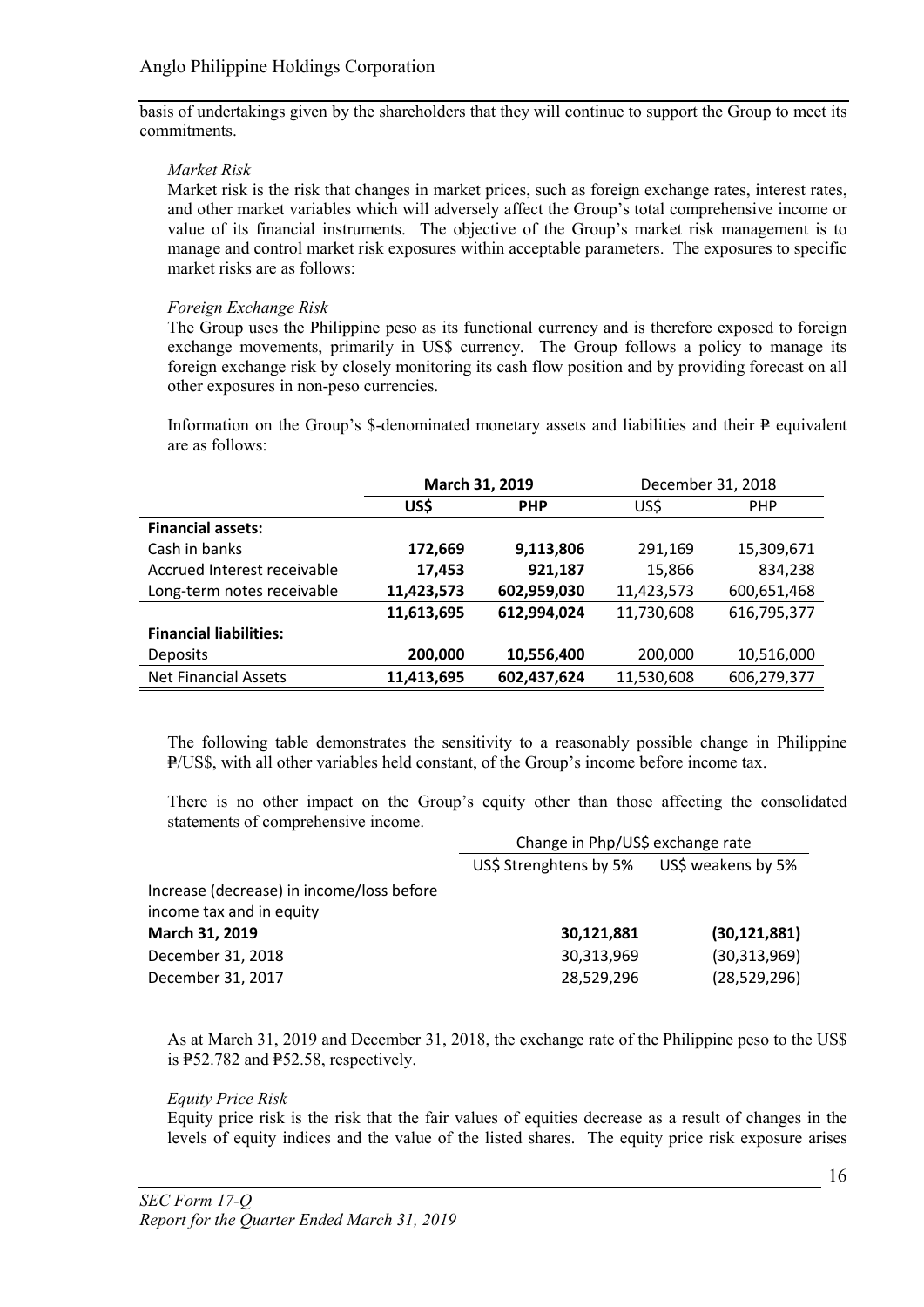basis of undertakings given by the shareholders that they will continue to support the Group to meet its commitments.

*Market Risk*

Market risk is the risk that changes in market prices, such as foreign exchange rates, interest rates, and other market variables which will adversely affect the Group's total comprehensive income or value of its financial instruments. The objective of the Group's market risk management is to manage and control market risk exposures within acceptable parameters. The exposures to specific market risks are as follows:

*Foreign Exchange Risk*

The Group uses the Philippine peso as its functional currency and is therefore exposed to foreign exchange movements, primarily in US$ currency. The Group follows a policy to manage its foreign exchange risk by closely monitoring its cash flow position and by providing forecast on all other exposures in non-peso currencies.

Information on the Group's $-denominated monetary assets and liabilities and their ₱ equivalent are as follows:

| | **March 31, 2019** | | December 31, 2018 | |
|---|---|---|---|---|
| | **US$** | **PHP** | US$ | PHP |
| **Financial assets:** | | | | |
| Cash in banks | **172,669** | **9,113,806** | 291,169 | 15,309,671 |
| Accrued Interest receivable | **17,453** | **921,187** | 15,866 | 834,238 |
| Long-term notes receivable | **11,423,573** | **602,959,030** | 11,423,573 | 600,651,468 |
| | **11,613,695** | **612,994,024** | 11,730,608 | 616,795,377 |
| **Financial liabilities:** | | | | |
| Deposits | **200,000** | **10,556,400** | 200,000 | 10,516,000 |
| Net Financial Assets | **11,413,695** | **602,437,624** | 11,530,608 | 606,279,377 |

The following table demonstrates the sensitivity to a reasonably possible change in Philippine ₱/US$, with all other variables held constant, of the Group's income before income tax.

There is no other impact on the Group's equity other than those affecting the consolidated statements of comprehensive income.

| | Change in Php/US$ exchange rate | |
|---|---|---|
| | US$ Strenghtens by 5% | US$ weakens by 5% |
| Increase (decrease) in income/loss before income tax and in equity | | |
| **March 31, 2019** | **30,121,881** | **(30,121,881)** |
| December 31, 2018 | 30,313,969 | (30,313,969) |
| December 31, 2017 | 28,529,296 | (28,529,296) |

As at March 31, 2019 and December 31, 2018, the exchange rate of the Philippine peso to the US$ is ₱52.782 and ₱52.58, respectively.

*Equity Price Risk*

Equity price risk is the risk that the fair values of equities decrease as a result of changes in the levels of equity indices and the value of the listed shares. The equity price risk exposure arises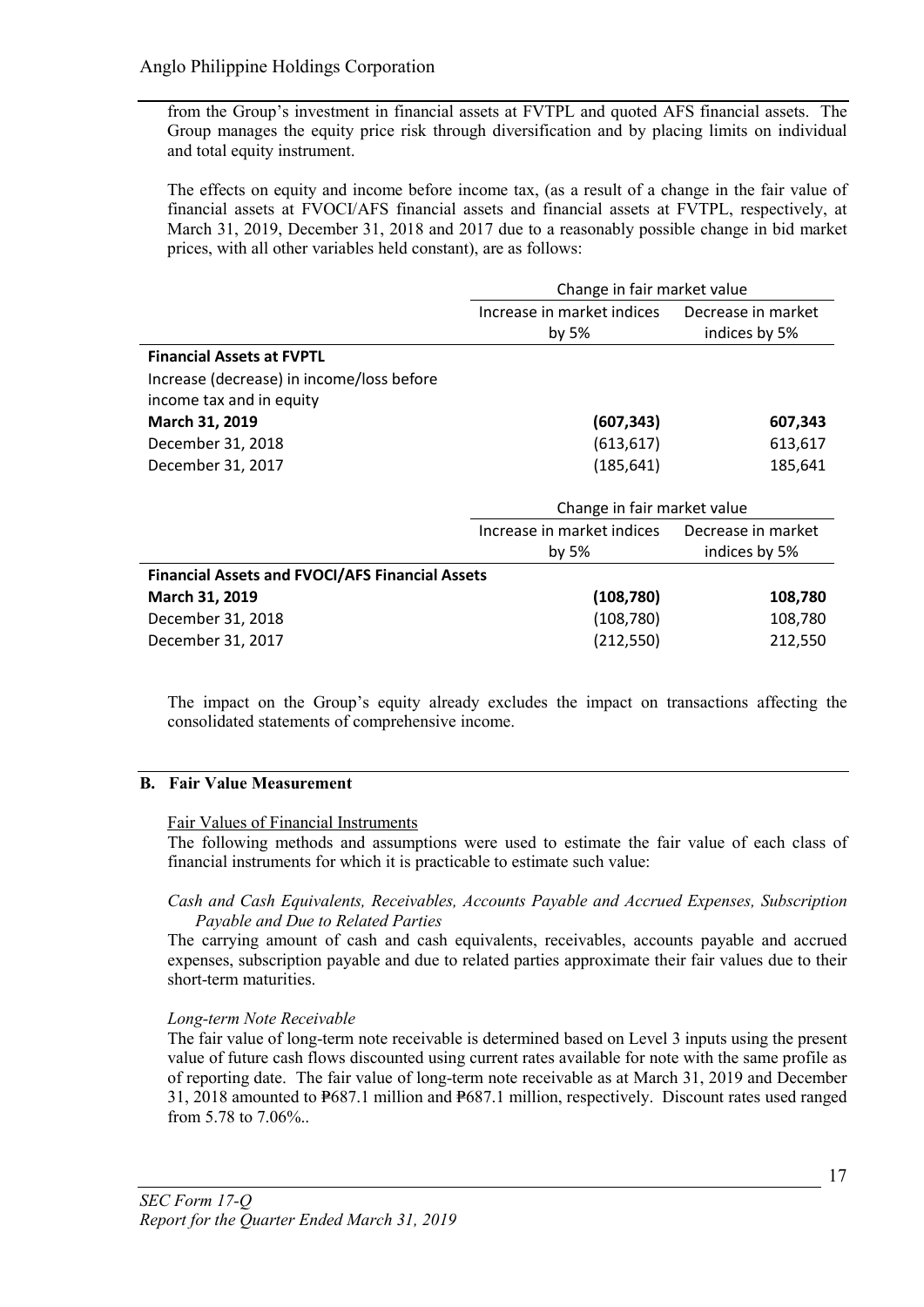from the Group's investment in financial assets at FVTPL and quoted AFS financial assets. The Group manages the equity price risk through diversification and by placing limits on individual and total equity instrument.

The effects on equity and income before income tax, (as a result of a change in the fair value of financial assets at FVOCI/AFS financial assets and financial assets at FVTPL, respectively, at March 31, 2019, December 31, 2018 and 2017 due to a reasonably possible change in bid market prices, with all other variables held constant), are as follows:

| | Change in fair market value | |
|---|---|---|
| | Increase in market indices by 5% | Decrease in market indices by 5% |
| **Financial Assets at FVPTL** | | |
| Increase (decrease) in income/loss before income tax and in equity | | |
| **March 31, 2019** | **(607,343)** | **607,343** |
| December 31, 2018 | (613,617) | 613,617 |
| December 31, 2017 | (185,641) | 185,641 |

| | Change in fair market value | |
|---|---|---|
| | Increase in market indices by 5% | Decrease in market indices by 5% |
| **Financial Assets and FVOCI/AFS Financial Assets** | | |
| **March 31, 2019** | **(108,780)** | **108,780** |
| December 31, 2018 | (108,780) | 108,780 |
| December 31, 2017 | (212,550) | 212,550 |

The impact on the Group's equity already excludes the impact on transactions affecting the consolidated statements of comprehensive income.

## B. Fair Value Measurement

Fair Values of Financial Instruments

The following methods and assumptions were used to estimate the fair value of each class of financial instruments for which it is practicable to estimate such value:

*Cash and Cash Equivalents, Receivables, Accounts Payable and Accrued Expenses, Subscription Payable and Due to Related Parties*

The carrying amount of cash and cash equivalents, receivables, accounts payable and accrued expenses, subscription payable and due to related parties approximate their fair values due to their short-term maturities.

*Long-term Note Receivable*

The fair value of long-term note receivable is determined based on Level 3 inputs using the present value of future cash flows discounted using current rates available for note with the same profile as of reporting date. The fair value of long-term note receivable as at March 31, 2019 and December 31, 2018 amounted to ₱687.1 million and ₱687.1 million, respectively. Discount rates used ranged from 5.78 to 7.06%..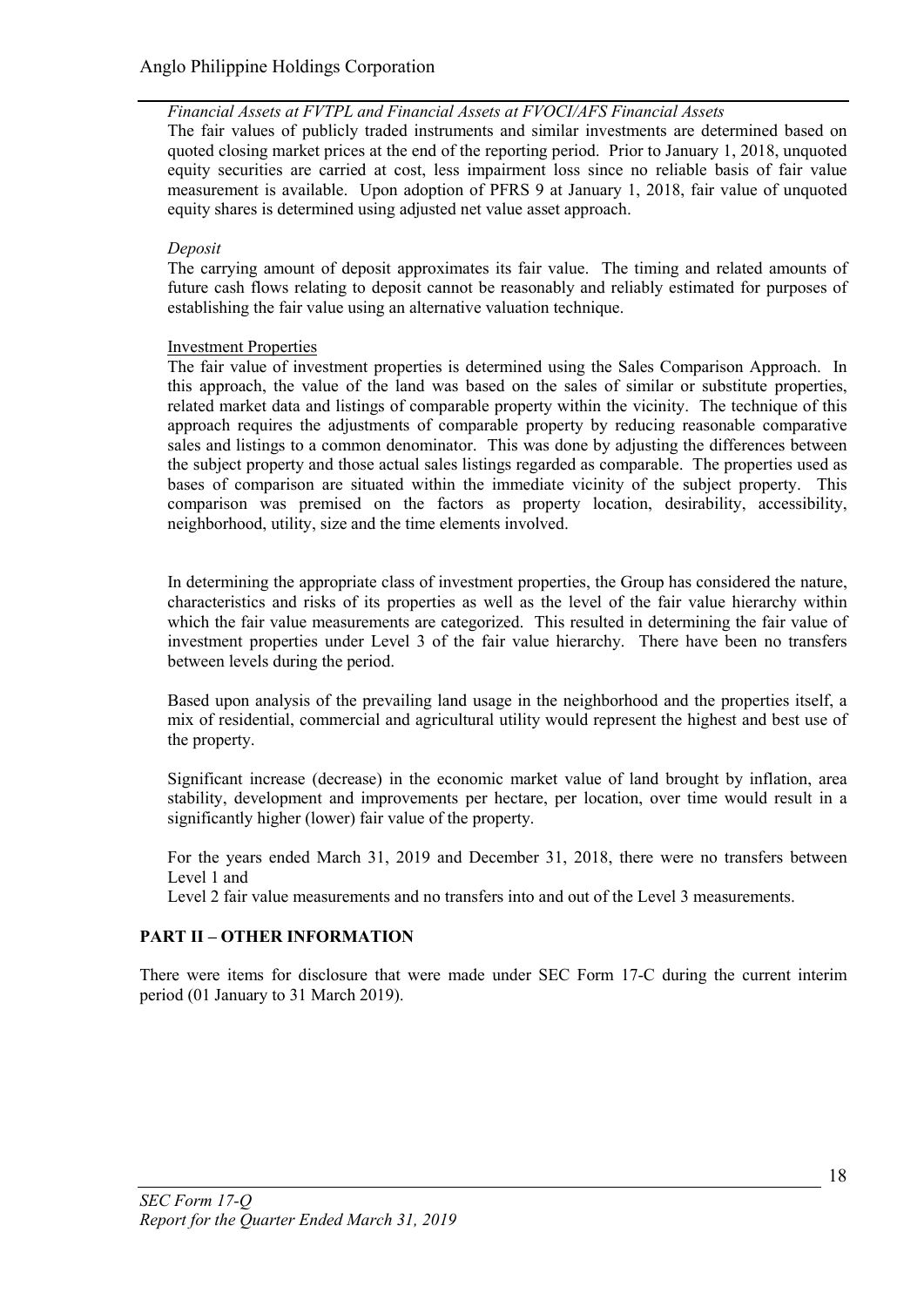*Financial Assets at FVTPL and Financial Assets at FVOCI/AFS Financial Assets*

The fair values of publicly traded instruments and similar investments are determined based on quoted closing market prices at the end of the reporting period. Prior to January 1, 2018, unquoted equity securities are carried at cost, less impairment loss since no reliable basis of fair value measurement is available. Upon adoption of PFRS 9 at January 1, 2018, fair value of unquoted equity shares is determined using adjusted net value asset approach.

*Deposit*

The carrying amount of deposit approximates its fair value. The timing and related amounts of future cash flows relating to deposit cannot be reasonably and reliably estimated for purposes of establishing the fair value using an alternative valuation technique.

Investment Properties

The fair value of investment properties is determined using the Sales Comparison Approach. In this approach, the value of the land was based on the sales of similar or substitute properties, related market data and listings of comparable property within the vicinity. The technique of this approach requires the adjustments of comparable property by reducing reasonable comparative sales and listings to a common denominator. This was done by adjusting the differences between the subject property and those actual sales listings regarded as comparable. The properties used as bases of comparison are situated within the immediate vicinity of the subject property. This comparison was premised on the factors as property location, desirability, accessibility, neighborhood, utility, size and the time elements involved.

In determining the appropriate class of investment properties, the Group has considered the nature, characteristics and risks of its properties as well as the level of the fair value hierarchy within which the fair value measurements are categorized. This resulted in determining the fair value of investment properties under Level 3 of the fair value hierarchy. There have been no transfers between levels during the period.

Based upon analysis of the prevailing land usage in the neighborhood and the properties itself, a mix of residential, commercial and agricultural utility would represent the highest and best use of the property.

Significant increase (decrease) in the economic market value of land brought by inflation, area stability, development and improvements per hectare, per location, over time would result in a significantly higher (lower) fair value of the property.

For the years ended March 31, 2019 and December 31, 2018, there were no transfers between Level 1 and
Level 2 fair value measurements and no transfers into and out of the Level 3 measurements.

## PART II – OTHER INFORMATION

There were items for disclosure that were made under SEC Form 17-C during the current interim period (01 January to 31 March 2019).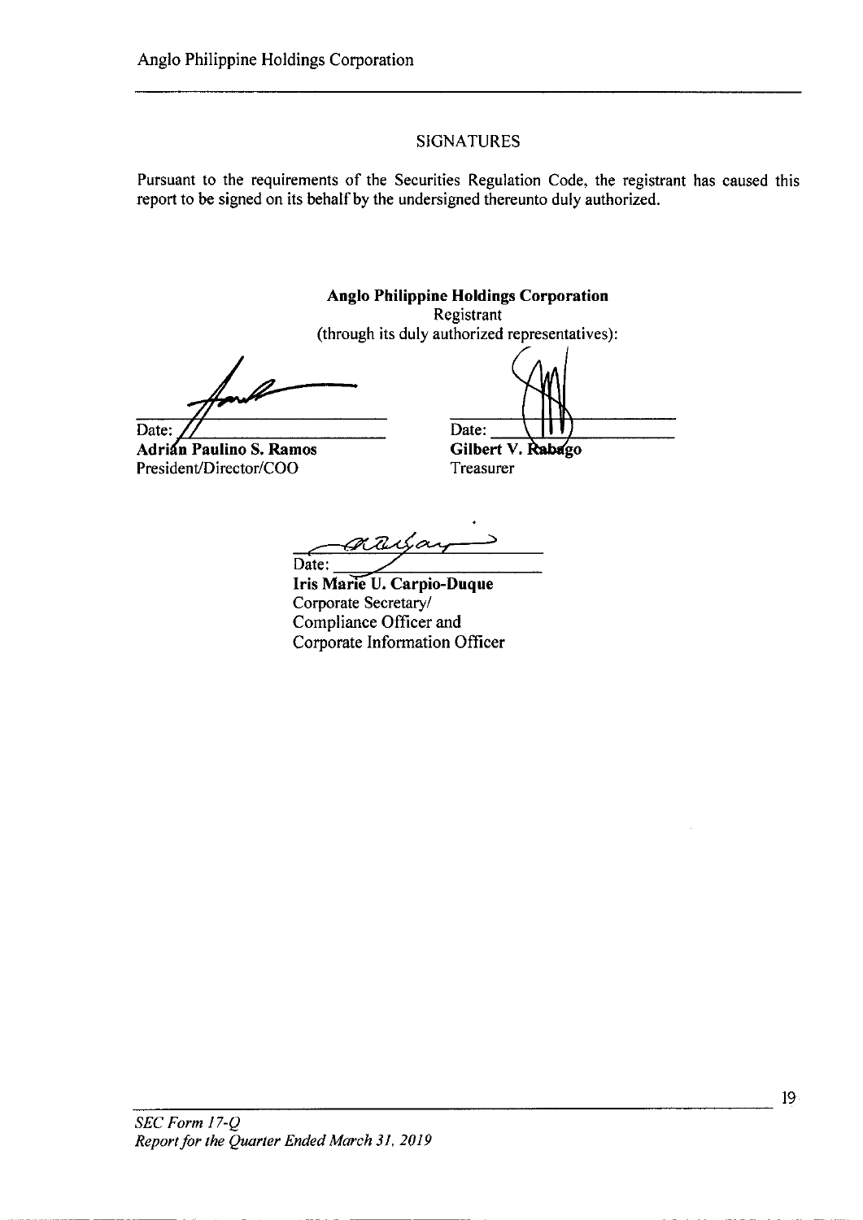## SIGNATURES

Pursuant to the requirements of the Securities Regulation Code, the registrant has caused this report to be signed on its behalf by the undersigned thereunto duly authorized.

**Anglo Philippine Holdings Corporation**
Registrant
(through its duly authorized representatives):

Date: ____________________
**Adrián Paulino S. Ramos**
President/Director/COO

Date: ____________________
**Gilbert V. Rabago**
Treasurer

Date: ____________________
**Iris Marie U. Carpio-Duque**
Corporate Secretary/
Compliance Officer and
Corporate Information Officer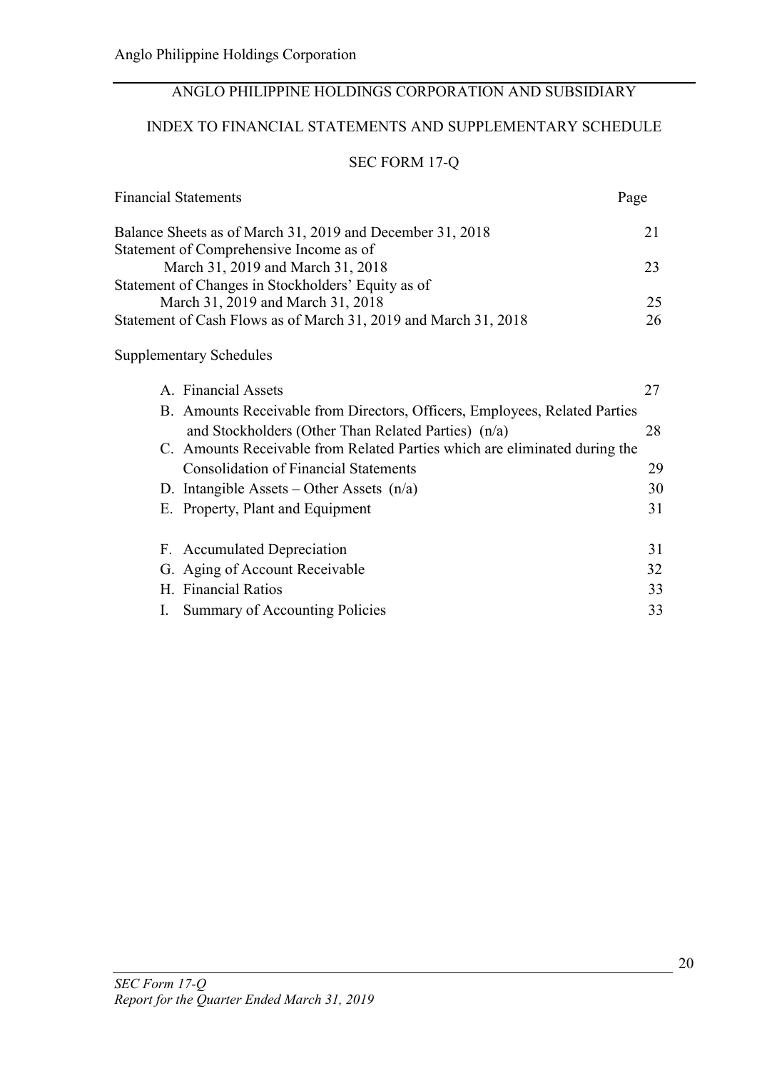## ANGLO PHILIPPINE HOLDINGS CORPORATION AND SUBSIDIARY

## INDEX TO FINANCIAL STATEMENTS AND SUPPLEMENTARY SCHEDULE

### SEC FORM 17-Q

| Financial Statements | Page |
|---|---|
| Balance Sheets as of March 31, 2019 and December 31, 2018 | 21 |
| Statement of Comprehensive Income as of March 31, 2019 and March 31, 2018 | 23 |
| Statement of Changes in Stockholders' Equity as of March 31, 2019 and March 31, 2018 | 25 |
| Statement of Cash Flows as of March 31, 2019 and March 31, 2018 | 26 |

| Supplementary Schedules | |
|---|---|
| A. Financial Assets | 27 |
| B. Amounts Receivable from Directors, Officers, Employees, Related Parties and Stockholders (Other Than Related Parties) (n/a) | 28 |
| C. Amounts Receivable from Related Parties which are eliminated during the Consolidation of Financial Statements | 29 |
| D. Intangible Assets – Other Assets (n/a) | 30 |
| E. Property, Plant and Equipment | 31 |
| F. Accumulated Depreciation | 31 |
| G. Aging of Account Receivable | 32 |
| H. Financial Ratios | 33 |
| I. Summary of Accounting Policies | 33 |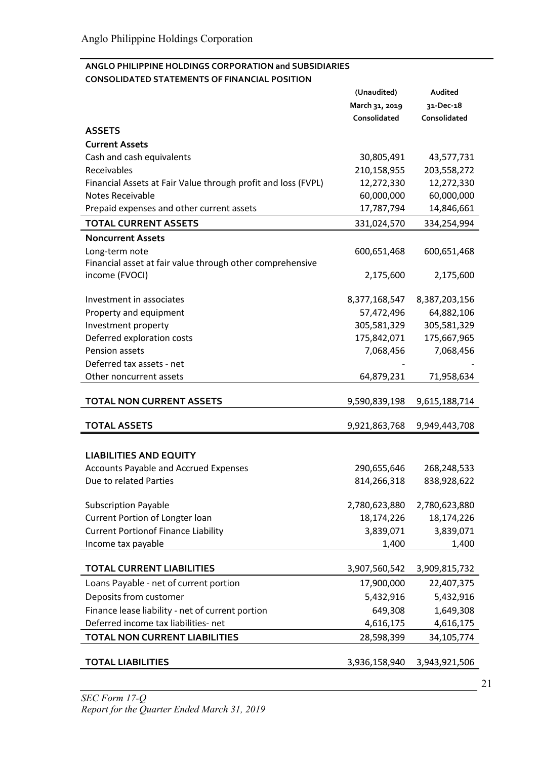**ANGLO PHILIPPINE HOLDINGS CORPORATION and SUBSIDIARIES**
**CONSOLIDATED STATEMENTS OF FINANCIAL POSITION**

| | (Unaudited) March 31, 2019 Consolidated | Audited 31-Dec-18 Consolidated |
|---|---|---|
| **ASSETS** | | |
| **Current Assets** | | |
| Cash and cash equivalents | 30,805,491 | 43,577,731 |
| Receivables | 210,158,955 | 203,558,272 |
| Financial Assets at Fair Value through profit and loss (FVPL) | 12,272,330 | 12,272,330 |
| Notes Receivable | 60,000,000 | 60,000,000 |
| Prepaid expenses and other current assets | 17,787,794 | 14,846,661 |
| **TOTAL CURRENT ASSETS** | 331,024,570 | 334,254,994 |
| **Noncurrent Assets** | | |
| Long-term note | 600,651,468 | 600,651,468 |
| Financial asset at fair value through other comprehensive income (FVOCI) | 2,175,600 | 2,175,600 |
| Investment in associates | 8,377,168,547 | 8,387,203,156 |
| Property and equipment | 57,472,496 | 64,882,106 |
| Investment property | 305,581,329 | 305,581,329 |
| Deferred exploration costs | 175,842,071 | 175,667,965 |
| Pension assets | 7,068,456 | 7,068,456 |
| Deferred tax assets - net | - | - |
| Other noncurrent assets | 64,879,231 | 71,958,634 |
| **TOTAL NON CURRENT ASSETS** | 9,590,839,198 | 9,615,188,714 |
| **TOTAL ASSETS** | 9,921,863,768 | 9,949,443,708 |
| | | |
| **LIABILITIES AND EQUITY** | | |
| Accounts Payable and Accrued Expenses | 290,655,646 | 268,248,533 |
| Due to related Parties | 814,266,318 | 838,928,622 |
| Subscription Payable | 2,780,623,880 | 2,780,623,880 |
| Current Portion of Longter loan | 18,174,226 | 18,174,226 |
| Current Portionof Finance Liability | 3,839,071 | 3,839,071 |
| Income tax payable | 1,400 | 1,400 |
| **TOTAL CURRENT LIABILITIES** | 3,907,560,542 | 3,909,815,732 |
| Loans Payable - net of current portion | 17,900,000 | 22,407,375 |
| Deposits from customer | 5,432,916 | 5,432,916 |
| Finance lease liability - net of current portion | 649,308 | 1,649,308 |
| Deferred income tax liabilities- net | 4,616,175 | 4,616,175 |
| **TOTAL NON CURRENT LIABILITIES** | 28,598,399 | 34,105,774 |
| **TOTAL LIABILITIES** | 3,936,158,940 | 3,943,921,506 |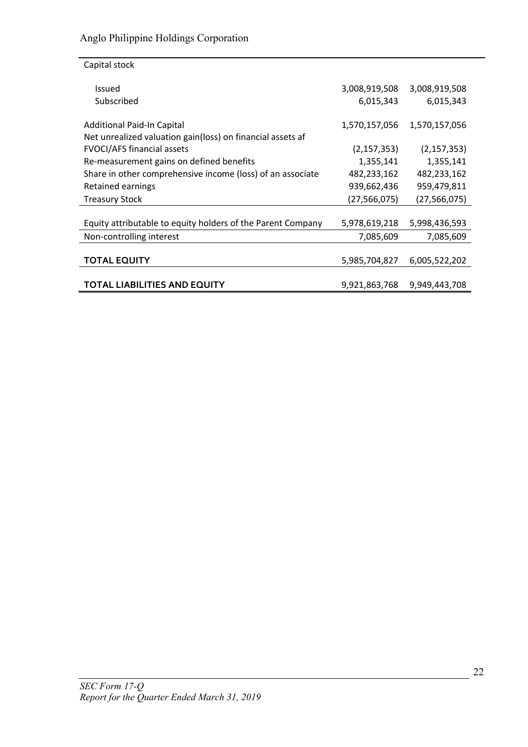| Capital stock | | |
|---|---|---|
| Issued | 3,008,919,508 | 3,008,919,508 |
| Subscribed | 6,015,343 | 6,015,343 |
| Additional Paid-In Capital | 1,570,157,056 | 1,570,157,056 |
| Net unrealized valuation gain(loss) on financial assets af FVOCI/AFS financial assets | (2,157,353) | (2,157,353) |
| Re-measurement gains on defined benefits | 1,355,141 | 1,355,141 |
| Share in other comprehensive income (loss) of an associate | 482,233,162 | 482,233,162 |
| Retained earnings | 939,662,436 | 959,479,811 |
| Treasury Stock | (27,566,075) | (27,566,075) |
| Equity attributable to equity holders of the Parent Company | 5,978,619,218 | 5,998,436,593 |
| Non-controlling interest | 7,085,609 | 7,085,609 |
| **TOTAL EQUITY** | 5,985,704,827 | 6,005,522,202 |
| **TOTAL LIABILITIES AND EQUITY** | 9,921,863,768 | 9,949,443,708 |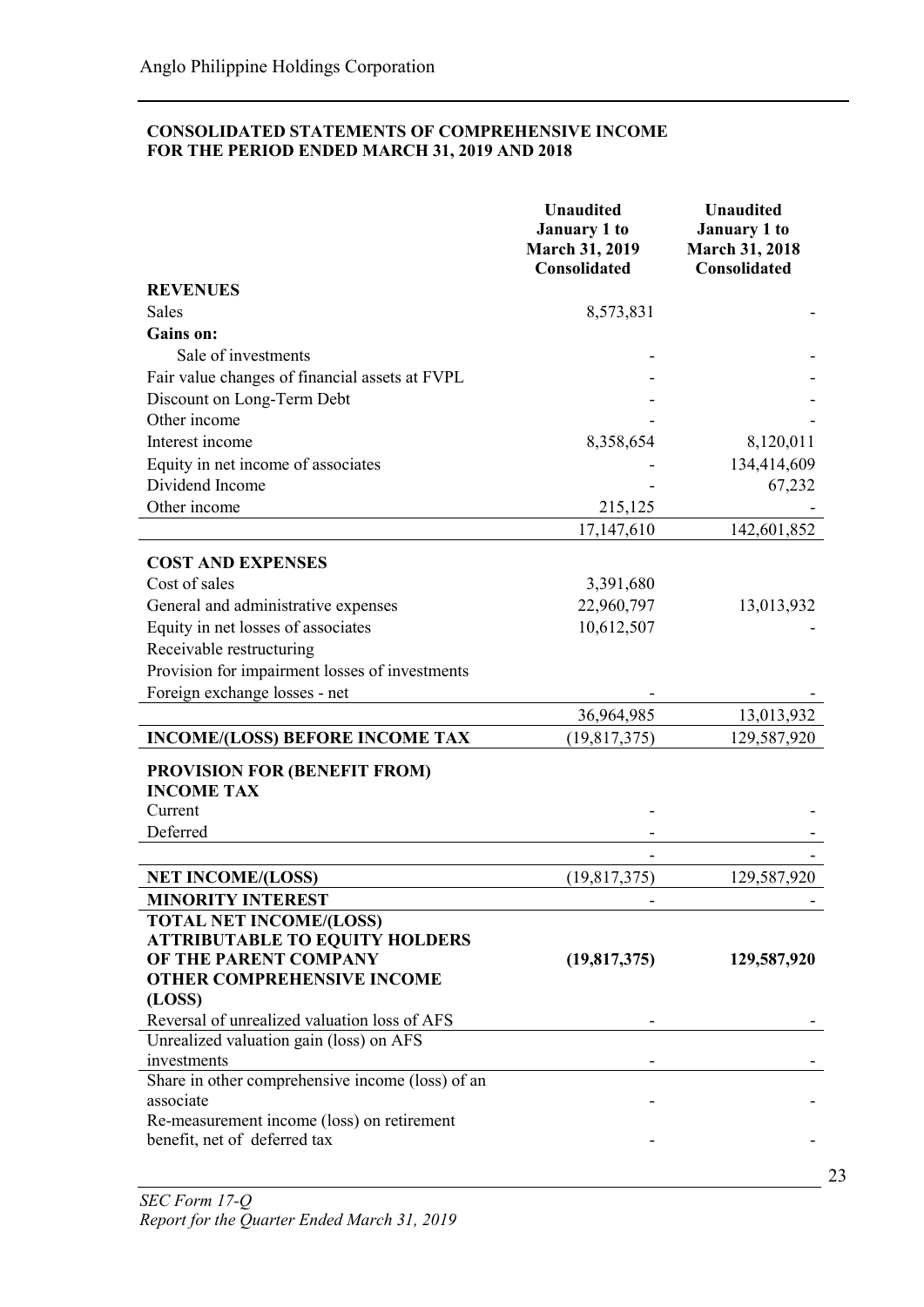Anglo Philippine Holdings Corporation

**CONSOLIDATED STATEMENTS OF COMPREHENSIVE INCOME**
**FOR THE PERIOD ENDED MARCH 31, 2019 AND 2018**

| | **Unaudited January 1 to March 31, 2019 Consolidated** | **Unaudited January 1 to March 31, 2018 Consolidated** |
|---|---|---|
| **REVENUES** | | |
| Sales | 8,573,831 | - |
| **Gains on:** | | |
| Sale of investments | - | - |
| Fair value changes of financial assets at FVPL | - | - |
| Discount on Long-Term Debt | - | - |
| Other income | - | - |
| Interest income | 8,358,654 | 8,120,011 |
| Equity in net income of associates | - | 134,414,609 |
| Dividend Income | - | 67,232 |
| Other income | 215,125 | - |
| | 17,147,610 | 142,601,852 |
| **COST AND EXPENSES** | | |
| Cost of sales | 3,391,680 | |
| General and administrative expenses | 22,960,797 | 13,013,932 |
| Equity in net losses of associates | 10,612,507 | - |
| Receivable restructuring | | |
| Provision for impairment losses of investments | | |
| Foreign exchange losses - net | - | - |
| | 36,964,985 | 13,013,932 |
| **INCOME/(LOSS) BEFORE INCOME TAX** | (19,817,375) | 129,587,920 |
| **PROVISION FOR (BENEFIT FROM) INCOME TAX** | | |
| Current | - | - |
| Deferred | - | - |
| | - | - |
| **NET INCOME/(LOSS)** | (19,817,375) | 129,587,920 |
| **MINORITY INTEREST** | - | - |
| **TOTAL NET INCOME/(LOSS) ATTRIBUTABLE TO EQUITY HOLDERS OF THE PARENT COMPANY** | **(19,817,375)** | **129,587,920** |
| **OTHER COMPREHENSIVE INCOME (LOSS)** | | |
| Reversal of unrealized valuation loss of AFS | - | - |
| Unrealized valuation gain (loss) on AFS investments | - | - |
| Share in other comprehensive income (loss) of an associate | - | - |
| Re-measurement income (loss) on retirement benefit, net of deferred tax | - | - |

*SEC Form 17-Q*
*Report for the Quarter Ended March 31, 2019*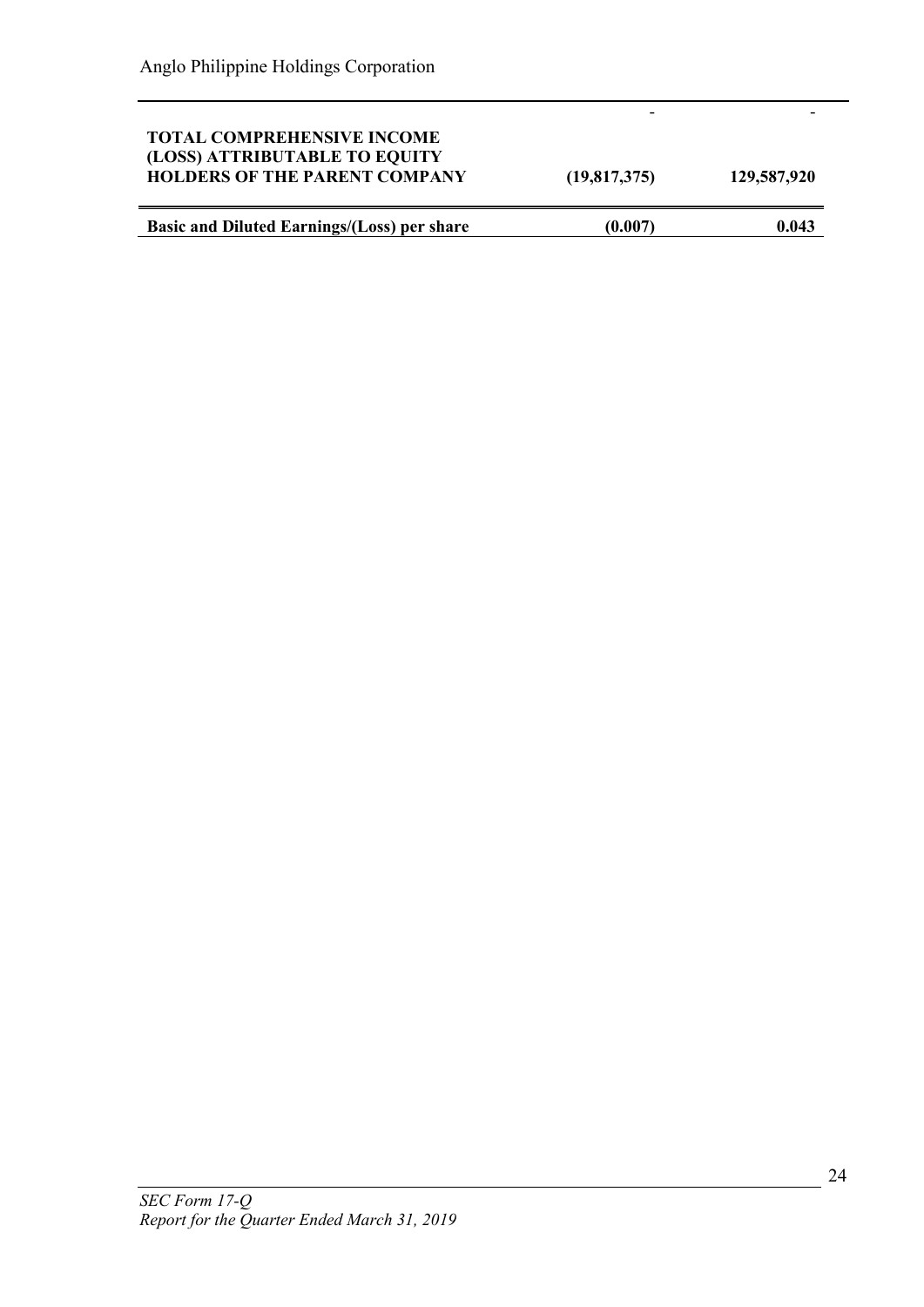| | | |
|---|---|---|
| | - | - |
| **TOTAL COMPREHENSIVE INCOME (LOSS) ATTRIBUTABLE TO EQUITY HOLDERS OF THE PARENT COMPANY** | **(19,817,375)** | **129,587,920** |
| **Basic and Diluted Earnings/(Loss) per share** | **(0.007)** | **0.043** |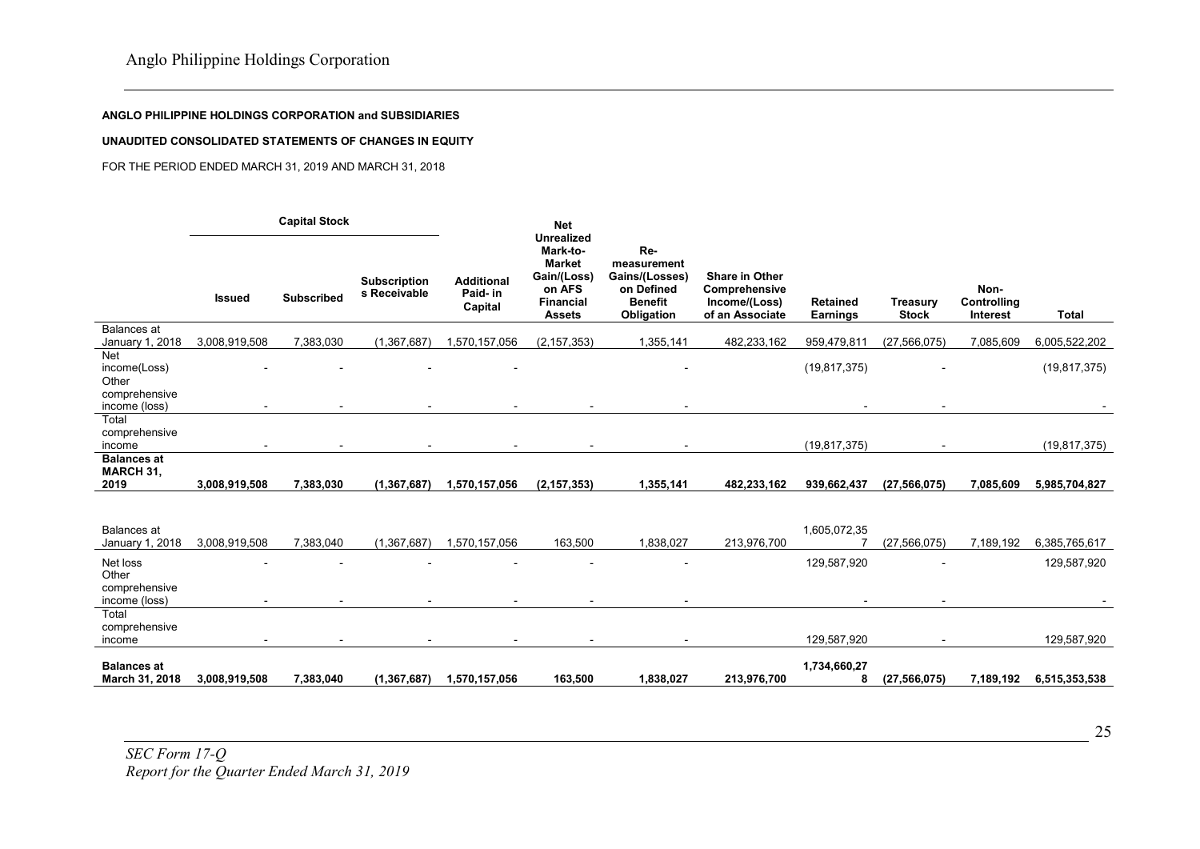**ANGLO PHILIPPINE HOLDINGS CORPORATION and SUBSIDIARIES**

**UNAUDITED CONSOLIDATED STATEMENTS OF CHANGES IN EQUITY**

FOR THE PERIOD ENDED MARCH 31, 2019 AND MARCH 31, 2018

| | Capital Stock | | | | | | | | | | |
|---|---|---|---|---|---|---|---|---|---|---|---|
| | **Issued** | **Subscribed** | **Subscriptions Receivable** | **Additional Paid- in Capital** | **Net Unrealized Mark-to-Market Gain/(Loss) on AFS Financial Assets** | **Re-measurement Gains/(Losses) on Defined Benefit Obligation** | **Share in Other Comprehensive Income/(Loss) of an Associate** | **Retained Earnings** | **Treasury Stock** | **Non-Controlling Interest** | **Total** |
| Balances at January 1, 2018 | 3,008,919,508 | 7,383,030 | (1,367,687) | 1,570,157,056 | (2,157,353) | 1,355,141 | 482,233,162 | 959,479,811 | (27,566,075) | 7,085,609 | 6,005,522,202 |
| Net income(Loss) | - | - | - | - | | - | | (19,817,375) | - | | (19,817,375) |
| Other comprehensive income (loss) | - | - | - | - | - | - | | - | - | | - |
| Total comprehensive income | - | - | - | - | - | - | | (19,817,375) | - | | (19,817,375) |
| **Balances at MARCH 31, 2019** | **3,008,919,508** | **7,383,030** | **(1,367,687)** | **1,570,157,056** | **(2,157,353)** | **1,355,141** | **482,233,162** | **939,662,437** | **(27,566,075)** | **7,085,609** | **5,985,704,827** |
| | | | | | | | | | | | |
| Balances at January 1, 2018 | 3,008,919,508 | 7,383,040 | (1,367,687) | 1,570,157,056 | 163,500 | 1,838,027 | 213,976,700 | 1,605,072,357 | (27,566,075) | 7,189,192 | 6,385,765,617 |
| Net loss | - | - | - | - | - | - | | 129,587,920 | - | | 129,587,920 |
| Other comprehensive income (loss) | - | - | - | - | - | - | | - | - | | - |
| Total comprehensive income | - | - | - | - | - | - | | 129,587,920 | - | | 129,587,920 |
| **Balances at March 31, 2018** | **3,008,919,508** | **7,383,040** | **(1,367,687)** | **1,570,157,056** | **163,500** | **1,838,027** | **213,976,700** | **1,734,660,278** | **(27,566,075)** | **7,189,192** | **6,515,353,538** |

*SEC Form 17-Q*
*Report for the Quarter Ended March 31, 2019*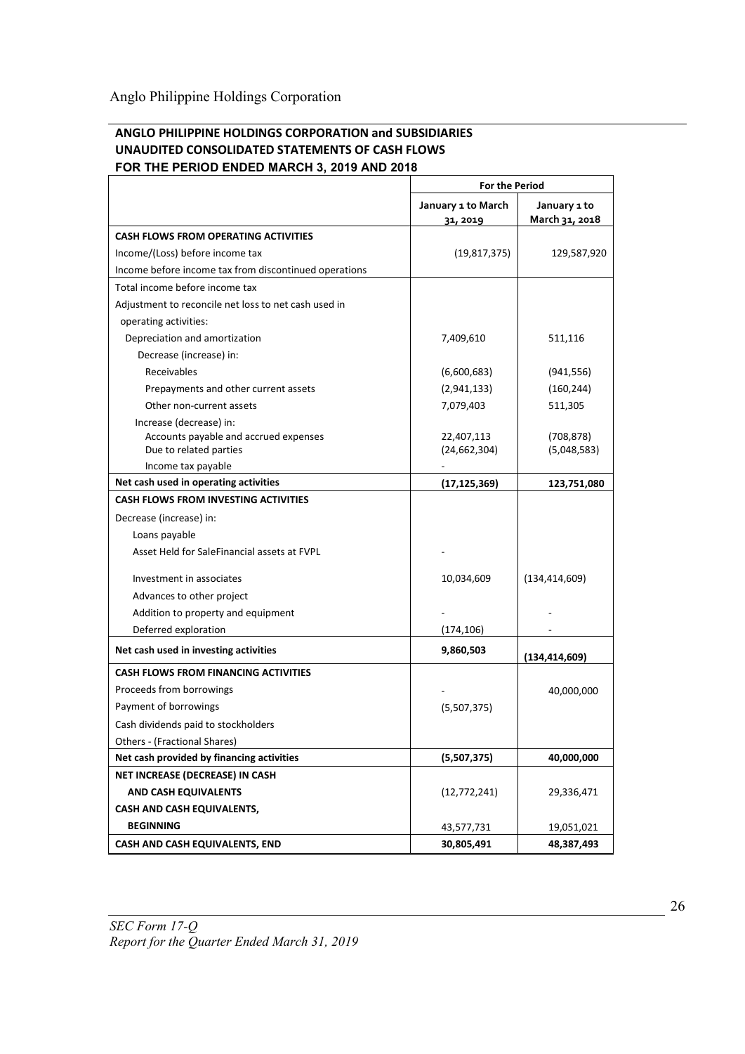## ANGLO PHILIPPINE HOLDINGS CORPORATION and SUBSIDIARIES
## UNAUDITED CONSOLIDATED STATEMENTS OF CASH FLOWS
## FOR THE PERIOD ENDED MARCH 3, 2019 AND 2018

| | For the Period | |
|---|---|---|
| | January 1 to March 31, 2019 | January 1 to March 31, 2018 |
| **CASH FLOWS FROM OPERATING ACTIVITIES** | | |
| Income/(Loss) before income tax | (19,817,375) | 129,587,920 |
| Income before income tax from discontinued operations | | |
| Total income before income tax | | |
| Adjustment to reconcile net loss to net cash used in | | |
| operating activities: | | |
| Depreciation and amortization | 7,409,610 | 511,116 |
| Decrease (increase) in: | | |
| Receivables | (6,600,683) | (941,556) |
| Prepayments and other current assets | (2,941,133) | (160,244) |
| Other non-current assets | 7,079,403 | 511,305 |
| Increase (decrease) in: | | |
| Accounts payable and accrued expenses | 22,407,113 | (708,878) |
| Due to related parties | (24,662,304) | (5,048,583) |
| Income tax payable | - | |
| **Net cash used in operating activities** | **(17,125,369)** | **123,751,080** |
| **CASH FLOWS FROM INVESTING ACTIVITIES** | | |
| Decrease (increase) in: | | |
| Loans payable | | |
| Asset Held for SaleFinancial assets at FVPL | - | |
| Investment in associates | 10,034,609 | (134,414,609) |
| Advances to other project | | |
| Addition to property and equipment | - | - |
| Deferred exploration | (174,106) | - |
| **Net cash used in investing activities** | **9,860,503** | **(134,414,609)** |
| **CASH FLOWS FROM FINANCING ACTIVITIES** | | |
| Proceeds from borrowings | - | 40,000,000 |
| Payment of borrowings | (5,507,375) | |
| Cash dividends paid to stockholders | | |
| Others - (Fractional Shares) | | |
| **Net cash provided by financing activities** | **(5,507,375)** | **40,000,000** |
| **NET INCREASE (DECREASE) IN CASH** | | |
| **AND CASH EQUIVALENTS** | (12,772,241) | 29,336,471 |
| **CASH AND CASH EQUIVALENTS,** | | |
| **BEGINNING** | 43,577,731 | 19,051,021 |
| **CASH AND CASH EQUIVALENTS, END** | **30,805,491** | **48,387,493** |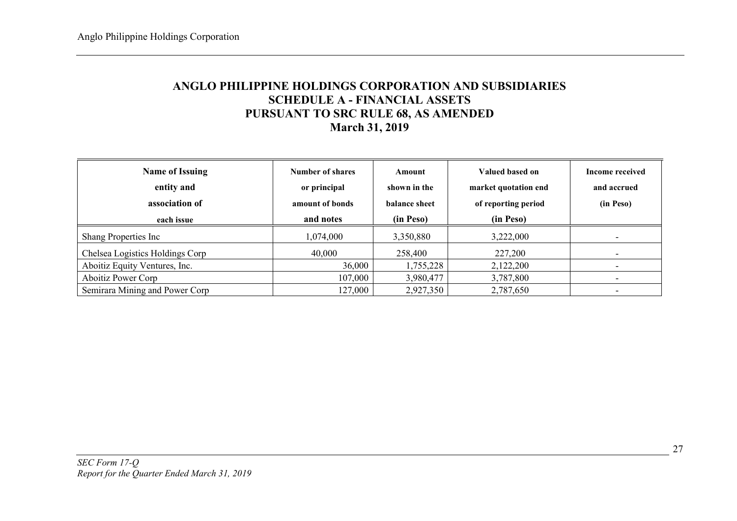# ANGLO PHILIPPINE HOLDINGS CORPORATION AND SUBSIDIARIES
## SCHEDULE A - FINANCIAL ASSETS
## PURSUANT TO SRC RULE 68, AS AMENDED
## March 31, 2019

| Name of Issuing entity and association of each issue | Number of shares or principal amount of bonds and notes | Amount shown in the balance sheet (in Peso) | Valued based on market quotation end of reporting period (in Peso) | Income received and accrued (in Peso) |
|---|---|---|---|---|
| Shang Properties Inc | 1,074,000 | 3,350,880 | 3,222,000 | - |
| Chelsea Logistics Holdings Corp | 40,000 | 258,400 | 227,200 | - |
| Aboitiz Equity Ventures, Inc. | 36,000 | 1,755,228 | 2,122,200 | - |
| Aboitiz Power Corp | 107,000 | 3,980,477 | 3,787,800 | - |
| Semirara Mining and Power Corp | 127,000 | 2,927,350 | 2,787,650 | - |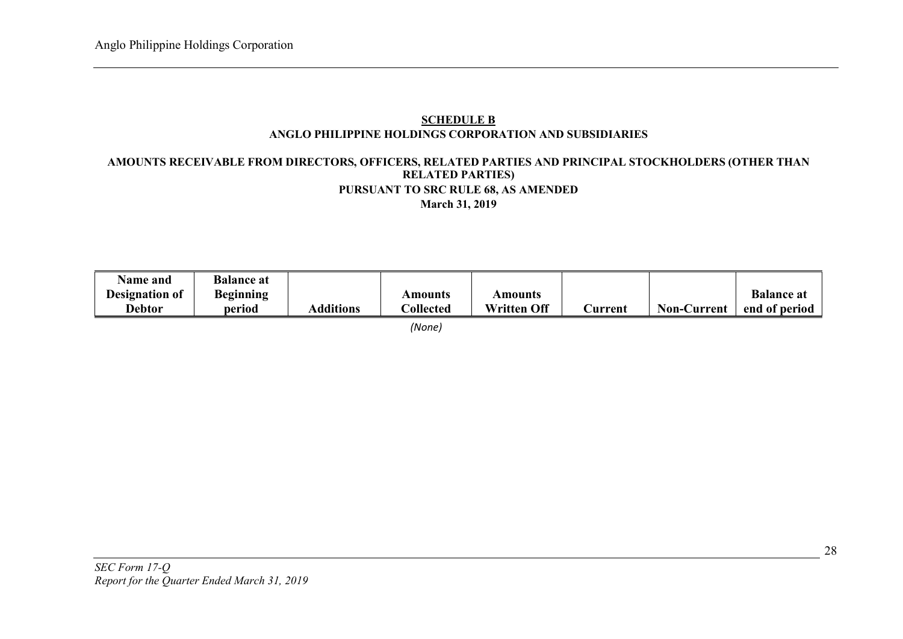**SCHEDULE B**

**ANGLO PHILIPPINE HOLDINGS CORPORATION AND SUBSIDIARIES**

**AMOUNTS RECEIVABLE FROM DIRECTORS, OFFICERS, RELATED PARTIES AND PRINCIPAL STOCKHOLDERS (OTHER THAN RELATED PARTIES)**

**PURSUANT TO SRC RULE 68, AS AMENDED**

**March 31, 2019**

| Name and Designation of Debtor | Balance at Beginning period | Additions | Amounts Collected | Amounts Written Off | Current | Non-Current | Balance at end of period |
|---|---|---|---|---|---|---|---|

*(None)*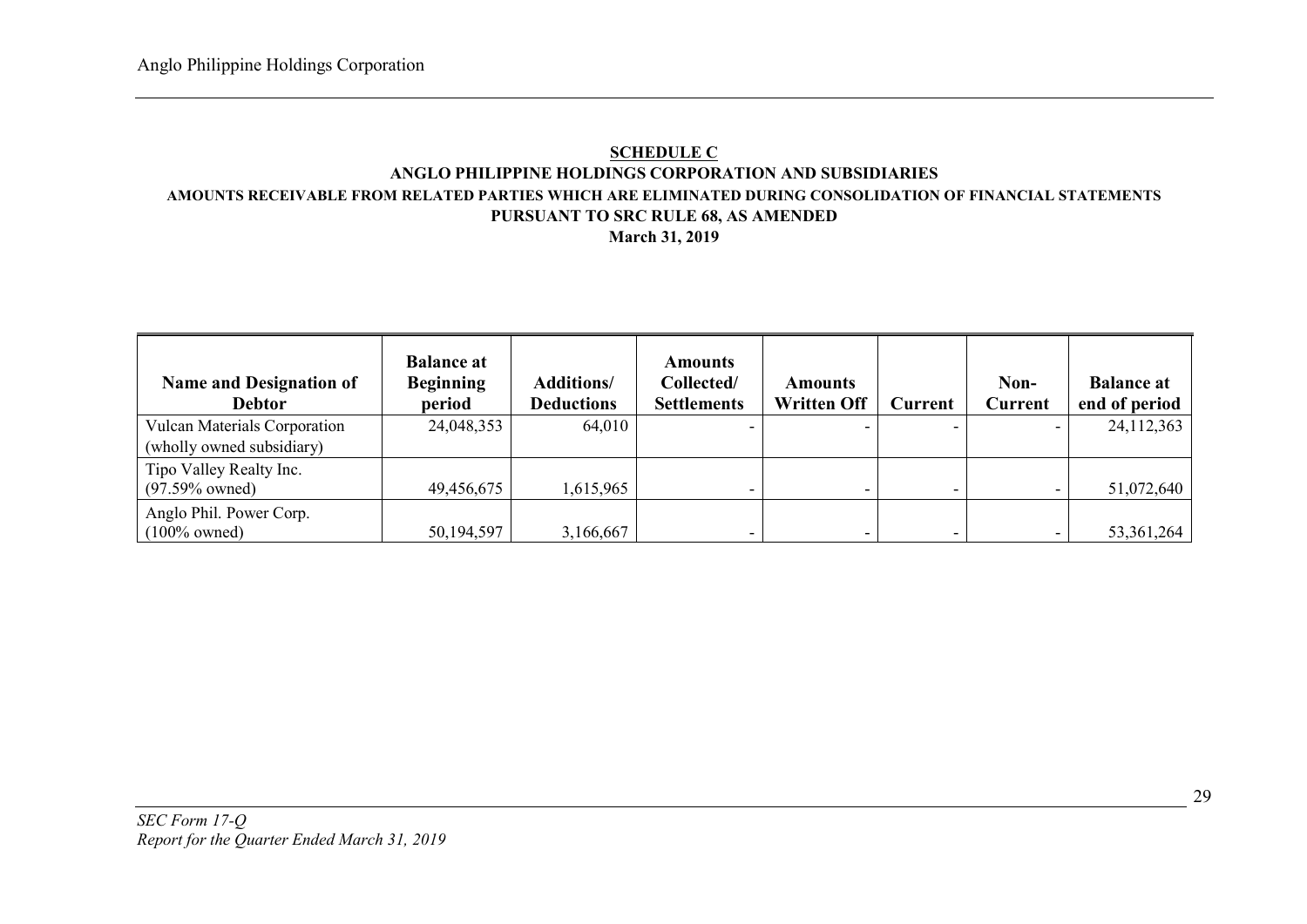**SCHEDULE C**

**ANGLO PHILIPPINE HOLDINGS CORPORATION AND SUBSIDIARIES**

**AMOUNTS RECEIVABLE FROM RELATED PARTIES WHICH ARE ELIMINATED DURING CONSOLIDATION OF FINANCIAL STATEMENTS PURSUANT TO SRC RULE 68, AS AMENDED**

**March 31, 2019**

| Name and Designation of Debtor | Balance at Beginning period | Additions/ Deductions | Amounts Collected/ Settlements | Amounts Written Off | Current | Non-Current | Balance at end of period |
|---|---|---|---|---|---|---|---|
| Vulcan Materials Corporation (wholly owned subsidiary) | 24,048,353 | 64,010 | - | - | - | - | 24,112,363 |
| Tipo Valley Realty Inc. (97.59% owned) | 49,456,675 | 1,615,965 | - | - | - | - | 51,072,640 |
| Anglo Phil. Power Corp. (100% owned) | 50,194,597 | 3,166,667 | - | - | - | - | 53,361,264 |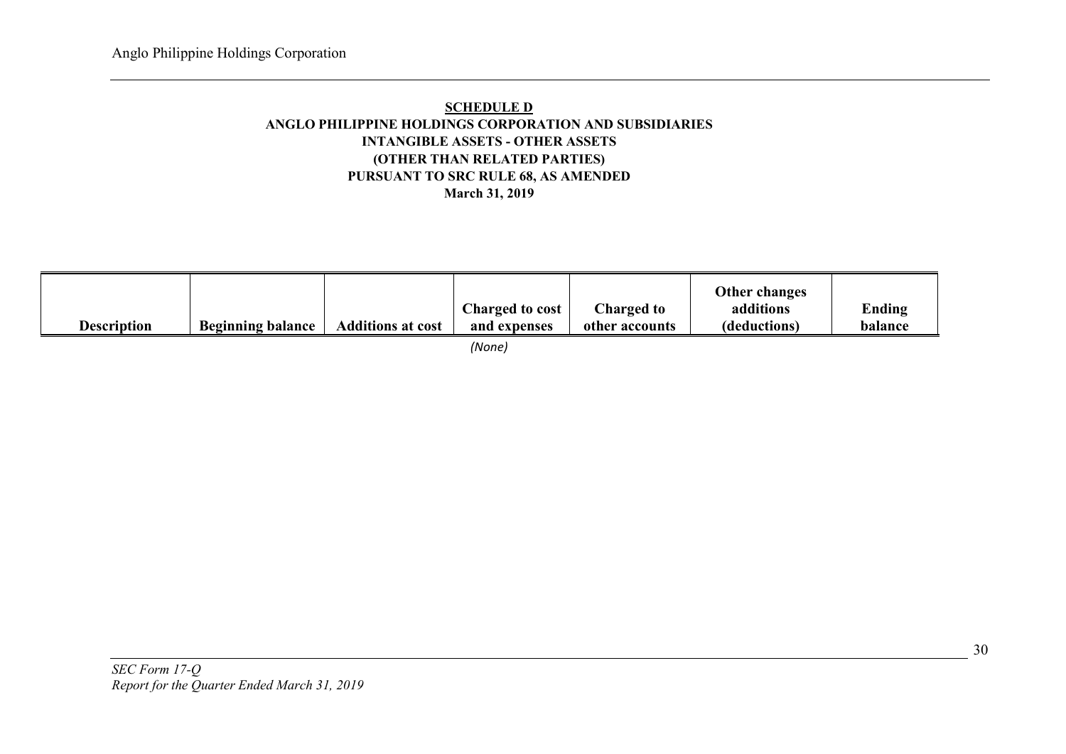**SCHEDULE D**

**ANGLO PHILIPPINE HOLDINGS CORPORATION AND SUBSIDIARIES**

**INTANGIBLE ASSETS - OTHER ASSETS**

**(OTHER THAN RELATED PARTIES)**

**PURSUANT TO SRC RULE 68, AS AMENDED**

**March 31, 2019**

| Description | Beginning balance | Additions at cost | Charged to cost and expenses | Charged to other accounts | Other changes additions (deductions) | Ending balance |
|---|---|---|---|---|---|---|
| | | | *(None)* | | | |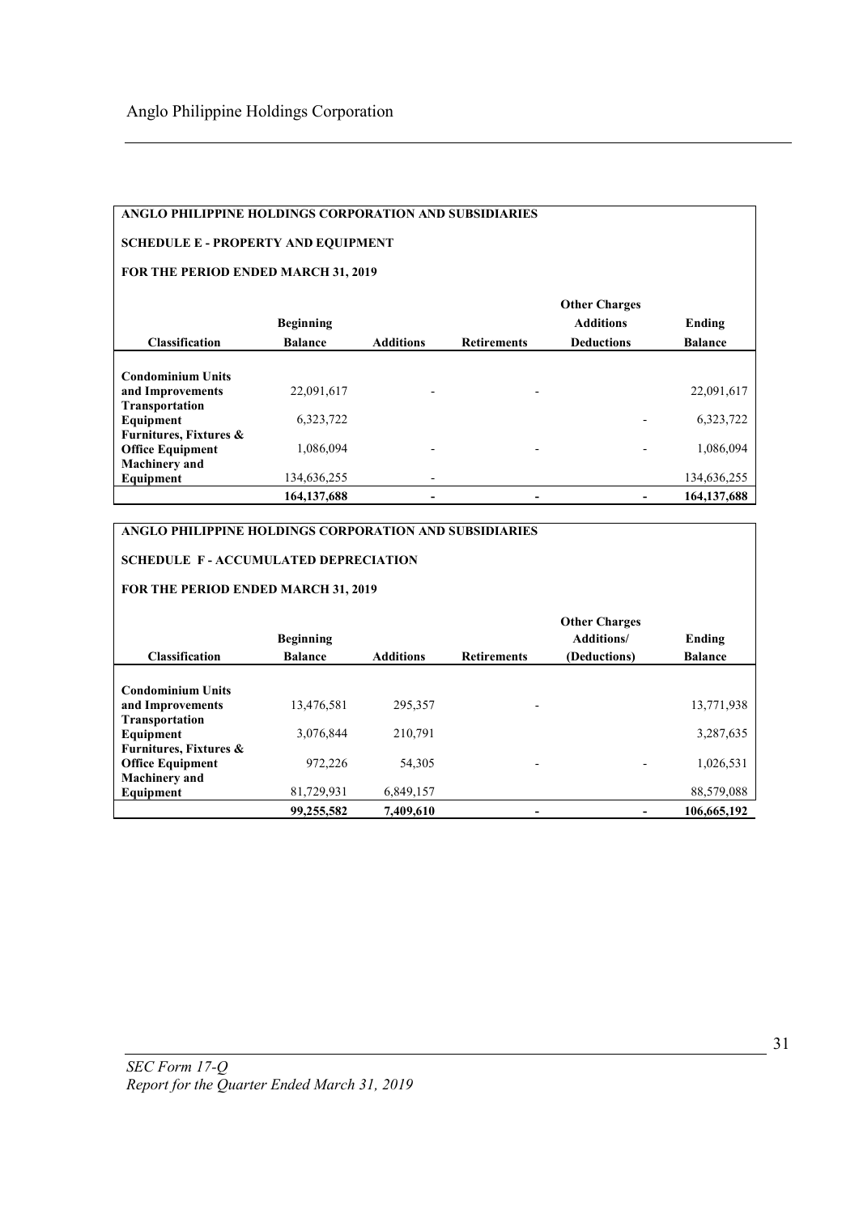**ANGLO PHILIPPINE HOLDINGS CORPORATION AND SUBSIDIARIES**

**SCHEDULE E - PROPERTY AND EQUIPMENT**

**FOR THE PERIOD ENDED MARCH 31, 2019**

| Classification | Beginning Balance | Additions | Retirements | Other Charges Additions Deductions | Ending Balance |
|---|---|---|---|---|---|
| **Condominium Units and Improvements** | 22,091,617 | - | - | | 22,091,617 |
| **Transportation Equipment** | 6,323,722 | | | - | 6,323,722 |
| **Furnitures, Fixtures & Office Equipment** | 1,086,094 | - | - | - | 1,086,094 |
| **Machinery and Equipment** | 134,636,255 | - | | | 134,636,255 |
| | **164,137,688** | **-** | **-** | **-** | **164,137,688** |

**ANGLO PHILIPPINE HOLDINGS CORPORATION AND SUBSIDIARIES**

**SCHEDULE F - ACCUMULATED DEPRECIATION**

**FOR THE PERIOD ENDED MARCH 31, 2019**

| Classification | Beginning Balance | Additions | Retirements | Other Charges Additions/ (Deductions) | Ending Balance |
|---|---|---|---|---|---|
| **Condominium Units and Improvements** | 13,476,581 | 295,357 | - | | 13,771,938 |
| **Transportation Equipment** | 3,076,844 | 210,791 | | | 3,287,635 |
| **Furnitures, Fixtures & Office Equipment** | 972,226 | 54,305 | - | - | 1,026,531 |
| **Machinery and Equipment** | 81,729,931 | 6,849,157 | | | 88,579,088 |
| | **99,255,582** | **7,409,610** | **-** | **-** | **106,665,192** |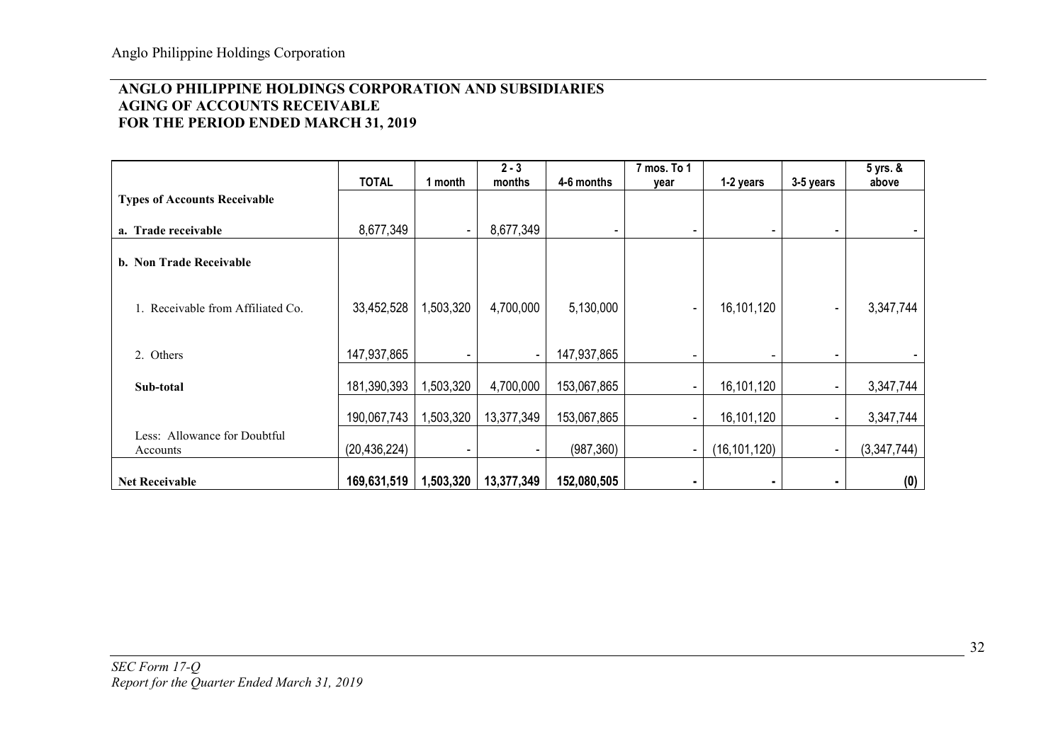**ANGLO PHILIPPINE HOLDINGS CORPORATION AND SUBSIDIARIES**
**AGING OF ACCOUNTS RECEIVABLE**
**FOR THE PERIOD ENDED MARCH 31, 2019**

| | TOTAL | 1 month | 2 - 3 months | 4-6 months | 7 mos. To 1 year | 1-2 years | 3-5 years | 5 yrs. & above |
|---|---|---|---|---|---|---|---|---|
| **Types of Accounts Receivable** | | | | | | | | |
| **a. Trade receivable** | 8,677,349 | - | 8,677,349 | - | - | - | - | - |
| **b. Non Trade Receivable** | | | | | | | | |
| 1. Receivable from Affiliated Co. | 33,452,528 | 1,503,320 | 4,700,000 | 5,130,000 | - | 16,101,120 | - | 3,347,744 |
| 2. Others | 147,937,865 | - | - | 147,937,865 | - | - | - | - |
| **Sub-total** | 181,390,393 | 1,503,320 | 4,700,000 | 153,067,865 | - | 16,101,120 | - | 3,347,744 |
| | 190,067,743 | 1,503,320 | 13,377,349 | 153,067,865 | - | 16,101,120 | - | 3,347,744 |
| Less: Allowance for Doubtful Accounts | (20,436,224) | - | - | (987,360) | - | (16,101,120) | - | (3,347,744) |
| **Net Receivable** | **169,631,519** | **1,503,320** | **13,377,349** | **152,080,505** | **-** | **-** | **-** | **(0)** |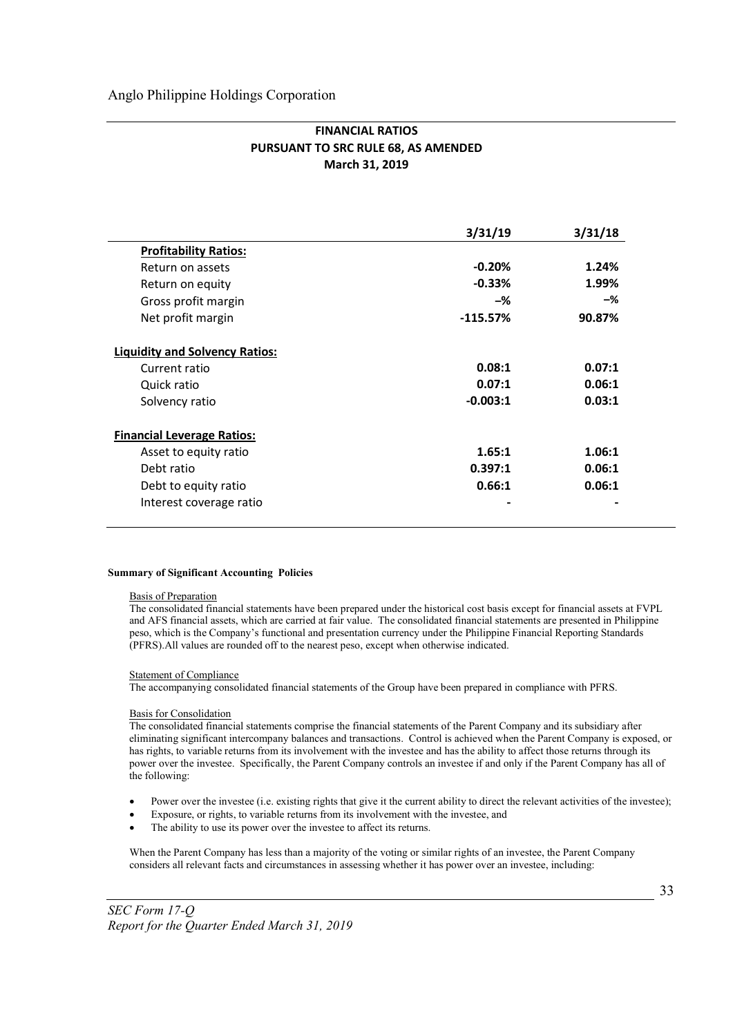## FINANCIAL RATIOS
## PURSUANT TO SRC RULE 68, AS AMENDED
## March 31, 2019

| | 3/31/19 | 3/31/18 |
|---|---|---|
| **Profitability Ratios:** | | |
| Return on assets | **-0.20%** | **1.24%** |
| Return on equity | **-0.33%** | **1.99%** |
| Gross profit margin | **–%** | **–%** |
| Net profit margin | **-115.57%** | **90.87%** |
| **Liquidity and Solvency Ratios:** | | |
| Current ratio | **0.08:1** | **0.07:1** |
| Quick ratio | **0.07:1** | **0.06:1** |
| Solvency ratio | **-0.003:1** | **0.03:1** |
| **Financial Leverage Ratios:** | | |
| Asset to equity ratio | **1.65:1** | **1.06:1** |
| Debt ratio | **0.397:1** | **0.06:1** |
| Debt to equity ratio | **0.66:1** | **0.06:1** |
| Interest coverage ratio | **-** | **-** |

**Summary of Significant Accounting Policies**

Basis of Preparation

The consolidated financial statements have been prepared under the historical cost basis except for financial assets at FVPL and AFS financial assets, which are carried at fair value. The consolidated financial statements are presented in Philippine peso, which is the Company's functional and presentation currency under the Philippine Financial Reporting Standards (PFRS).All values are rounded off to the nearest peso, except when otherwise indicated.

Statement of Compliance

The accompanying consolidated financial statements of the Group have been prepared in compliance with PFRS.

Basis for Consolidation

The consolidated financial statements comprise the financial statements of the Parent Company and its subsidiary after eliminating significant intercompany balances and transactions. Control is achieved when the Parent Company is exposed, or has rights, to variable returns from its involvement with the investee and has the ability to affect those returns through its power over the investee. Specifically, the Parent Company controls an investee if and only if the Parent Company has all of the following:

- Power over the investee (i.e. existing rights that give it the current ability to direct the relevant activities of the investee);
- Exposure, or rights, to variable returns from its involvement with the investee, and
- The ability to use its power over the investee to affect its returns.

When the Parent Company has less than a majority of the voting or similar rights of an investee, the Parent Company considers all relevant facts and circumstances in assessing whether it has power over an investee, including: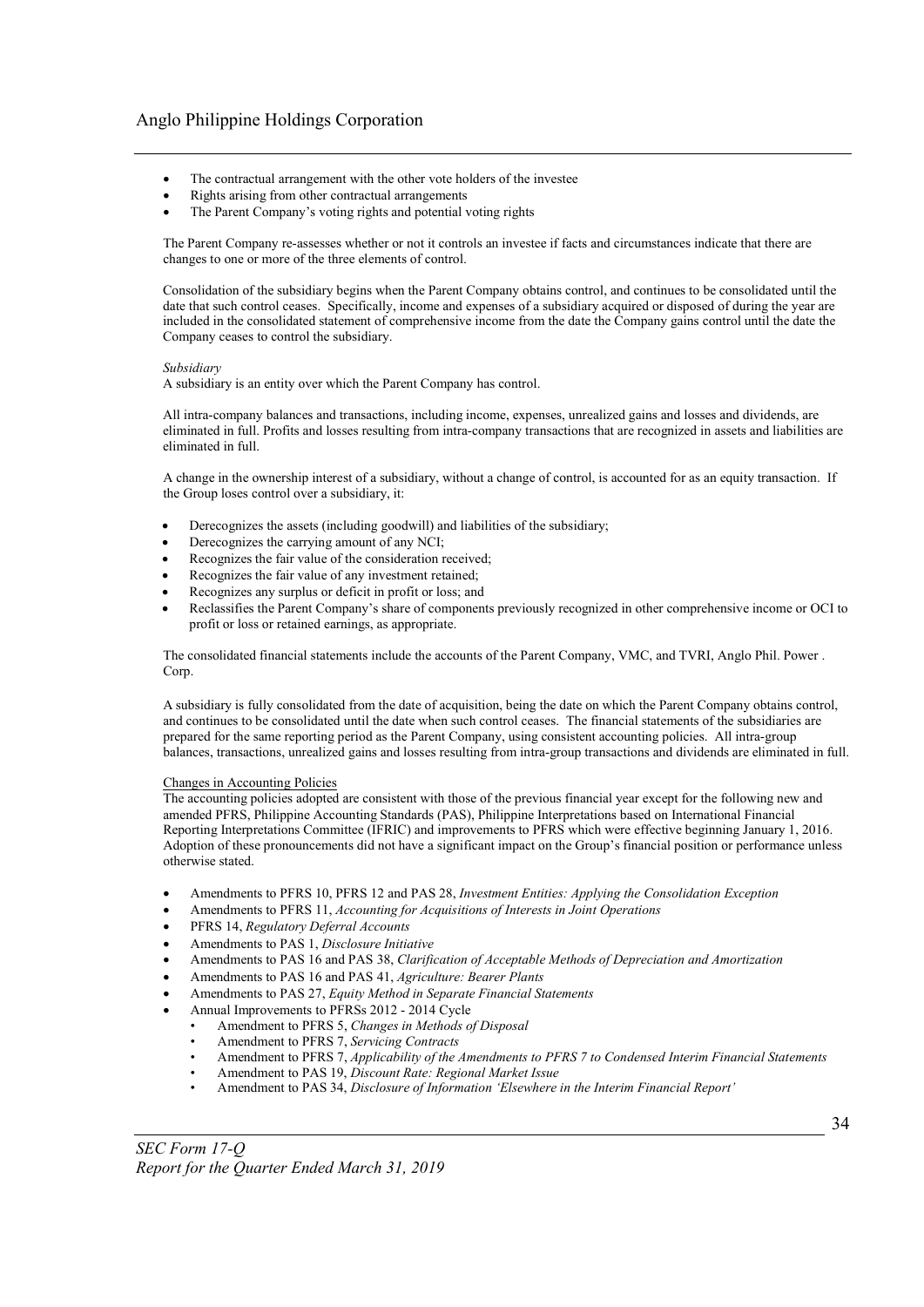- The contractual arrangement with the other vote holders of the investee
- Rights arising from other contractual arrangements
- The Parent Company's voting rights and potential voting rights

The Parent Company re-assesses whether or not it controls an investee if facts and circumstances indicate that there are changes to one or more of the three elements of control.

Consolidation of the subsidiary begins when the Parent Company obtains control, and continues to be consolidated until the date that such control ceases. Specifically, income and expenses of a subsidiary acquired or disposed of during the year are included in the consolidated statement of comprehensive income from the date the Company gains control until the date the Company ceases to control the subsidiary.

*Subsidiary*
A subsidiary is an entity over which the Parent Company has control.

All intra-company balances and transactions, including income, expenses, unrealized gains and losses and dividends, are eliminated in full. Profits and losses resulting from intra-company transactions that are recognized in assets and liabilities are eliminated in full.

A change in the ownership interest of a subsidiary, without a change of control, is accounted for as an equity transaction. If the Group loses control over a subsidiary, it:

- Derecognizes the assets (including goodwill) and liabilities of the subsidiary;
- Derecognizes the carrying amount of any NCI;
- Recognizes the fair value of the consideration received;
- Recognizes the fair value of any investment retained;
- Recognizes any surplus or deficit in profit or loss; and
- Reclassifies the Parent Company's share of components previously recognized in other comprehensive income or OCI to profit or loss or retained earnings, as appropriate.

The consolidated financial statements include the accounts of the Parent Company, VMC, and TVRI, Anglo Phil. Power . Corp.

A subsidiary is fully consolidated from the date of acquisition, being the date on which the Parent Company obtains control, and continues to be consolidated until the date when such control ceases. The financial statements of the subsidiaries are prepared for the same reporting period as the Parent Company, using consistent accounting policies. All intra-group balances, transactions, unrealized gains and losses resulting from intra-group transactions and dividends are eliminated in full.

Changes in Accounting Policies
The accounting policies adopted are consistent with those of the previous financial year except for the following new and amended PFRS, Philippine Accounting Standards (PAS), Philippine Interpretations based on International Financial Reporting Interpretations Committee (IFRIC) and improvements to PFRS which were effective beginning January 1, 2016. Adoption of these pronouncements did not have a significant impact on the Group's financial position or performance unless otherwise stated.

- Amendments to PFRS 10, PFRS 12 and PAS 28, *Investment Entities: Applying the Consolidation Exception*
- Amendments to PFRS 11, *Accounting for Acquisitions of Interests in Joint Operations*
- PFRS 14, *Regulatory Deferral Accounts*
- Amendments to PAS 1, *Disclosure Initiative*
- Amendments to PAS 16 and PAS 38, *Clarification of Acceptable Methods of Depreciation and Amortization*
- Amendments to PAS 16 and PAS 41, *Agriculture: Bearer Plants*
- Amendments to PAS 27, *Equity Method in Separate Financial Statements*
- Annual Improvements to PFRSs 2012 - 2014 Cycle
  - Amendment to PFRS 5, *Changes in Methods of Disposal*
  - Amendment to PFRS 7, *Servicing Contracts*
  - Amendment to PFRS 7, *Applicability of the Amendments to PFRS 7 to Condensed Interim Financial Statements*
  - Amendment to PAS 19, *Discount Rate: Regional Market Issue*
  - Amendment to PAS 34, *Disclosure of Information 'Elsewhere in the Interim Financial Report'*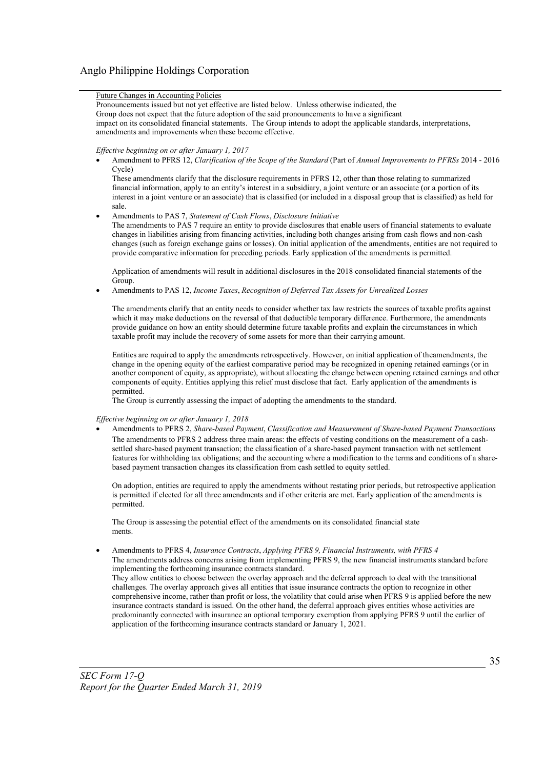Future Changes in Accounting Policies

Pronouncements issued but not yet effective are listed below. Unless otherwise indicated, the Group does not expect that the future adoption of the said pronouncements to have a significant impact on its consolidated financial statements. The Group intends to adopt the applicable standards, interpretations, amendments and improvements when these become effective.

*Effective beginning on or after January 1, 2017*

- Amendment to PFRS 12, *Clarification of the Scope of the Standard* (Part of *Annual Improvements to PFRSs* 2014 - 2016 Cycle)

  These amendments clarify that the disclosure requirements in PFRS 12, other than those relating to summarized financial information, apply to an entity's interest in a subsidiary, a joint venture or an associate (or a portion of its interest in a joint venture or an associate) that is classified (or included in a disposal group that is classified) as held for sale.

- Amendments to PAS 7, *Statement of Cash Flows*, *Disclosure Initiative*

  The amendments to PAS 7 require an entity to provide disclosures that enable users of financial statements to evaluate changes in liabilities arising from financing activities, including both changes arising from cash flows and non-cash changes (such as foreign exchange gains or losses). On initial application of the amendments, entities are not required to provide comparative information for preceding periods. Early application of the amendments is permitted.

  Application of amendments will result in additional disclosures in the 2018 consolidated financial statements of the Group.

- Amendments to PAS 12, *Income Taxes*, *Recognition of Deferred Tax Assets for Unrealized Losses*

  The amendments clarify that an entity needs to consider whether tax law restricts the sources of taxable profits against which it may make deductions on the reversal of that deductible temporary difference. Furthermore, the amendments provide guidance on how an entity should determine future taxable profits and explain the circumstances in which taxable profit may include the recovery of some assets for more than their carrying amount.

  Entities are required to apply the amendments retrospectively. However, on initial application of theamendments, the change in the opening equity of the earliest comparative period may be recognized in opening retained earnings (or in another component of equity, as appropriate), without allocating the change between opening retained earnings and other components of equity. Entities applying this relief must disclose that fact. Early application of the amendments is permitted.

  The Group is currently assessing the impact of adopting the amendments to the standard.

*Effective beginning on or after January 1, 2018*

- Amendments to PFRS 2, *Share-based Payment*, *Classification and Measurement of Share-based Payment Transactions*

  The amendments to PFRS 2 address three main areas: the effects of vesting conditions on the measurement of a cash-settled share-based payment transaction; the classification of a share-based payment transaction with net settlement features for withholding tax obligations; and the accounting where a modification to the terms and conditions of a share-based payment transaction changes its classification from cash settled to equity settled.

  On adoption, entities are required to apply the amendments without restating prior periods, but retrospective application is permitted if elected for all three amendments and if other criteria are met. Early application of the amendments is permitted.

  The Group is assessing the potential effect of the amendments on its consolidated financial state ments.

- Amendments to PFRS 4, *Insurance Contracts*, *Applying PFRS 9, Financial Instruments, with PFRS 4*

  The amendments address concerns arising from implementing PFRS 9, the new financial instruments standard before implementing the forthcoming insurance contracts standard.

  They allow entities to choose between the overlay approach and the deferral approach to deal with the transitional challenges. The overlay approach gives all entities that issue insurance contracts the option to recognize in other comprehensive income, rather than profit or loss, the volatility that could arise when PFRS 9 is applied before the new insurance contracts standard is issued. On the other hand, the deferral approach gives entities whose activities are predominantly connected with insurance an optional temporary exemption from applying PFRS 9 until the earlier of application of the forthcoming insurance contracts standard or January 1, 2021.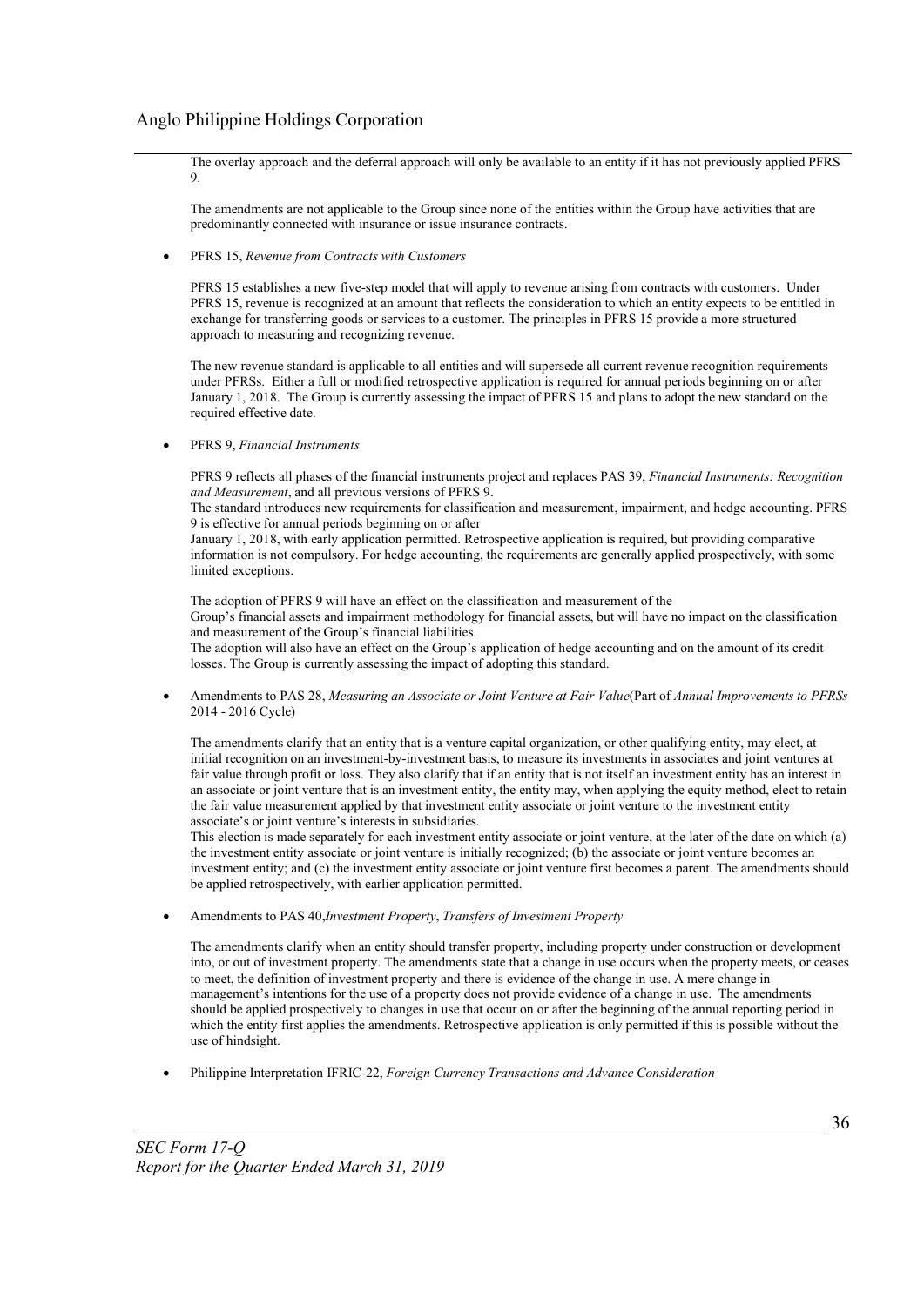The overlay approach and the deferral approach will only be available to an entity if it has not previously applied PFRS 9.

The amendments are not applicable to the Group since none of the entities within the Group have activities that are predominantly connected with insurance or issue insurance contracts.

- PFRS 15, *Revenue from Contracts with Customers*

  PFRS 15 establishes a new five-step model that will apply to revenue arising from contracts with customers. Under PFRS 15, revenue is recognized at an amount that reflects the consideration to which an entity expects to be entitled in exchange for transferring goods or services to a customer. The principles in PFRS 15 provide a more structured approach to measuring and recognizing revenue.

  The new revenue standard is applicable to all entities and will supersede all current revenue recognition requirements under PFRSs. Either a full or modified retrospective application is required for annual periods beginning on or after January 1, 2018. The Group is currently assessing the impact of PFRS 15 and plans to adopt the new standard on the required effective date.

- PFRS 9, *Financial Instruments*

  PFRS 9 reflects all phases of the financial instruments project and replaces PAS 39, *Financial Instruments: Recognition and Measurement*, and all previous versions of PFRS 9.
  The standard introduces new requirements for classification and measurement, impairment, and hedge accounting. PFRS 9 is effective for annual periods beginning on or after
  January 1, 2018, with early application permitted. Retrospective application is required, but providing comparative information is not compulsory. For hedge accounting, the requirements are generally applied prospectively, with some limited exceptions.

  The adoption of PFRS 9 will have an effect on the classification and measurement of the
  Group's financial assets and impairment methodology for financial assets, but will have no impact on the classification and measurement of the Group's financial liabilities.
  The adoption will also have an effect on the Group's application of hedge accounting and on the amount of its credit losses. The Group is currently assessing the impact of adopting this standard.

- Amendments to PAS 28, *Measuring an Associate or Joint Venture at Fair Value*(Part of *Annual Improvements to PFRSs* 2014 - 2016 Cycle)

  The amendments clarify that an entity that is a venture capital organization, or other qualifying entity, may elect, at initial recognition on an investment-by-investment basis, to measure its investments in associates and joint ventures at fair value through profit or loss. They also clarify that if an entity that is not itself an investment entity has an interest in an associate or joint venture that is an investment entity, the entity may, when applying the equity method, elect to retain the fair value measurement applied by that investment entity associate or joint venture to the investment entity associate's or joint venture's interests in subsidiaries.
  This election is made separately for each investment entity associate or joint venture, at the later of the date on which (a) the investment entity associate or joint venture is initially recognized; (b) the associate or joint venture becomes an investment entity; and (c) the investment entity associate or joint venture first becomes a parent. The amendments should be applied retrospectively, with earlier application permitted.

- Amendments to PAS 40,*Investment Property*, *Transfers of Investment Property*

  The amendments clarify when an entity should transfer property, including property under construction or development into, or out of investment property. The amendments state that a change in use occurs when the property meets, or ceases to meet, the definition of investment property and there is evidence of the change in use. A mere change in management's intentions for the use of a property does not provide evidence of a change in use. The amendments should be applied prospectively to changes in use that occur on or after the beginning of the annual reporting period in which the entity first applies the amendments. Retrospective application is only permitted if this is possible without the use of hindsight.

- Philippine Interpretation IFRIC-22, *Foreign Currency Transactions and Advance Consideration*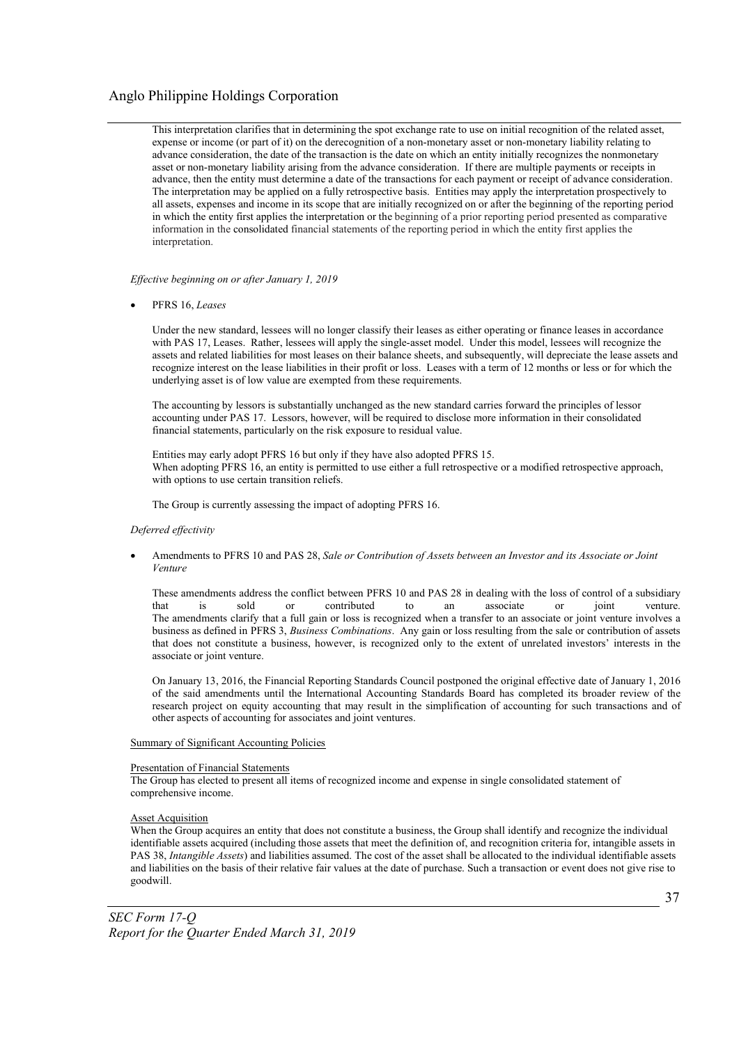This interpretation clarifies that in determining the spot exchange rate to use on initial recognition of the related asset, expense or income (or part of it) on the derecognition of a non-monetary asset or non-monetary liability relating to advance consideration, the date of the transaction is the date on which an entity initially recognizes the nonmonetary asset or non-monetary liability arising from the advance consideration. If there are multiple payments or receipts in advance, then the entity must determine a date of the transactions for each payment or receipt of advance consideration. The interpretation may be applied on a fully retrospective basis. Entities may apply the interpretation prospectively to all assets, expenses and income in its scope that are initially recognized on or after the beginning of the reporting period in which the entity first applies the interpretation or the beginning of a prior reporting period presented as comparative information in the consolidated financial statements of the reporting period in which the entity first applies the interpretation.

*Effective beginning on or after January 1, 2019*

- PFRS 16, *Leases*

  Under the new standard, lessees will no longer classify their leases as either operating or finance leases in accordance with PAS 17, Leases. Rather, lessees will apply the single-asset model. Under this model, lessees will recognize the assets and related liabilities for most leases on their balance sheets, and subsequently, will depreciate the lease assets and recognize interest on the lease liabilities in their profit or loss. Leases with a term of 12 months or less or for which the underlying asset is of low value are exempted from these requirements.

  The accounting by lessors is substantially unchanged as the new standard carries forward the principles of lessor accounting under PAS 17. Lessors, however, will be required to disclose more information in their consolidated financial statements, particularly on the risk exposure to residual value.

  Entities may early adopt PFRS 16 but only if they have also adopted PFRS 15.
  When adopting PFRS 16, an entity is permitted to use either a full retrospective or a modified retrospective approach, with options to use certain transition reliefs.

  The Group is currently assessing the impact of adopting PFRS 16.

*Deferred effectivity*

- Amendments to PFRS 10 and PAS 28, *Sale or Contribution of Assets between an Investor and its Associate or Joint Venture*

  These amendments address the conflict between PFRS 10 and PAS 28 in dealing with the loss of control of a subsidiary that is sold or contributed to an associate or joint venture. The amendments clarify that a full gain or loss is recognized when a transfer to an associate or joint venture involves a business as defined in PFRS 3, *Business Combinations*. Any gain or loss resulting from the sale or contribution of assets that does not constitute a business, however, is recognized only to the extent of unrelated investors' interests in the associate or joint venture.

  On January 13, 2016, the Financial Reporting Standards Council postponed the original effective date of January 1, 2016 of the said amendments until the International Accounting Standards Board has completed its broader review of the research project on equity accounting that may result in the simplification of accounting for such transactions and of other aspects of accounting for associates and joint ventures.

Summary of Significant Accounting Policies

Presentation of Financial Statements
The Group has elected to present all items of recognized income and expense in single consolidated statement of comprehensive income.

Asset Acquisition
When the Group acquires an entity that does not constitute a business, the Group shall identify and recognize the individual identifiable assets acquired (including those assets that meet the definition of, and recognition criteria for, intangible assets in PAS 38, *Intangible Assets*) and liabilities assumed. The cost of the asset shall be allocated to the individual identifiable assets and liabilities on the basis of their relative fair values at the date of purchase. Such a transaction or event does not give rise to goodwill.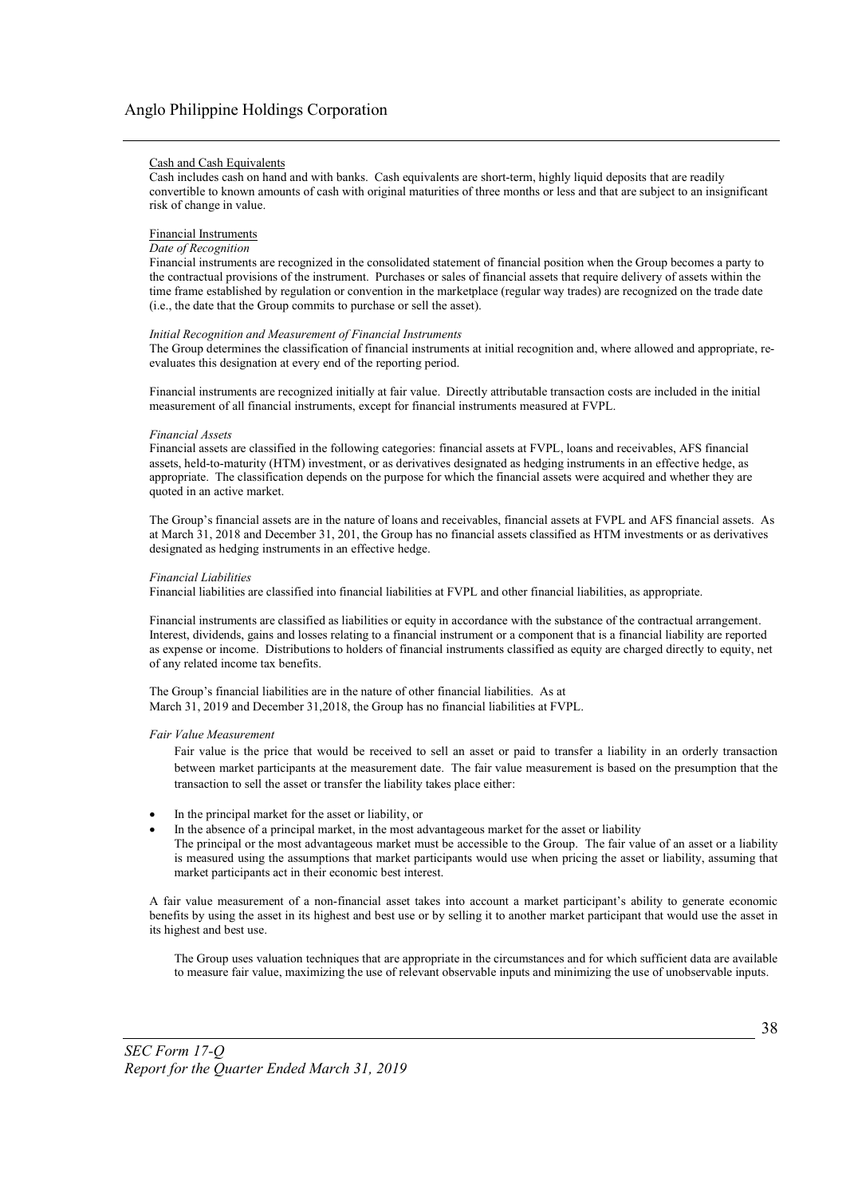Cash and Cash Equivalents

Cash includes cash on hand and with banks. Cash equivalents are short-term, highly liquid deposits that are readily convertible to known amounts of cash with original maturities of three months or less and that are subject to an insignificant risk of change in value.

Financial Instruments

*Date of Recognition*

Financial instruments are recognized in the consolidated statement of financial position when the Group becomes a party to the contractual provisions of the instrument. Purchases or sales of financial assets that require delivery of assets within the time frame established by regulation or convention in the marketplace (regular way trades) are recognized on the trade date (i.e., the date that the Group commits to purchase or sell the asset).

*Initial Recognition and Measurement of Financial Instruments*

The Group determines the classification of financial instruments at initial recognition and, where allowed and appropriate, re-evaluates this designation at every end of the reporting period.

Financial instruments are recognized initially at fair value. Directly attributable transaction costs are included in the initial measurement of all financial instruments, except for financial instruments measured at FVPL.

*Financial Assets*

Financial assets are classified in the following categories: financial assets at FVPL, loans and receivables, AFS financial assets, held-to-maturity (HTM) investment, or as derivatives designated as hedging instruments in an effective hedge, as appropriate. The classification depends on the purpose for which the financial assets were acquired and whether they are quoted in an active market.

The Group's financial assets are in the nature of loans and receivables, financial assets at FVPL and AFS financial assets. As at March 31, 2018 and December 31, 201, the Group has no financial assets classified as HTM investments or as derivatives designated as hedging instruments in an effective hedge.

*Financial Liabilities*

Financial liabilities are classified into financial liabilities at FVPL and other financial liabilities, as appropriate.

Financial instruments are classified as liabilities or equity in accordance with the substance of the contractual arrangement. Interest, dividends, gains and losses relating to a financial instrument or a component that is a financial liability are reported as expense or income. Distributions to holders of financial instruments classified as equity are charged directly to equity, net of any related income tax benefits.

The Group's financial liabilities are in the nature of other financial liabilities. As at March 31, 2019 and December 31,2018, the Group has no financial liabilities at FVPL.

*Fair Value Measurement*

Fair value is the price that would be received to sell an asset or paid to transfer a liability in an orderly transaction between market participants at the measurement date. The fair value measurement is based on the presumption that the transaction to sell the asset or transfer the liability takes place either:

- In the principal market for the asset or liability, or
- In the absence of a principal market, in the most advantageous market for the asset or liability

The principal or the most advantageous market must be accessible to the Group. The fair value of an asset or a liability is measured using the assumptions that market participants would use when pricing the asset or liability, assuming that market participants act in their economic best interest.

A fair value measurement of a non-financial asset takes into account a market participant's ability to generate economic benefits by using the asset in its highest and best use or by selling it to another market participant that would use the asset in its highest and best use.

The Group uses valuation techniques that are appropriate in the circumstances and for which sufficient data are available to measure fair value, maximizing the use of relevant observable inputs and minimizing the use of unobservable inputs.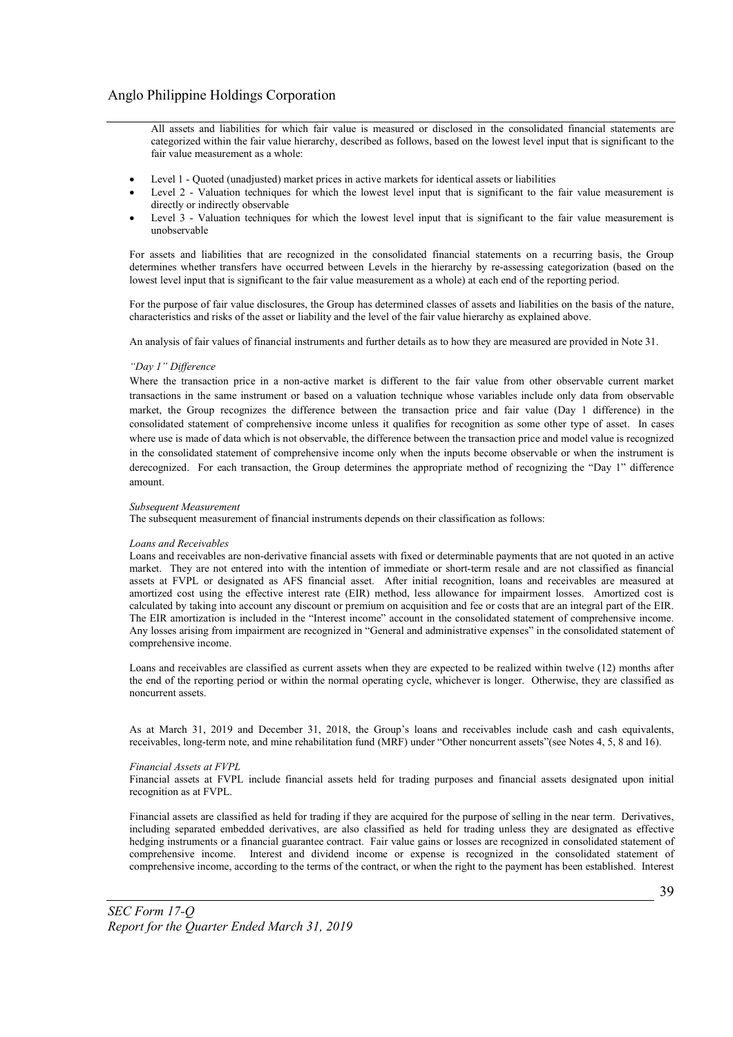All assets and liabilities for which fair value is measured or disclosed in the consolidated financial statements are categorized within the fair value hierarchy, described as follows, based on the lowest level input that is significant to the fair value measurement as a whole:

- Level 1 - Quoted (unadjusted) market prices in active markets for identical assets or liabilities
- Level 2 - Valuation techniques for which the lowest level input that is significant to the fair value measurement is directly or indirectly observable
- Level 3 - Valuation techniques for which the lowest level input that is significant to the fair value measurement is unobservable

For assets and liabilities that are recognized in the consolidated financial statements on a recurring basis, the Group determines whether transfers have occurred between Levels in the hierarchy by re-assessing categorization (based on the lowest level input that is significant to the fair value measurement as a whole) at each end of the reporting period.

For the purpose of fair value disclosures, the Group has determined classes of assets and liabilities on the basis of the nature, characteristics and risks of the asset or liability and the level of the fair value hierarchy as explained above.

An analysis of fair values of financial instruments and further details as to how they are measured are provided in Note 31.

*"Day 1" Difference*

Where the transaction price in a non-active market is different to the fair value from other observable current market transactions in the same instrument or based on a valuation technique whose variables include only data from observable market, the Group recognizes the difference between the transaction price and fair value (Day 1 difference) in the consolidated statement of comprehensive income unless it qualifies for recognition as some other type of asset. In cases where use is made of data which is not observable, the difference between the transaction price and model value is recognized in the consolidated statement of comprehensive income only when the inputs become observable or when the instrument is derecognized. For each transaction, the Group determines the appropriate method of recognizing the "Day 1" difference amount.

*Subsequent Measurement*

The subsequent measurement of financial instruments depends on their classification as follows:

*Loans and Receivables*

Loans and receivables are non-derivative financial assets with fixed or determinable payments that are not quoted in an active market. They are not entered into with the intention of immediate or short-term resale and are not classified as financial assets at FVPL or designated as AFS financial asset. After initial recognition, loans and receivables are measured at amortized cost using the effective interest rate (EIR) method, less allowance for impairment losses. Amortized cost is calculated by taking into account any discount or premium on acquisition and fee or costs that are an integral part of the EIR. The EIR amortization is included in the "Interest income" account in the consolidated statement of comprehensive income. Any losses arising from impairment are recognized in "General and administrative expenses" in the consolidated statement of comprehensive income.

Loans and receivables are classified as current assets when they are expected to be realized within twelve (12) months after the end of the reporting period or within the normal operating cycle, whichever is longer. Otherwise, they are classified as noncurrent assets.

As at March 31, 2019 and December 31, 2018, the Group's loans and receivables include cash and cash equivalents, receivables, long-term note, and mine rehabilitation fund (MRF) under "Other noncurrent assets"(see Notes 4, 5, 8 and 16).

*Financial Assets at FVPL*

Financial assets at FVPL include financial assets held for trading purposes and financial assets designated upon initial recognition as at FVPL.

Financial assets are classified as held for trading if they are acquired for the purpose of selling in the near term. Derivatives, including separated embedded derivatives, are also classified as held for trading unless they are designated as effective hedging instruments or a financial guarantee contract. Fair value gains or losses are recognized in consolidated statement of comprehensive income. Interest and dividend income or expense is recognized in the consolidated statement of comprehensive income, according to the terms of the contract, or when the right to the payment has been established. Interest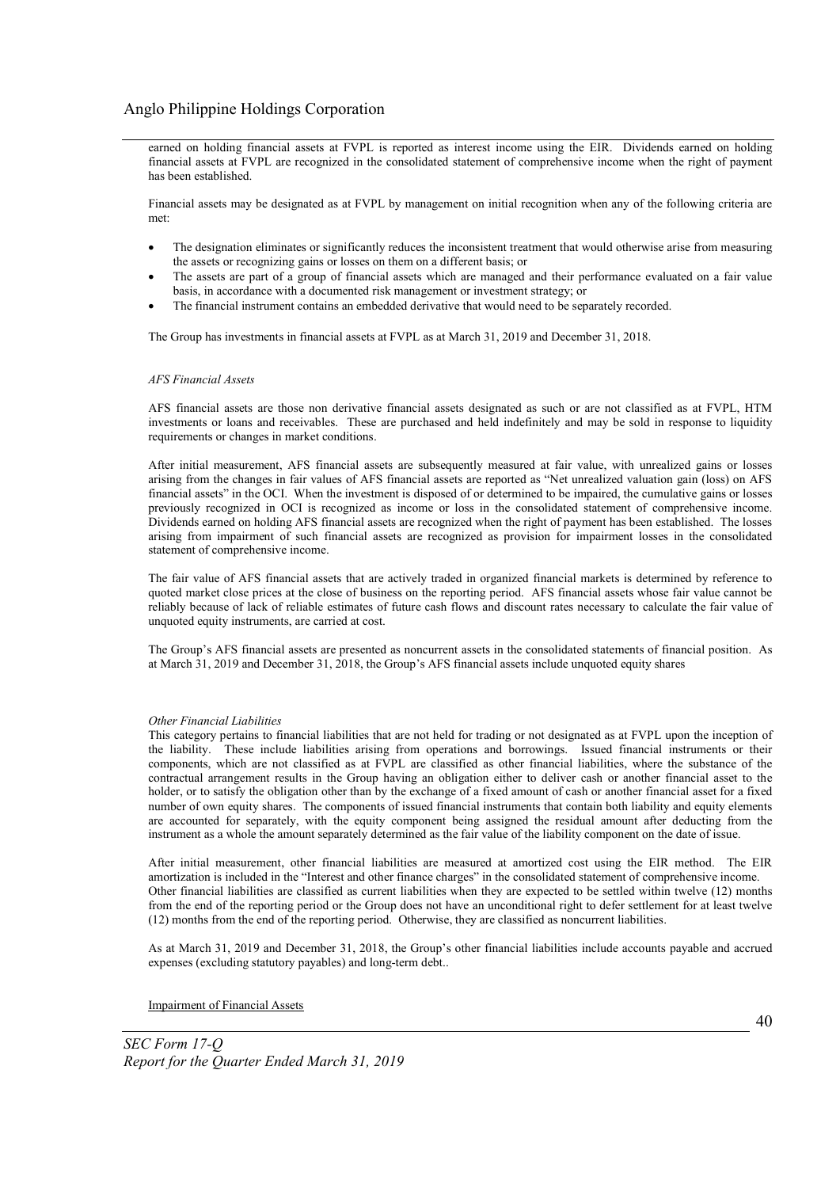earned on holding financial assets at FVPL is reported as interest income using the EIR. Dividends earned on holding financial assets at FVPL are recognized in the consolidated statement of comprehensive income when the right of payment has been established.

Financial assets may be designated as at FVPL by management on initial recognition when any of the following criteria are met:

- The designation eliminates or significantly reduces the inconsistent treatment that would otherwise arise from measuring the assets or recognizing gains or losses on them on a different basis; or
- The assets are part of a group of financial assets which are managed and their performance evaluated on a fair value basis, in accordance with a documented risk management or investment strategy; or
- The financial instrument contains an embedded derivative that would need to be separately recorded.

The Group has investments in financial assets at FVPL as at March 31, 2019 and December 31, 2018.

*AFS Financial Assets*

AFS financial assets are those non derivative financial assets designated as such or are not classified as at FVPL, HTM investments or loans and receivables. These are purchased and held indefinitely and may be sold in response to liquidity requirements or changes in market conditions.

After initial measurement, AFS financial assets are subsequently measured at fair value, with unrealized gains or losses arising from the changes in fair values of AFS financial assets are reported as "Net unrealized valuation gain (loss) on AFS financial assets" in the OCI. When the investment is disposed of or determined to be impaired, the cumulative gains or losses previously recognized in OCI is recognized as income or loss in the consolidated statement of comprehensive income. Dividends earned on holding AFS financial assets are recognized when the right of payment has been established. The losses arising from impairment of such financial assets are recognized as provision for impairment losses in the consolidated statement of comprehensive income.

The fair value of AFS financial assets that are actively traded in organized financial markets is determined by reference to quoted market close prices at the close of business on the reporting period. AFS financial assets whose fair value cannot be reliably because of lack of reliable estimates of future cash flows and discount rates necessary to calculate the fair value of unquoted equity instruments, are carried at cost.

The Group's AFS financial assets are presented as noncurrent assets in the consolidated statements of financial position. As at March 31, 2019 and December 31, 2018, the Group's AFS financial assets include unquoted equity shares

*Other Financial Liabilities*

This category pertains to financial liabilities that are not held for trading or not designated as at FVPL upon the inception of the liability. These include liabilities arising from operations and borrowings. Issued financial instruments or their components, which are not classified as at FVPL are classified as other financial liabilities, where the substance of the contractual arrangement results in the Group having an obligation either to deliver cash or another financial asset to the holder, or to satisfy the obligation other than by the exchange of a fixed amount of cash or another financial asset for a fixed number of own equity shares. The components of issued financial instruments that contain both liability and equity elements are accounted for separately, with the equity component being assigned the residual amount after deducting from the instrument as a whole the amount separately determined as the fair value of the liability component on the date of issue.

After initial measurement, other financial liabilities are measured at amortized cost using the EIR method. The EIR amortization is included in the "Interest and other finance charges" in the consolidated statement of comprehensive income. Other financial liabilities are classified as current liabilities when they are expected to be settled within twelve (12) months from the end of the reporting period or the Group does not have an unconditional right to defer settlement for at least twelve (12) months from the end of the reporting period. Otherwise, they are classified as noncurrent liabilities.

As at March 31, 2019 and December 31, 2018, the Group's other financial liabilities include accounts payable and accrued expenses (excluding statutory payables) and long-term debt..

Impairment of Financial Assets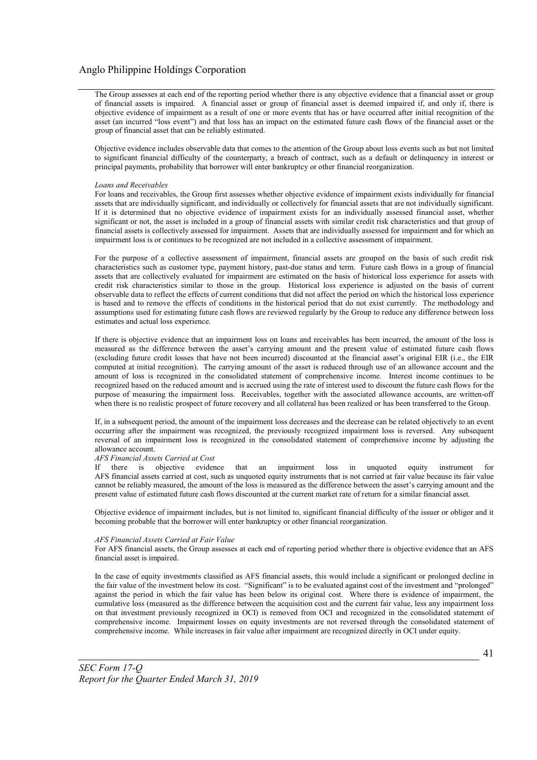The Group assesses at each end of the reporting period whether there is any objective evidence that a financial asset or group of financial assets is impaired. A financial asset or group of financial asset is deemed impaired if, and only if, there is objective evidence of impairment as a result of one or more events that has or have occurred after initial recognition of the asset (an incurred "loss event") and that loss has an impact on the estimated future cash flows of the financial asset or the group of financial asset that can be reliably estimated.

Objective evidence includes observable data that comes to the attention of the Group about loss events such as but not limited to significant financial difficulty of the counterparty, a breach of contract, such as a default or delinquency in interest or principal payments, probability that borrower will enter bankruptcy or other financial reorganization.

*Loans and Receivables*

For loans and receivables, the Group first assesses whether objective evidence of impairment exists individually for financial assets that are individually significant, and individually or collectively for financial assets that are not individually significant. If it is determined that no objective evidence of impairment exists for an individually assessed financial asset, whether significant or not, the asset is included in a group of financial assets with similar credit risk characteristics and that group of financial assets is collectively assessed for impairment. Assets that are individually assessed for impairment and for which an impairment loss is or continues to be recognized are not included in a collective assessment of impairment.

For the purpose of a collective assessment of impairment, financial assets are grouped on the basis of such credit risk characteristics such as customer type, payment history, past-due status and term. Future cash flows in a group of financial assets that are collectively evaluated for impairment are estimated on the basis of historical loss experience for assets with credit risk characteristics similar to those in the group. Historical loss experience is adjusted on the basis of current observable data to reflect the effects of current conditions that did not affect the period on which the historical loss experience is based and to remove the effects of conditions in the historical period that do not exist currently. The methodology and assumptions used for estimating future cash flows are reviewed regularly by the Group to reduce any difference between loss estimates and actual loss experience.

If there is objective evidence that an impairment loss on loans and receivables has been incurred, the amount of the loss is measured as the difference between the asset's carrying amount and the present value of estimated future cash flows (excluding future credit losses that have not been incurred) discounted at the financial asset's original EIR (i.e., the EIR computed at initial recognition). The carrying amount of the asset is reduced through use of an allowance account and the amount of loss is recognized in the consolidated statement of comprehensive income. Interest income continues to be recognized based on the reduced amount and is accrued using the rate of interest used to discount the future cash flows for the purpose of measuring the impairment loss. Receivables, together with the associated allowance accounts, are written-off when there is no realistic prospect of future recovery and all collateral has been realized or has been transferred to the Group.

If, in a subsequent period, the amount of the impairment loss decreases and the decrease can be related objectively to an event occurring after the impairment was recognized, the previously recognized impairment loss is reversed. Any subsequent reversal of an impairment loss is recognized in the consolidated statement of comprehensive income by adjusting the allowance account.

*AFS Financial Assets Carried at Cost*

If there is objective evidence that an impairment loss in unquoted equity instrument for AFS financial assets carried at cost, such as unquoted equity instruments that is not carried at fair value because its fair value cannot be reliably measured, the amount of the loss is measured as the difference between the asset's carrying amount and the present value of estimated future cash flows discounted at the current market rate of return for a similar financial asset.

Objective evidence of impairment includes, but is not limited to, significant financial difficulty of the issuer or obligor and it becoming probable that the borrower will enter bankruptcy or other financial reorganization.

*AFS Financial Assets Carried at Fair Value*

For AFS financial assets, the Group assesses at each end of reporting period whether there is objective evidence that an AFS financial asset is impaired.

In the case of equity investments classified as AFS financial assets, this would include a significant or prolonged decline in the fair value of the investment below its cost. "Significant" is to be evaluated against cost of the investment and "prolonged" against the period in which the fair value has been below its original cost. Where there is evidence of impairment, the cumulative loss (measured as the difference between the acquisition cost and the current fair value, less any impairment loss on that investment previously recognized in OCI) is removed from OCI and recognized in the consolidated statement of comprehensive income. Impairment losses on equity investments are not reversed through the consolidated statement of comprehensive income. While increases in fair value after impairment are recognized directly in OCI under equity.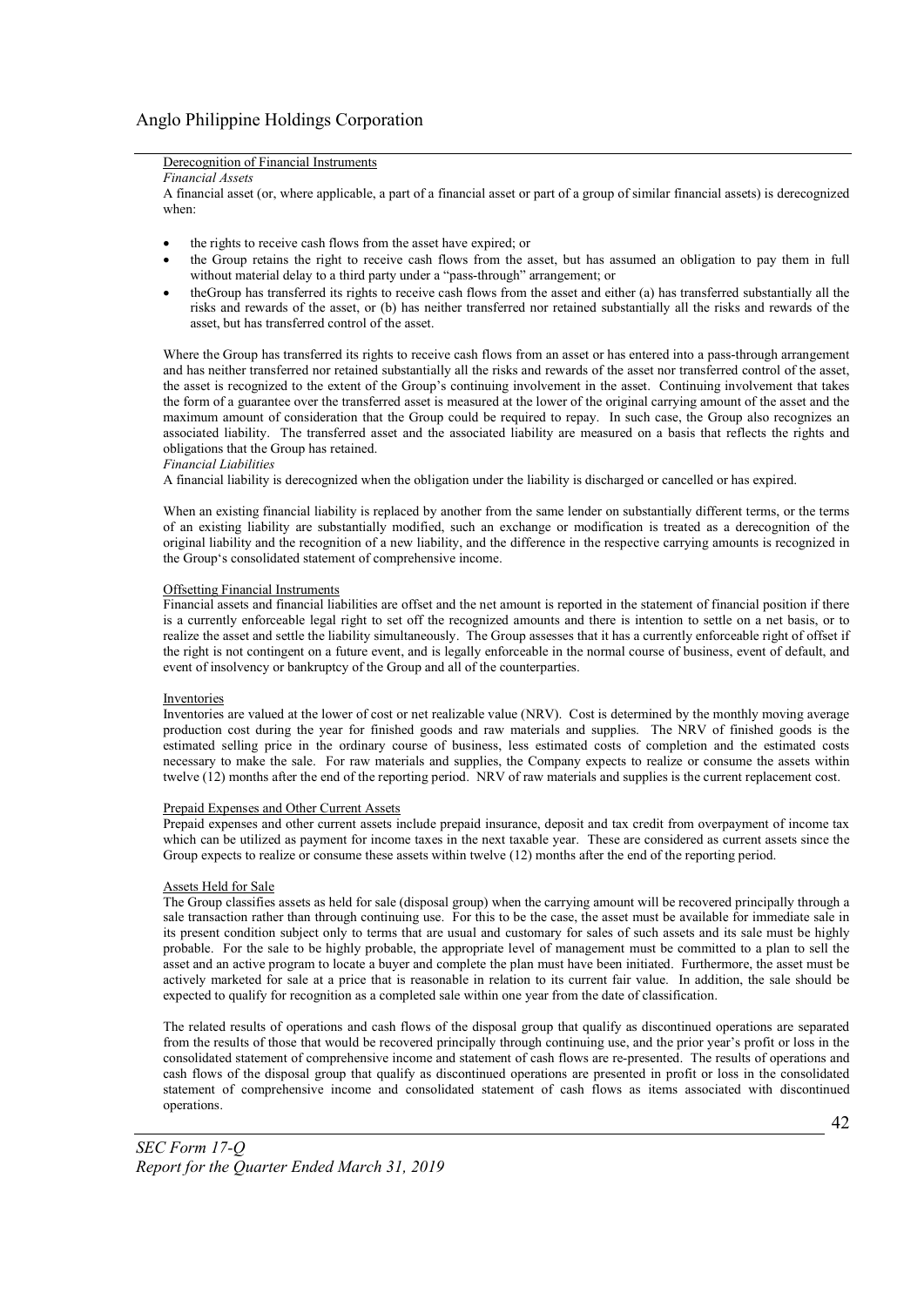Derecognition of Financial Instruments

*Financial Assets*

A financial asset (or, where applicable, a part of a financial asset or part of a group of similar financial assets) is derecognized when:

- the rights to receive cash flows from the asset have expired; or
- the Group retains the right to receive cash flows from the asset, but has assumed an obligation to pay them in full without material delay to a third party under a "pass-through" arrangement; or
- theGroup has transferred its rights to receive cash flows from the asset and either (a) has transferred substantially all the risks and rewards of the asset, or (b) has neither transferred nor retained substantially all the risks and rewards of the asset, but has transferred control of the asset.

Where the Group has transferred its rights to receive cash flows from an asset or has entered into a pass-through arrangement and has neither transferred nor retained substantially all the risks and rewards of the asset nor transferred control of the asset, the asset is recognized to the extent of the Group's continuing involvement in the asset. Continuing involvement that takes the form of a guarantee over the transferred asset is measured at the lower of the original carrying amount of the asset and the maximum amount of consideration that the Group could be required to repay. In such case, the Group also recognizes an associated liability. The transferred asset and the associated liability are measured on a basis that reflects the rights and obligations that the Group has retained.

*Financial Liabilities*

A financial liability is derecognized when the obligation under the liability is discharged or cancelled or has expired.

When an existing financial liability is replaced by another from the same lender on substantially different terms, or the terms of an existing liability are substantially modified, such an exchange or modification is treated as a derecognition of the original liability and the recognition of a new liability, and the difference in the respective carrying amounts is recognized in the Group's consolidated statement of comprehensive income.

Offsetting Financial Instruments

Financial assets and financial liabilities are offset and the net amount is reported in the statement of financial position if there is a currently enforceable legal right to set off the recognized amounts and there is intention to settle on a net basis, or to realize the asset and settle the liability simultaneously. The Group assesses that it has a currently enforceable right of offset if the right is not contingent on a future event, and is legally enforceable in the normal course of business, event of default, and event of insolvency or bankruptcy of the Group and all of the counterparties.

Inventories

Inventories are valued at the lower of cost or net realizable value (NRV). Cost is determined by the monthly moving average production cost during the year for finished goods and raw materials and supplies. The NRV of finished goods is the estimated selling price in the ordinary course of business, less estimated costs of completion and the estimated costs necessary to make the sale. For raw materials and supplies, the Company expects to realize or consume the assets within twelve (12) months after the end of the reporting period. NRV of raw materials and supplies is the current replacement cost.

Prepaid Expenses and Other Current Assets

Prepaid expenses and other current assets include prepaid insurance, deposit and tax credit from overpayment of income tax which can be utilized as payment for income taxes in the next taxable year. These are considered as current assets since the Group expects to realize or consume these assets within twelve (12) months after the end of the reporting period.

Assets Held for Sale

The Group classifies assets as held for sale (disposal group) when the carrying amount will be recovered principally through a sale transaction rather than through continuing use. For this to be the case, the asset must be available for immediate sale in its present condition subject only to terms that are usual and customary for sales of such assets and its sale must be highly probable. For the sale to be highly probable, the appropriate level of management must be committed to a plan to sell the asset and an active program to locate a buyer and complete the plan must have been initiated. Furthermore, the asset must be actively marketed for sale at a price that is reasonable in relation to its current fair value. In addition, the sale should be expected to qualify for recognition as a completed sale within one year from the date of classification.

The related results of operations and cash flows of the disposal group that qualify as discontinued operations are separated from the results of those that would be recovered principally through continuing use, and the prior year's profit or loss in the consolidated statement of comprehensive income and statement of cash flows are re-presented. The results of operations and cash flows of the disposal group that qualify as discontinued operations are presented in profit or loss in the consolidated statement of comprehensive income and consolidated statement of cash flows as items associated with discontinued operations.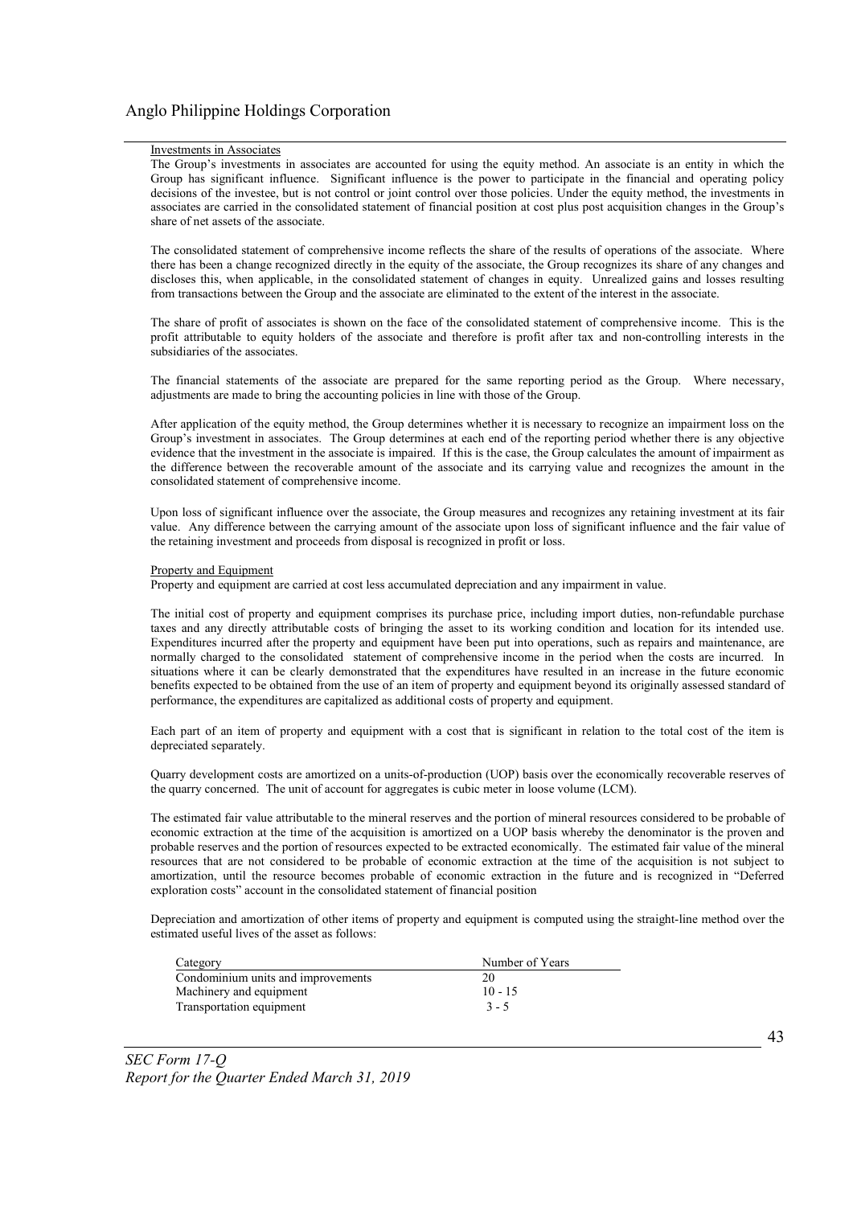Investments in Associates

The Group's investments in associates are accounted for using the equity method. An associate is an entity in which the Group has significant influence. Significant influence is the power to participate in the financial and operating policy decisions of the investee, but is not control or joint control over those policies. Under the equity method, the investments in associates are carried in the consolidated statement of financial position at cost plus post acquisition changes in the Group's share of net assets of the associate.

The consolidated statement of comprehensive income reflects the share of the results of operations of the associate. Where there has been a change recognized directly in the equity of the associate, the Group recognizes its share of any changes and discloses this, when applicable, in the consolidated statement of changes in equity. Unrealized gains and losses resulting from transactions between the Group and the associate are eliminated to the extent of the interest in the associate.

The share of profit of associates is shown on the face of the consolidated statement of comprehensive income. This is the profit attributable to equity holders of the associate and therefore is profit after tax and non-controlling interests in the subsidiaries of the associates.

The financial statements of the associate are prepared for the same reporting period as the Group. Where necessary, adjustments are made to bring the accounting policies in line with those of the Group.

After application of the equity method, the Group determines whether it is necessary to recognize an impairment loss on the Group's investment in associates. The Group determines at each end of the reporting period whether there is any objective evidence that the investment in the associate is impaired. If this is the case, the Group calculates the amount of impairment as the difference between the recoverable amount of the associate and its carrying value and recognizes the amount in the consolidated statement of comprehensive income.

Upon loss of significant influence over the associate, the Group measures and recognizes any retaining investment at its fair value. Any difference between the carrying amount of the associate upon loss of significant influence and the fair value of the retaining investment and proceeds from disposal is recognized in profit or loss.

Property and Equipment

Property and equipment are carried at cost less accumulated depreciation and any impairment in value.

The initial cost of property and equipment comprises its purchase price, including import duties, non-refundable purchase taxes and any directly attributable costs of bringing the asset to its working condition and location for its intended use. Expenditures incurred after the property and equipment have been put into operations, such as repairs and maintenance, are normally charged to the consolidated statement of comprehensive income in the period when the costs are incurred. In situations where it can be clearly demonstrated that the expenditures have resulted in an increase in the future economic benefits expected to be obtained from the use of an item of property and equipment beyond its originally assessed standard of performance, the expenditures are capitalized as additional costs of property and equipment.

Each part of an item of property and equipment with a cost that is significant in relation to the total cost of the item is depreciated separately.

Quarry development costs are amortized on a units-of-production (UOP) basis over the economically recoverable reserves of the quarry concerned. The unit of account for aggregates is cubic meter in loose volume (LCM).

The estimated fair value attributable to the mineral reserves and the portion of mineral resources considered to be probable of economic extraction at the time of the acquisition is amortized on a UOP basis whereby the denominator is the proven and probable reserves and the portion of resources expected to be extracted economically. The estimated fair value of the mineral resources that are not considered to be probable of economic extraction at the time of the acquisition is not subject to amortization, until the resource becomes probable of economic extraction in the future and is recognized in "Deferred exploration costs" account in the consolidated statement of financial position

Depreciation and amortization of other items of property and equipment is computed using the straight-line method over the estimated useful lives of the asset as follows:

| Category | Number of Years |
|---|---|
| Condominium units and improvements | 20 |
| Machinery and equipment | 10 - 15 |
| Transportation equipment | 3 - 5 |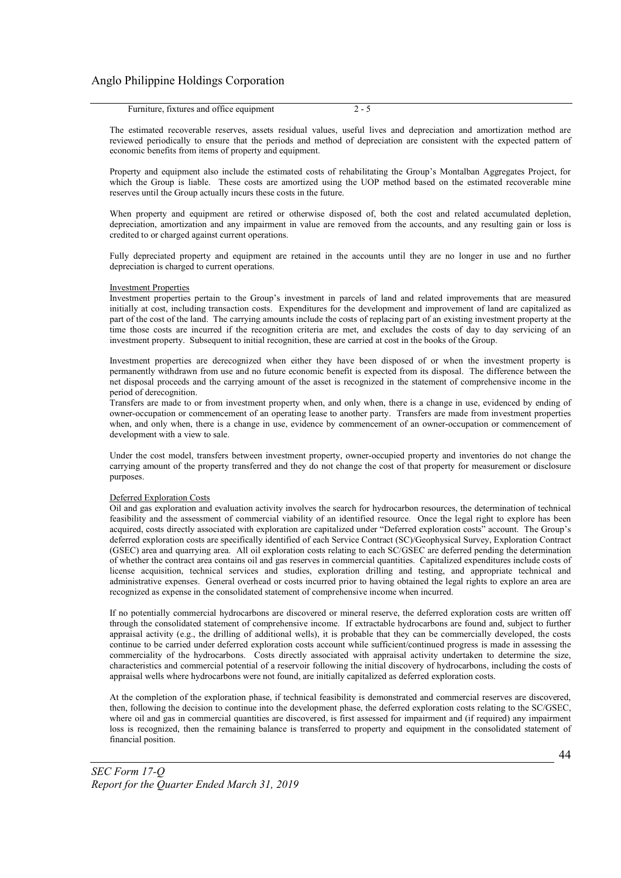| Furniture, fixtures and office equipment | 2 - 5 |
|---|---|

The estimated recoverable reserves, assets residual values, useful lives and depreciation and amortization method are reviewed periodically to ensure that the periods and method of depreciation are consistent with the expected pattern of economic benefits from items of property and equipment.

Property and equipment also include the estimated costs of rehabilitating the Group's Montalban Aggregates Project, for which the Group is liable. These costs are amortized using the UOP method based on the estimated recoverable mine reserves until the Group actually incurs these costs in the future.

When property and equipment are retired or otherwise disposed of, both the cost and related accumulated depletion, depreciation, amortization and any impairment in value are removed from the accounts, and any resulting gain or loss is credited to or charged against current operations.

Fully depreciated property and equipment are retained in the accounts until they are no longer in use and no further depreciation is charged to current operations.

Investment Properties

Investment properties pertain to the Group's investment in parcels of land and related improvements that are measured initially at cost, including transaction costs. Expenditures for the development and improvement of land are capitalized as part of the cost of the land. The carrying amounts include the costs of replacing part of an existing investment property at the time those costs are incurred if the recognition criteria are met, and excludes the costs of day to day servicing of an investment property. Subsequent to initial recognition, these are carried at cost in the books of the Group.

Investment properties are derecognized when either they have been disposed of or when the investment property is permanently withdrawn from use and no future economic benefit is expected from its disposal. The difference between the net disposal proceeds and the carrying amount of the asset is recognized in the statement of comprehensive income in the period of derecognition.

Transfers are made to or from investment property when, and only when, there is a change in use, evidenced by ending of owner-occupation or commencement of an operating lease to another party. Transfers are made from investment properties when, and only when, there is a change in use, evidence by commencement of an owner-occupation or commencement of development with a view to sale.

Under the cost model, transfers between investment property, owner-occupied property and inventories do not change the carrying amount of the property transferred and they do not change the cost of that property for measurement or disclosure purposes.

Deferred Exploration Costs

Oil and gas exploration and evaluation activity involves the search for hydrocarbon resources, the determination of technical feasibility and the assessment of commercial viability of an identified resource. Once the legal right to explore has been acquired, costs directly associated with exploration are capitalized under "Deferred exploration costs" account. The Group's deferred exploration costs are specifically identified of each Service Contract (SC)/Geophysical Survey, Exploration Contract (GSEC) area and quarrying area. All oil exploration costs relating to each SC/GSEC are deferred pending the determination of whether the contract area contains oil and gas reserves in commercial quantities. Capitalized expenditures include costs of license acquisition, technical services and studies, exploration drilling and testing, and appropriate technical and administrative expenses. General overhead or costs incurred prior to having obtained the legal rights to explore an area are recognized as expense in the consolidated statement of comprehensive income when incurred.

If no potentially commercial hydrocarbons are discovered or mineral reserve, the deferred exploration costs are written off through the consolidated statement of comprehensive income. If extractable hydrocarbons are found and, subject to further appraisal activity (e.g., the drilling of additional wells), it is probable that they can be commercially developed, the costs continue to be carried under deferred exploration costs account while sufficient/continued progress is made in assessing the commerciality of the hydrocarbons. Costs directly associated with appraisal activity undertaken to determine the size, characteristics and commercial potential of a reservoir following the initial discovery of hydrocarbons, including the costs of appraisal wells where hydrocarbons were not found, are initially capitalized as deferred exploration costs.

At the completion of the exploration phase, if technical feasibility is demonstrated and commercial reserves are discovered, then, following the decision to continue into the development phase, the deferred exploration costs relating to the SC/GSEC, where oil and gas in commercial quantities are discovered, is first assessed for impairment and (if required) any impairment loss is recognized, then the remaining balance is transferred to property and equipment in the consolidated statement of financial position.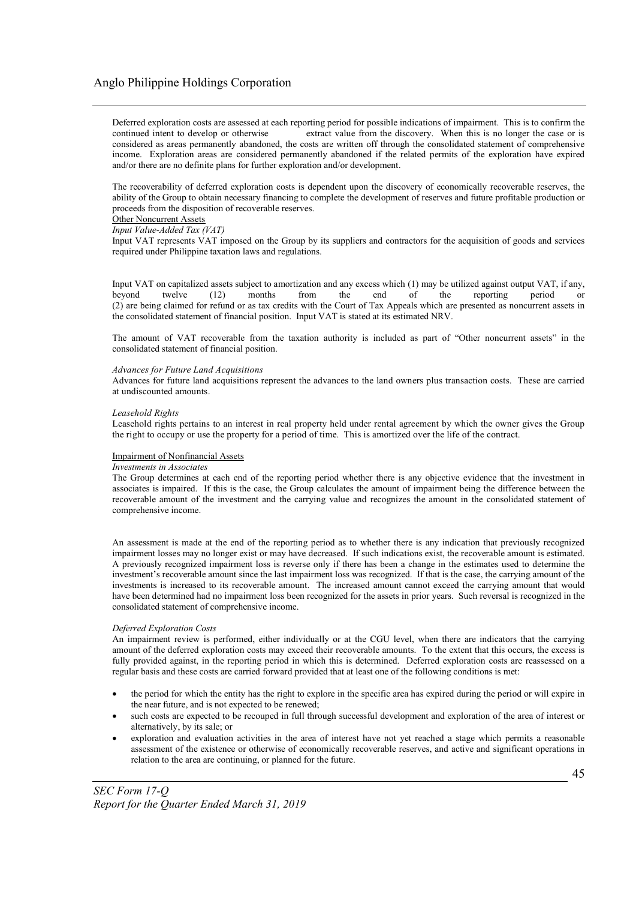Deferred exploration costs are assessed at each reporting period for possible indications of impairment. This is to confirm the continued intent to develop or otherwise extract value from the discovery. When this is no longer the case or is considered as areas permanently abandoned, the costs are written off through the consolidated statement of comprehensive income. Exploration areas are considered permanently abandoned if the related permits of the exploration have expired and/or there are no definite plans for further exploration and/or development.

The recoverability of deferred exploration costs is dependent upon the discovery of economically recoverable reserves, the ability of the Group to obtain necessary financing to complete the development of reserves and future profitable production or proceeds from the disposition of recoverable reserves.

Other Noncurrent Assets

*Input Value-Added Tax (VAT)*

Input VAT represents VAT imposed on the Group by its suppliers and contractors for the acquisition of goods and services required under Philippine taxation laws and regulations.

Input VAT on capitalized assets subject to amortization and any excess which (1) may be utilized against output VAT, if any, beyond twelve (12) months from the end of the reporting period or (2) are being claimed for refund or as tax credits with the Court of Tax Appeals which are presented as noncurrent assets in the consolidated statement of financial position. Input VAT is stated at its estimated NRV.

The amount of VAT recoverable from the taxation authority is included as part of "Other noncurrent assets" in the consolidated statement of financial position.

*Advances for Future Land Acquisitions*

Advances for future land acquisitions represent the advances to the land owners plus transaction costs. These are carried at undiscounted amounts.

*Leasehold Rights*

Leasehold rights pertains to an interest in real property held under rental agreement by which the owner gives the Group the right to occupy or use the property for a period of time. This is amortized over the life of the contract.

Impairment of Nonfinancial Assets

*Investments in Associates*

The Group determines at each end of the reporting period whether there is any objective evidence that the investment in associates is impaired. If this is the case, the Group calculates the amount of impairment being the difference between the recoverable amount of the investment and the carrying value and recognizes the amount in the consolidated statement of comprehensive income.

An assessment is made at the end of the reporting period as to whether there is any indication that previously recognized impairment losses may no longer exist or may have decreased. If such indications exist, the recoverable amount is estimated. A previously recognized impairment loss is reverse only if there has been a change in the estimates used to determine the investment's recoverable amount since the last impairment loss was recognized. If that is the case, the carrying amount of the investments is increased to its recoverable amount. The increased amount cannot exceed the carrying amount that would have been determined had no impairment loss been recognized for the assets in prior years. Such reversal is recognized in the consolidated statement of comprehensive income.

*Deferred Exploration Costs*

An impairment review is performed, either individually or at the CGU level, when there are indicators that the carrying amount of the deferred exploration costs may exceed their recoverable amounts. To the extent that this occurs, the excess is fully provided against, in the reporting period in which this is determined. Deferred exploration costs are reassessed on a regular basis and these costs are carried forward provided that at least one of the following conditions is met:

- the period for which the entity has the right to explore in the specific area has expired during the period or will expire in the near future, and is not expected to be renewed;
- such costs are expected to be recouped in full through successful development and exploration of the area of interest or alternatively, by its sale; or
- exploration and evaluation activities in the area of interest have not yet reached a stage which permits a reasonable assessment of the existence or otherwise of economically recoverable reserves, and active and significant operations in relation to the area are continuing, or planned for the future.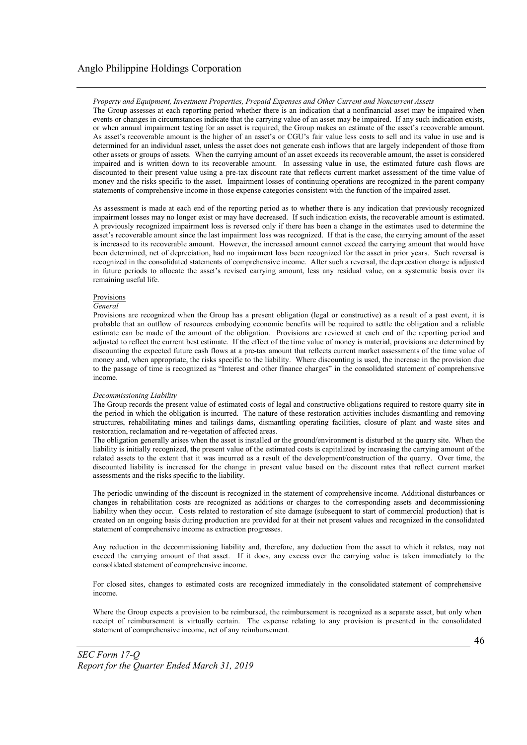*Property and Equipment, Investment Properties, Prepaid Expenses and Other Current and Noncurrent Assets*

The Group assesses at each reporting period whether there is an indication that a nonfinancial asset may be impaired when events or changes in circumstances indicate that the carrying value of an asset may be impaired. If any such indication exists, or when annual impairment testing for an asset is required, the Group makes an estimate of the asset's recoverable amount. As asset's recoverable amount is the higher of an asset's or CGU's fair value less costs to sell and its value in use and is determined for an individual asset, unless the asset does not generate cash inflows that are largely independent of those from other assets or groups of assets. When the carrying amount of an asset exceeds its recoverable amount, the asset is considered impaired and is written down to its recoverable amount. In assessing value in use, the estimated future cash flows are discounted to their present value using a pre-tax discount rate that reflects current market assessment of the time value of money and the risks specific to the asset. Impairment losses of continuing operations are recognized in the parent company statements of comprehensive income in those expense categories consistent with the function of the impaired asset.

As assessment is made at each end of the reporting period as to whether there is any indication that previously recognized impairment losses may no longer exist or may have decreased. If such indication exists, the recoverable amount is estimated. A previously recognized impairment loss is reversed only if there has been a change in the estimates used to determine the asset's recoverable amount since the last impairment loss was recognized. If that is the case, the carrying amount of the asset is increased to its recoverable amount. However, the increased amount cannot exceed the carrying amount that would have been determined, net of depreciation, had no impairment loss been recognized for the asset in prior years. Such reversal is recognized in the consolidated statements of comprehensive income. After such a reversal, the deprecation charge is adjusted in future periods to allocate the asset's revised carrying amount, less any residual value, on a systematic basis over its remaining useful life.

Provisions

*General*

Provisions are recognized when the Group has a present obligation (legal or constructive) as a result of a past event, it is probable that an outflow of resources embodying economic benefits will be required to settle the obligation and a reliable estimate can be made of the amount of the obligation. Provisions are reviewed at each end of the reporting period and adjusted to reflect the current best estimate. If the effect of the time value of money is material, provisions are determined by discounting the expected future cash flows at a pre-tax amount that reflects current market assessments of the time value of money and, when appropriate, the risks specific to the liability. Where discounting is used, the increase in the provision due to the passage of time is recognized as "Interest and other finance charges" in the consolidated statement of comprehensive income.

*Decommissioning Liability*

The Group records the present value of estimated costs of legal and constructive obligations required to restore quarry site in the period in which the obligation is incurred. The nature of these restoration activities includes dismantling and removing structures, rehabilitating mines and tailings dams, dismantling operating facilities, closure of plant and waste sites and restoration, reclamation and re-vegetation of affected areas.

The obligation generally arises when the asset is installed or the ground/environment is disturbed at the quarry site. When the liability is initially recognized, the present value of the estimated costs is capitalized by increasing the carrying amount of the related assets to the extent that it was incurred as a result of the development/construction of the quarry. Over time, the discounted liability is increased for the change in present value based on the discount rates that reflect current market assessments and the risks specific to the liability.

The periodic unwinding of the discount is recognized in the statement of comprehensive income. Additional disturbances or changes in rehabilitation costs are recognized as additions or charges to the corresponding assets and decommissioning liability when they occur. Costs related to restoration of site damage (subsequent to start of commercial production) that is created on an ongoing basis during production are provided for at their net present values and recognized in the consolidated statement of comprehensive income as extraction progresses.

Any reduction in the decommissioning liability and, therefore, any deduction from the asset to which it relates, may not exceed the carrying amount of that asset. If it does, any excess over the carrying value is taken immediately to the consolidated statement of comprehensive income.

For closed sites, changes to estimated costs are recognized immediately in the consolidated statement of comprehensive income.

Where the Group expects a provision to be reimbursed, the reimbursement is recognized as a separate asset, but only when receipt of reimbursement is virtually certain. The expense relating to any provision is presented in the consolidated statement of comprehensive income, net of any reimbursement.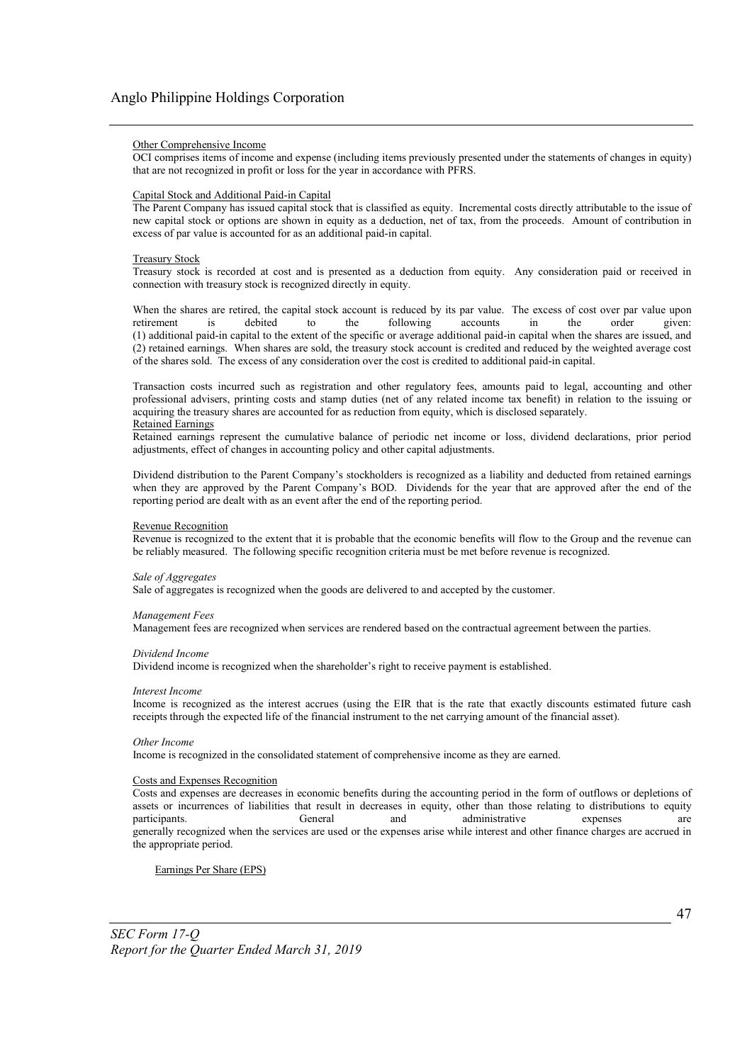#### Other Comprehensive Income

OCI comprises items of income and expense (including items previously presented under the statements of changes in equity) that are not recognized in profit or loss for the year in accordance with PFRS.

#### Capital Stock and Additional Paid-in Capital

The Parent Company has issued capital stock that is classified as equity. Incremental costs directly attributable to the issue of new capital stock or options are shown in equity as a deduction, net of tax, from the proceeds. Amount of contribution in excess of par value is accounted for as an additional paid-in capital.

#### Treasury Stock

Treasury stock is recorded at cost and is presented as a deduction from equity. Any consideration paid or received in connection with treasury stock is recognized directly in equity.

When the shares are retired, the capital stock account is reduced by its par value. The excess of cost over par value upon retirement is debited to the following accounts in the order given: (1) additional paid-in capital to the extent of the specific or average additional paid-in capital when the shares are issued, and (2) retained earnings. When shares are sold, the treasury stock account is credited and reduced by the weighted average cost of the shares sold. The excess of any consideration over the cost is credited to additional paid-in capital.

Transaction costs incurred such as registration and other regulatory fees, amounts paid to legal, accounting and other professional advisers, printing costs and stamp duties (net of any related income tax benefit) in relation to the issuing or acquiring the treasury shares are accounted for as reduction from equity, which is disclosed separately.

#### Retained Earnings

Retained earnings represent the cumulative balance of periodic net income or loss, dividend declarations, prior period adjustments, effect of changes in accounting policy and other capital adjustments.

Dividend distribution to the Parent Company's stockholders is recognized as a liability and deducted from retained earnings when they are approved by the Parent Company's BOD. Dividends for the year that are approved after the end of the reporting period are dealt with as an event after the end of the reporting period.

#### Revenue Recognition

Revenue is recognized to the extent that it is probable that the economic benefits will flow to the Group and the revenue can be reliably measured. The following specific recognition criteria must be met before revenue is recognized.

*Sale of Aggregates*

Sale of aggregates is recognized when the goods are delivered to and accepted by the customer.

*Management Fees*

Management fees are recognized when services are rendered based on the contractual agreement between the parties.

*Dividend Income*

Dividend income is recognized when the shareholder's right to receive payment is established.

*Interest Income*

Income is recognized as the interest accrues (using the EIR that is the rate that exactly discounts estimated future cash receipts through the expected life of the financial instrument to the net carrying amount of the financial asset).

*Other Income*

Income is recognized in the consolidated statement of comprehensive income as they are earned.

#### Costs and Expenses Recognition

Costs and expenses are decreases in economic benefits during the accounting period in the form of outflows or depletions of assets or incurrences of liabilities that result in decreases in equity, other than those relating to distributions to equity participants. General and administrative expenses are generally recognized when the services are used or the expenses arise while interest and other finance charges are accrued in the appropriate period.

#### Earnings Per Share (EPS)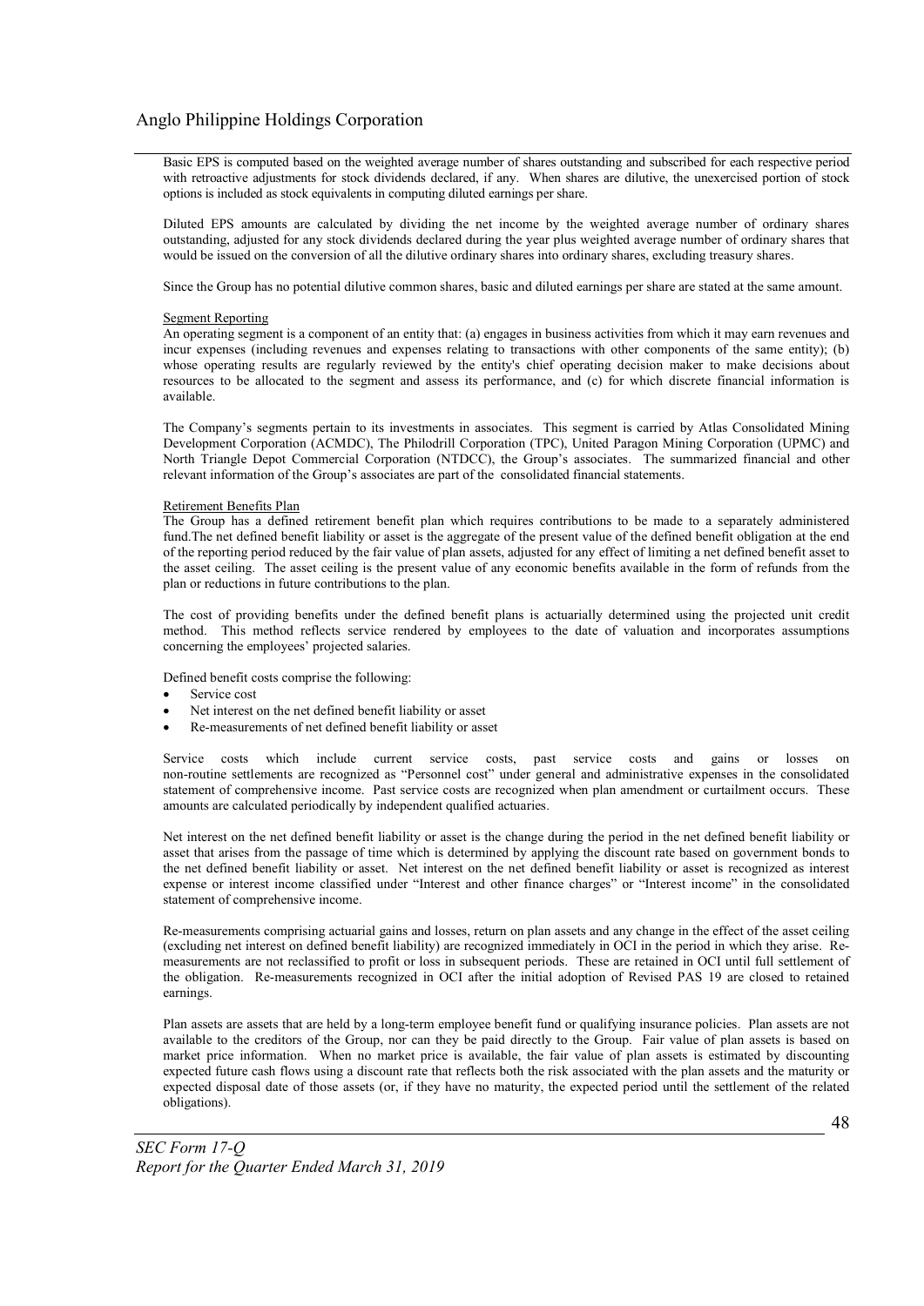Basic EPS is computed based on the weighted average number of shares outstanding and subscribed for each respective period with retroactive adjustments for stock dividends declared, if any. When shares are dilutive, the unexercised portion of stock options is included as stock equivalents in computing diluted earnings per share.

Diluted EPS amounts are calculated by dividing the net income by the weighted average number of ordinary shares outstanding, adjusted for any stock dividends declared during the year plus weighted average number of ordinary shares that would be issued on the conversion of all the dilutive ordinary shares into ordinary shares, excluding treasury shares.

Since the Group has no potential dilutive common shares, basic and diluted earnings per share are stated at the same amount.

Segment Reporting

An operating segment is a component of an entity that: (a) engages in business activities from which it may earn revenues and incur expenses (including revenues and expenses relating to transactions with other components of the same entity); (b) whose operating results are regularly reviewed by the entity's chief operating decision maker to make decisions about resources to be allocated to the segment and assess its performance, and (c) for which discrete financial information is available.

The Company's segments pertain to its investments in associates. This segment is carried by Atlas Consolidated Mining Development Corporation (ACMDC), The Philodrill Corporation (TPC), United Paragon Mining Corporation (UPMC) and North Triangle Depot Commercial Corporation (NTDCC), the Group's associates. The summarized financial and other relevant information of the Group's associates are part of the consolidated financial statements.

Retirement Benefits Plan

The Group has a defined retirement benefit plan which requires contributions to be made to a separately administered fund.The net defined benefit liability or asset is the aggregate of the present value of the defined benefit obligation at the end of the reporting period reduced by the fair value of plan assets, adjusted for any effect of limiting a net defined benefit asset to the asset ceiling. The asset ceiling is the present value of any economic benefits available in the form of refunds from the plan or reductions in future contributions to the plan.

The cost of providing benefits under the defined benefit plans is actuarially determined using the projected unit credit method. This method reflects service rendered by employees to the date of valuation and incorporates assumptions concerning the employees' projected salaries.

Defined benefit costs comprise the following:

- Service cost
- Net interest on the net defined benefit liability or asset
- Re-measurements of net defined benefit liability or asset

Service costs which include current service costs, past service costs and gains or losses on non-routine settlements are recognized as "Personnel cost" under general and administrative expenses in the consolidated statement of comprehensive income. Past service costs are recognized when plan amendment or curtailment occurs. These amounts are calculated periodically by independent qualified actuaries.

Net interest on the net defined benefit liability or asset is the change during the period in the net defined benefit liability or asset that arises from the passage of time which is determined by applying the discount rate based on government bonds to the net defined benefit liability or asset. Net interest on the net defined benefit liability or asset is recognized as interest expense or interest income classified under "Interest and other finance charges" or "Interest income" in the consolidated statement of comprehensive income.

Re-measurements comprising actuarial gains and losses, return on plan assets and any change in the effect of the asset ceiling (excluding net interest on defined benefit liability) are recognized immediately in OCI in the period in which they arise. Re-measurements are not reclassified to profit or loss in subsequent periods. These are retained in OCI until full settlement of the obligation. Re-measurements recognized in OCI after the initial adoption of Revised PAS 19 are closed to retained earnings.

Plan assets are assets that are held by a long-term employee benefit fund or qualifying insurance policies. Plan assets are not available to the creditors of the Group, nor can they be paid directly to the Group. Fair value of plan assets is based on market price information. When no market price is available, the fair value of plan assets is estimated by discounting expected future cash flows using a discount rate that reflects both the risk associated with the plan assets and the maturity or expected disposal date of those assets (or, if they have no maturity, the expected period until the settlement of the related obligations).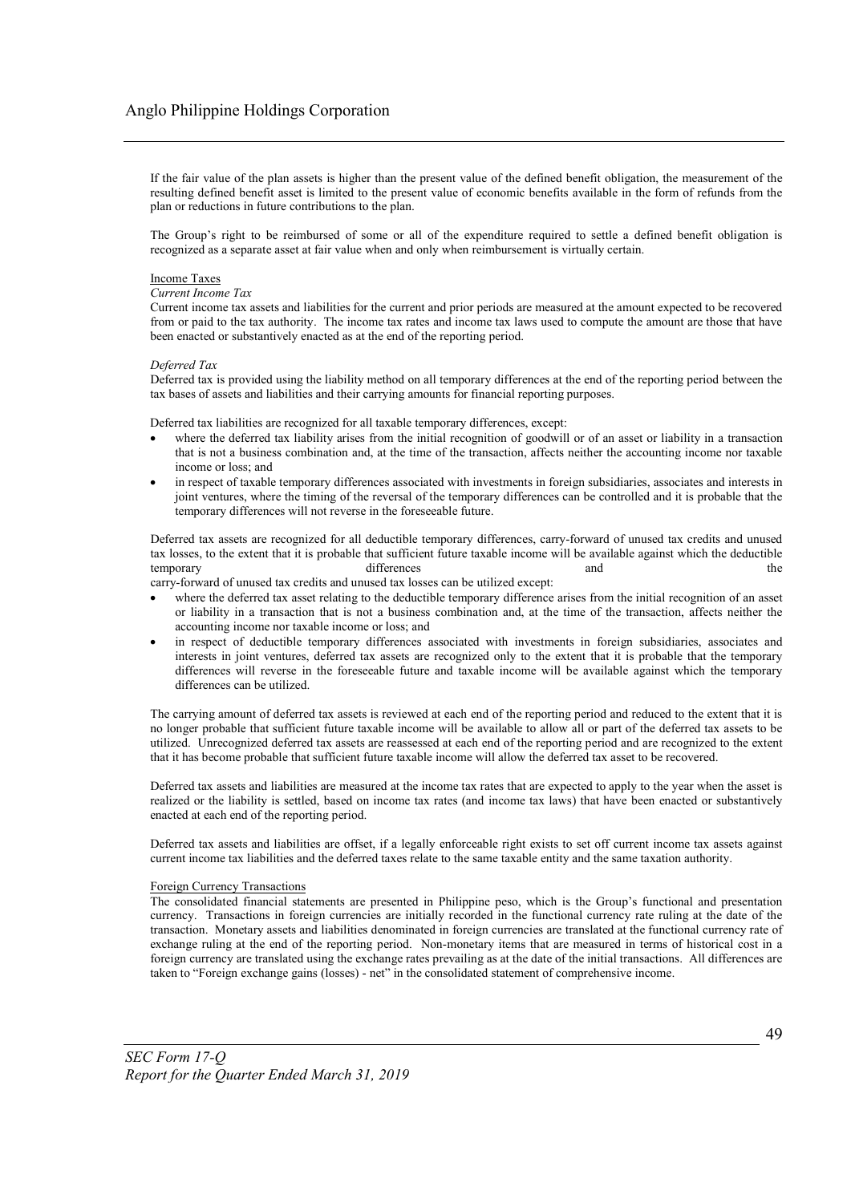If the fair value of the plan assets is higher than the present value of the defined benefit obligation, the measurement of the resulting defined benefit asset is limited to the present value of economic benefits available in the form of refunds from the plan or reductions in future contributions to the plan.

The Group's right to be reimbursed of some or all of the expenditure required to settle a defined benefit obligation is recognized as a separate asset at fair value when and only when reimbursement is virtually certain.

Income Taxes

*Current Income Tax*

Current income tax assets and liabilities for the current and prior periods are measured at the amount expected to be recovered from or paid to the tax authority. The income tax rates and income tax laws used to compute the amount are those that have been enacted or substantively enacted as at the end of the reporting period.

*Deferred Tax*

Deferred tax is provided using the liability method on all temporary differences at the end of the reporting period between the tax bases of assets and liabilities and their carrying amounts for financial reporting purposes.

Deferred tax liabilities are recognized for all taxable temporary differences, except:

- where the deferred tax liability arises from the initial recognition of goodwill or of an asset or liability in a transaction that is not a business combination and, at the time of the transaction, affects neither the accounting income nor taxable income or loss; and
- in respect of taxable temporary differences associated with investments in foreign subsidiaries, associates and interests in joint ventures, where the timing of the reversal of the temporary differences can be controlled and it is probable that the temporary differences will not reverse in the foreseeable future.

Deferred tax assets are recognized for all deductible temporary differences, carry-forward of unused tax credits and unused tax losses, to the extent that it is probable that sufficient future taxable income will be available against which the deductible temporary differences and the carry-forward of unused tax credits and unused tax losses can be utilized except:

- where the deferred tax asset relating to the deductible temporary difference arises from the initial recognition of an asset or liability in a transaction that is not a business combination and, at the time of the transaction, affects neither the accounting income nor taxable income or loss; and
- in respect of deductible temporary differences associated with investments in foreign subsidiaries, associates and interests in joint ventures, deferred tax assets are recognized only to the extent that it is probable that the temporary differences will reverse in the foreseeable future and taxable income will be available against which the temporary differences can be utilized.

The carrying amount of deferred tax assets is reviewed at each end of the reporting period and reduced to the extent that it is no longer probable that sufficient future taxable income will be available to allow all or part of the deferred tax assets to be utilized. Unrecognized deferred tax assets are reassessed at each end of the reporting period and are recognized to the extent that it has become probable that sufficient future taxable income will allow the deferred tax asset to be recovered.

Deferred tax assets and liabilities are measured at the income tax rates that are expected to apply to the year when the asset is realized or the liability is settled, based on income tax rates (and income tax laws) that have been enacted or substantively enacted at each end of the reporting period.

Deferred tax assets and liabilities are offset, if a legally enforceable right exists to set off current income tax assets against current income tax liabilities and the deferred taxes relate to the same taxable entity and the same taxation authority.

Foreign Currency Transactions

The consolidated financial statements are presented in Philippine peso, which is the Group's functional and presentation currency. Transactions in foreign currencies are initially recorded in the functional currency rate ruling at the date of the transaction. Monetary assets and liabilities denominated in foreign currencies are translated at the functional currency rate of exchange ruling at the end of the reporting period. Non-monetary items that are measured in terms of historical cost in a foreign currency are translated using the exchange rates prevailing as at the date of the initial transactions. All differences are taken to "Foreign exchange gains (losses) - net" in the consolidated statement of comprehensive income.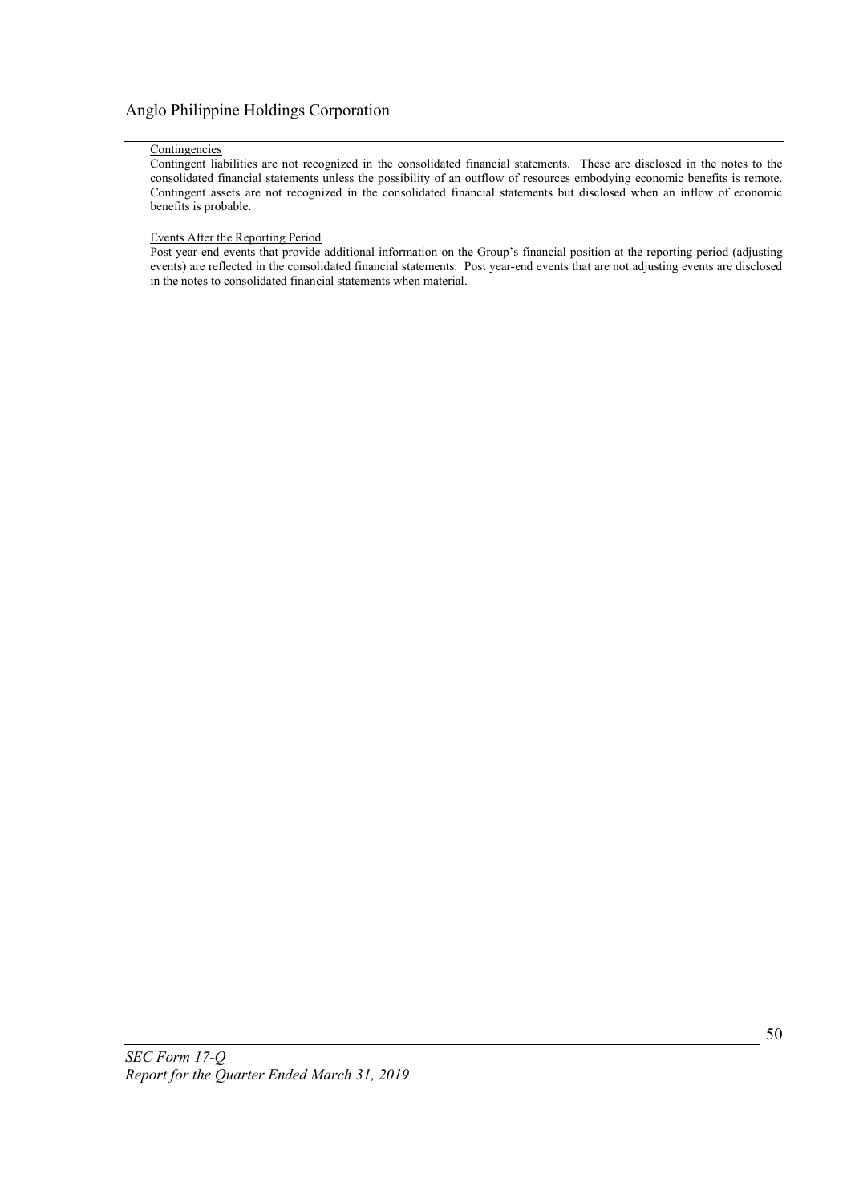<u>Contingencies</u>

Contingent liabilities are not recognized in the consolidated financial statements. These are disclosed in the notes to the consolidated financial statements unless the possibility of an outflow of resources embodying economic benefits is remote. Contingent assets are not recognized in the consolidated financial statements but disclosed when an inflow of economic benefits is probable.

<u>Events After the Reporting Period</u>

Post year-end events that provide additional information on the Group's financial position at the reporting period (adjusting events) are reflected in the consolidated financial statements. Post year-end events that are not adjusting events are disclosed in the notes to consolidated financial statements when material.